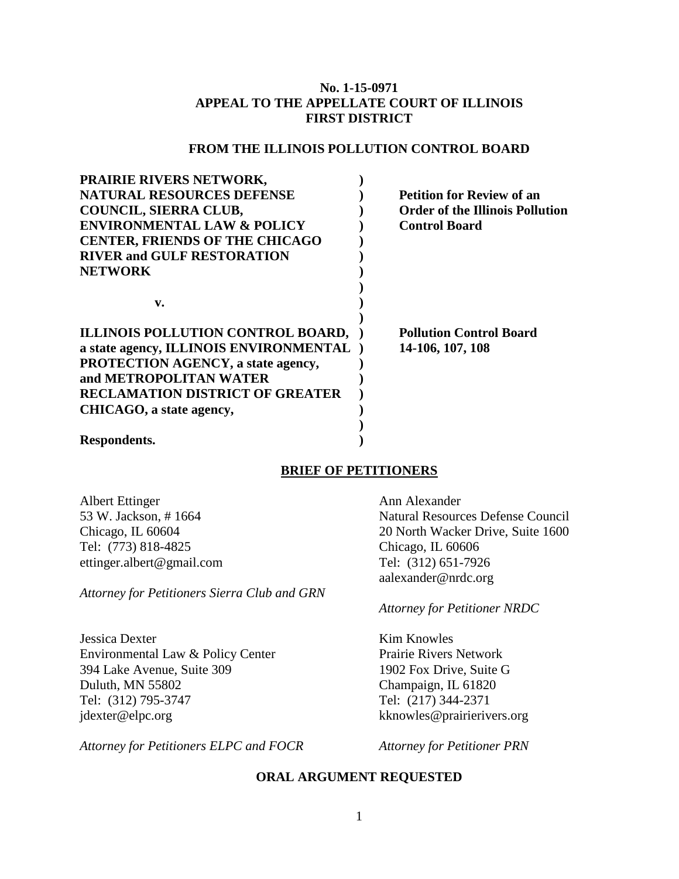**No. 1-15-0971**
**APPEAL TO THE APPELLATE COURT OF ILLINOIS**
**FIRST DISTRICT**

**FROM THE ILLINOIS POLLUTION CONTROL BOARD**

| | | |
|---|---|---|
| **PRAIRIE RIVERS NETWORK, NATURAL RESOURCES DEFENSE COUNCIL, SIERRA CLUB, ENVIRONMENTAL LAW & POLICY CENTER, FRIENDS OF THE CHICAGO RIVER and GULF RESTORATION NETWORK** | **)** | **Petition for Review of an Order of the Illinois Pollution Control Board** |
| **v.** | **)** | |
| **ILLINOIS POLLUTION CONTROL BOARD, a state agency, ILLINOIS ENVIRONMENTAL PROTECTION AGENCY, a state agency, and METROPOLITAN WATER RECLAMATION DISTRICT OF GREATER CHICAGO, a state agency,** | **)** | **Pollution Control Board 14-106, 107, 108** |
| **Respondents.** | **)** | |

**BRIEF OF PETITIONERS**

Albert Ettinger
53 W. Jackson, # 1664
Chicago, IL 60604
Tel: (773) 818-4825
ettinger.albert@gmail.com

*Attorney for Petitioners Sierra Club and GRN*

Ann Alexander
Natural Resources Defense Council
20 North Wacker Drive, Suite 1600
Chicago, IL 60606
Tel: (312) 651-7926
aalexander@nrdc.org

*Attorney for Petitioner NRDC*

Jessica Dexter
Environmental Law & Policy Center
394 Lake Avenue, Suite 309
Duluth, MN 55802
Tel: (312) 795-3747
jdexter@elpc.org

*Attorney for Petitioners ELPC and FOCR*

Kim Knowles
Prairie Rivers Network
1902 Fox Drive, Suite G
Champaign, IL 61820
Tel: (217) 344-2371
kknowles@prairierivers.org

*Attorney for Petitioner PRN*

**ORAL ARGUMENT REQUESTED**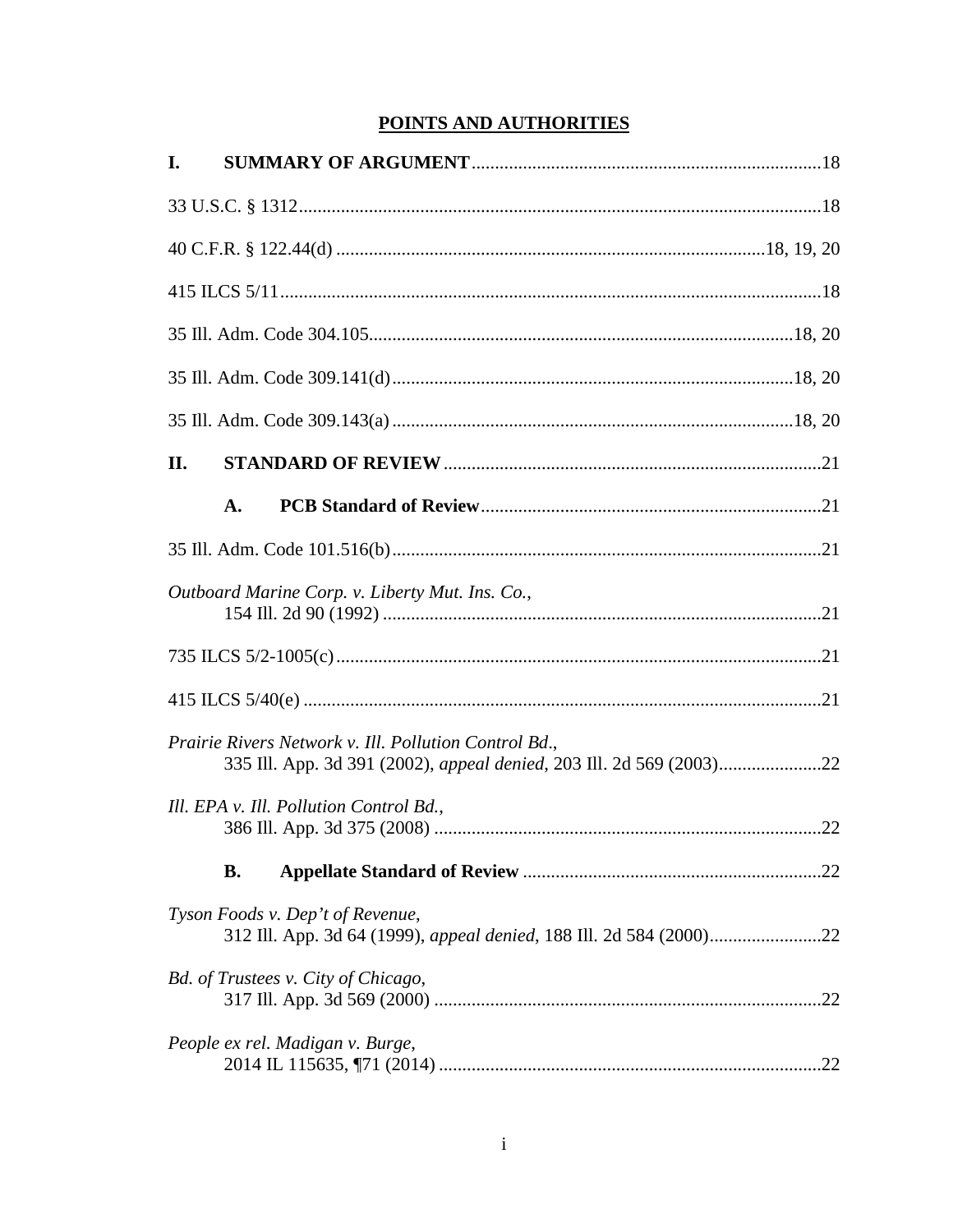## POINTS AND AUTHORITIES

**I. SUMMARY OF ARGUMENT** ..........18

33 U.S.C. § 1312 ..........18

40 C.F.R. § 122.44(d) ..........18, 19, 20

415 ILCS 5/11 ..........18

35 Ill. Adm. Code 304.105 ..........18, 20

35 Ill. Adm. Code 309.141(d) ..........18, 20

35 Ill. Adm. Code 309.143(a) ..........18, 20

**II. STANDARD OF REVIEW** ..........21

**A. PCB Standard of Review** ..........21

35 Ill. Adm. Code 101.516(b) ..........21

*Outboard Marine Corp. v. Liberty Mut. Ins. Co.*,
154 Ill. 2d 90 (1992) ..........21

735 ILCS 5/2-1005(c) ..........21

415 ILCS 5/40(e) ..........21

*Prairie Rivers Network v. Ill. Pollution Control Bd.*,
335 Ill. App. 3d 391 (2002), *appeal denied*, 203 Ill. 2d 569 (2003) ..........22

*Ill. EPA v. Ill. Pollution Control Bd.*,
386 Ill. App. 3d 375 (2008) ..........22

**B. Appellate Standard of Review** ..........22

*Tyson Foods v. Dep't of Revenue*,
312 Ill. App. 3d 64 (1999), *appeal denied*, 188 Ill. 2d 584 (2000) ..........22

*Bd. of Trustees v. City of Chicago*,
317 Ill. App. 3d 569 (2000) ..........22

*People ex rel. Madigan v. Burge*,
2014 IL 115635, ¶71 (2014) ..........22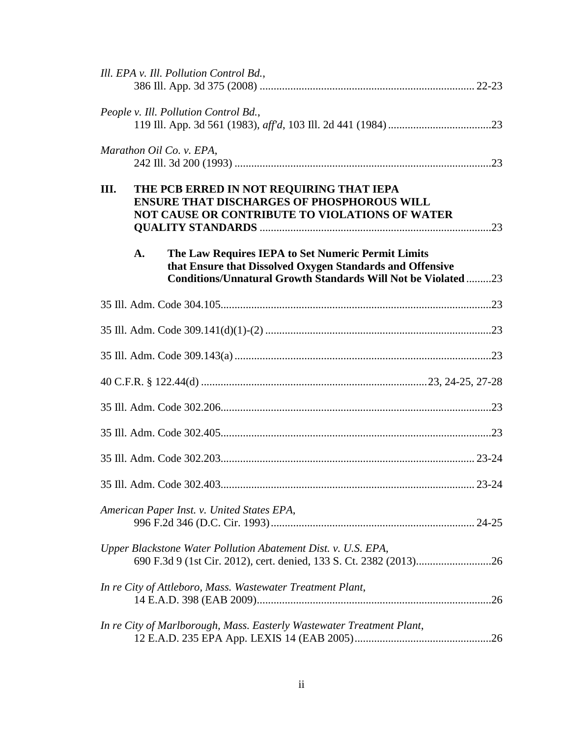*Ill. EPA v. Ill. Pollution Control Bd.*,
386 Ill. App. 3d 375 (2008) ............................................................................ 22-23

*People v. Ill. Pollution Control Bd.*,
119 Ill. App. 3d 561 (1983), *aff'd*, 103 Ill. 2d 441 (1984) .....................................23

*Marathon Oil Co. v. EPA*,
242 Ill. 3d 200 (1993) ..........................................................................................23

**III. THE PCB ERRED IN NOT REQUIRING THAT IEPA ENSURE THAT DISCHARGES OF PHOSPHOROUS WILL NOT CAUSE OR CONTRIBUTE TO VIOLATIONS OF WATER QUALITY STANDARDS** ..................................................................................23

**A. The Law Requires IEPA to Set Numeric Permit Limits that Ensure that Dissolved Oxygen Standards and Offensive Conditions/Unnatural Growth Standards Will Not be Violated** .........23

35 Ill. Adm. Code 304.105................................................................................................23

35 Ill. Adm. Code 309.141(d)(1)-(2) ................................................................................23

35 Ill. Adm. Code 309.143(a) ...........................................................................................23

40 C.F.R. § 122.44(d) ................................................................................23, 24-25, 27-28

35 Ill. Adm. Code 302.206................................................................................................23

35 Ill. Adm. Code 302.405................................................................................................23

35 Ill. Adm. Code 302.203.......................................................................................... 23-24

35 Ill. Adm. Code 302.403.......................................................................................... 23-24

*American Paper Inst. v. United States EPA*,
996 F.2d 346 (D.C. Cir. 1993)......................................................................... 24-25

*Upper Blackstone Water Pollution Abatement Dist. v. U.S. EPA*,
690 F.3d 9 (1st Cir. 2012), cert. denied, 133 S. Ct. 2382 (2013)...........................26

*In re City of Attleboro, Mass. Wastewater Treatment Plant*,
14 E.A.D. 398 (EAB 2009)...................................................................................26

*In re City of Marlborough, Mass. Easterly Wastewater Treatment Plant*,
12 E.A.D. 235 EPA App. LEXIS 14 (EAB 2005)................................................26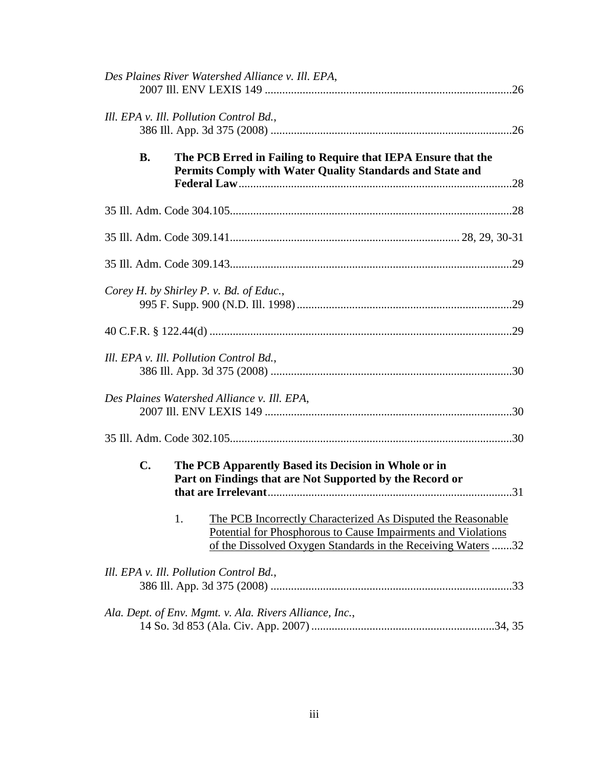*Des Plaines River Watershed Alliance v. Ill. EPA*,
2007 Ill. ENV LEXIS 149 ....................................................................................26

*Ill. EPA v. Ill. Pollution Control Bd.*,
386 Ill. App. 3d 375 (2008) ..................................................................................26

**B. The PCB Erred in Failing to Require that IEPA Ensure that the Permits Comply with Water Quality Standards and State and Federal Law**.............................................................................................28

35 Ill. Adm. Code 304.105................................................................................................28

35 Ill. Adm. Code 309.141.............................................................................. 28, 29, 30-31

35 Ill. Adm. Code 309.143................................................................................................29

*Corey H. by Shirley P. v. Bd. of Educ.*,
995 F. Supp. 900 (N.D. Ill. 1998).........................................................................29

40 C.F.R. § 122.44(d) .......................................................................................................29

*Ill. EPA v. Ill. Pollution Control Bd.*,
386 Ill. App. 3d 375 (2008) ..................................................................................30

*Des Plaines Watershed Alliance v. Ill. EPA*,
2007 Ill. ENV LEXIS 149 ....................................................................................30

35 Ill. Adm. Code 302.105................................................................................................30

**C. The PCB Apparently Based its Decision in Whole or in Part on Findings that are Not Supported by the Record or that are Irrelevant**....................................................................................31

1. The PCB Incorrectly Characterized As Disputed the Reasonable Potential for Phosphorous to Cause Impairments and Violations of the Dissolved Oxygen Standards in the Receiving Waters .......32

*Ill. EPA v. Ill. Pollution Control Bd.*,
386 Ill. App. 3d 375 (2008) ..................................................................................33

*Ala. Dept. of Env. Mgmt. v. Ala. Rivers Alliance, Inc.*,
14 So. 3d 853 (Ala. Civ. App. 2007)..............................................................34, 35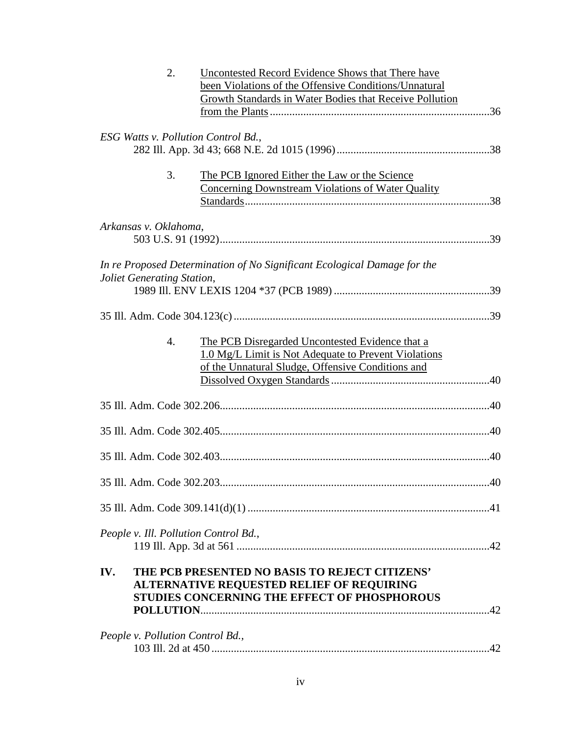2. Uncontested Record Evidence Shows that There have been Violations of the Offensive Conditions/Unnatural Growth Standards in Water Bodies that Receive Pollution from the Plants ......36

*ESG Watts v. Pollution Control Bd.*,
282 Ill. App. 3d 43; 668 N.E. 2d 1015 (1996) ......38

3. The PCB Ignored Either the Law or the Science Concerning Downstream Violations of Water Quality Standards ......38

*Arkansas v. Oklahoma*,
503 U.S. 91 (1992) ......39

*In re Proposed Determination of No Significant Ecological Damage for the Joliet Generating Station*,
1989 Ill. ENV LEXIS 1204 *37 (PCB 1989) ......39

35 Ill. Adm. Code 304.123(c) ......39

4. The PCB Disregarded Uncontested Evidence that a 1.0 Mg/L Limit is Not Adequate to Prevent Violations of the Unnatural Sludge, Offensive Conditions and Dissolved Oxygen Standards ......40

35 Ill. Adm. Code 302.206 ......40

35 Ill. Adm. Code 302.405 ......40

35 Ill. Adm. Code 302.403 ......40

35 Ill. Adm. Code 302.203 ......40

35 Ill. Adm. Code 309.141(d)(1) ......41

*People v. Ill. Pollution Control Bd.*,
119 Ill. App. 3d at 561 ......42

**IV. THE PCB PRESENTED NO BASIS TO REJECT CITIZENS' ALTERNATIVE REQUESTED RELIEF OF REQUIRING STUDIES CONCERNING THE EFFECT OF PHOSPHOROUS POLLUTION** ......42

*People v. Pollution Control Bd.*,
103 Ill. 2d at 450 ......42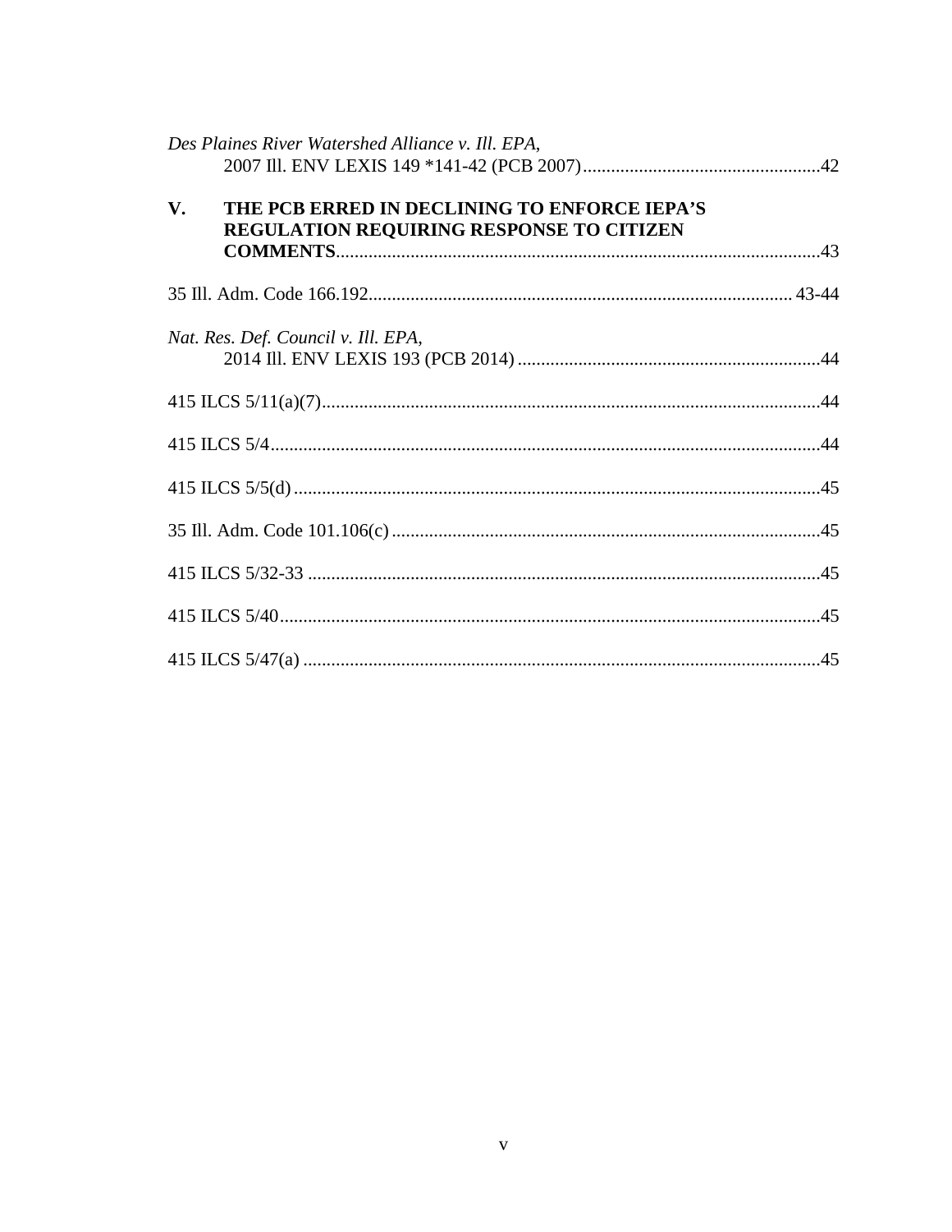*Des Plaines River Watershed Alliance v. Ill. EPA*,
2007 Ill. ENV LEXIS 149 *141-42 (PCB 2007) ....................................................42

**V. THE PCB ERRED IN DECLINING TO ENFORCE IEPA'S REGULATION REQUIRING RESPONSE TO CITIZEN COMMENTS**.......................................................................................................43

35 Ill. Adm. Code 166.192........................................................................................... 43-44

*Nat. Res. Def. Council v. Ill. EPA*,
2014 Ill. ENV LEXIS 193 (PCB 2014) .................................................................44

415 ILCS 5/11(a)(7)...........................................................................................................44

415 ILCS 5/4......................................................................................................................44

415 ILCS 5/5(d) .................................................................................................................45

35 Ill. Adm. Code 101.106(c) ............................................................................................45

415 ILCS 5/32-33 ..............................................................................................................45

415 ILCS 5/40....................................................................................................................45

415 ILCS 5/47(a) ...............................................................................................................45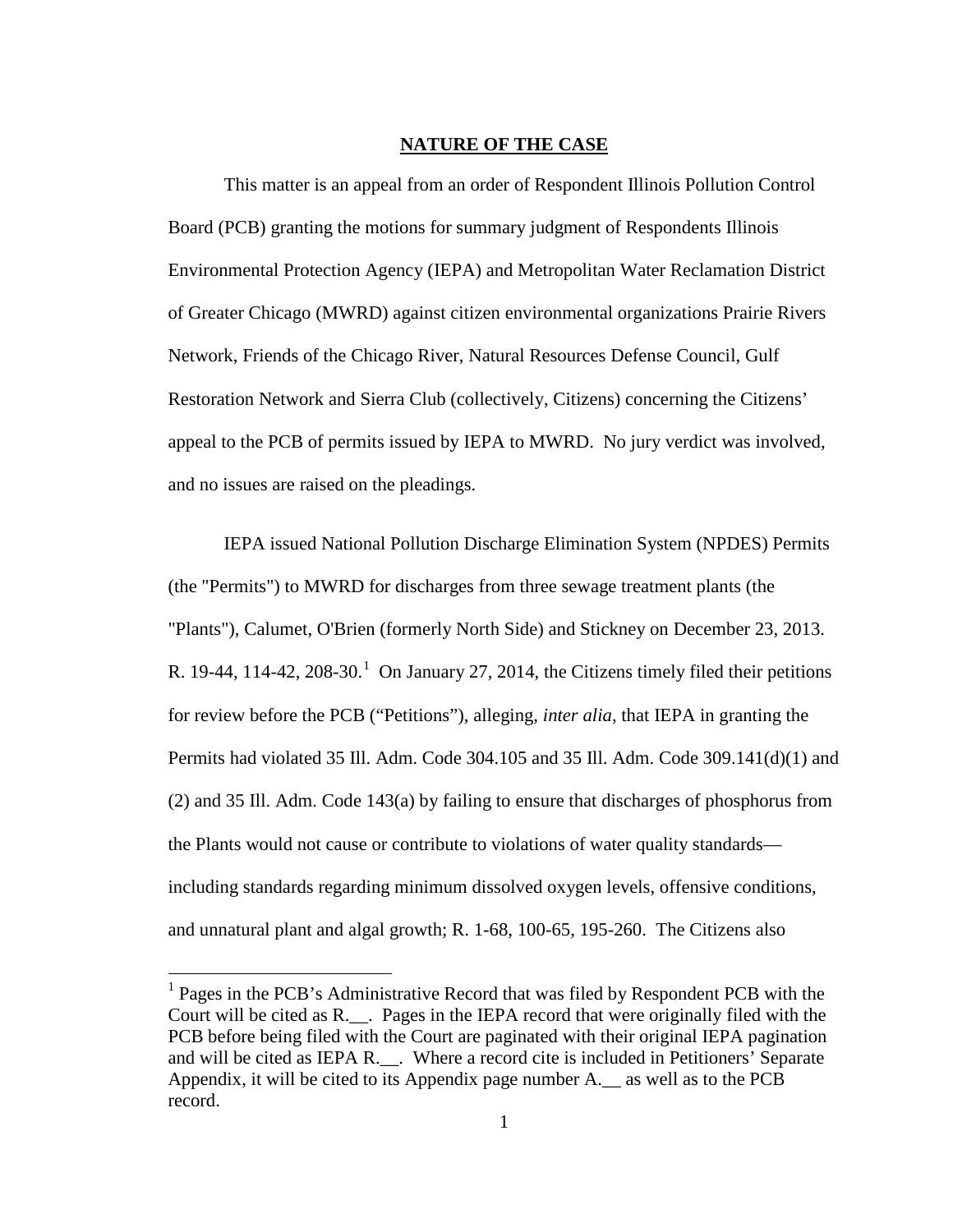## NATURE OF THE CASE

This matter is an appeal from an order of Respondent Illinois Pollution Control Board (PCB) granting the motions for summary judgment of Respondents Illinois Environmental Protection Agency (IEPA) and Metropolitan Water Reclamation District of Greater Chicago (MWRD) against citizen environmental organizations Prairie Rivers Network, Friends of the Chicago River, Natural Resources Defense Council, Gulf Restoration Network and Sierra Club (collectively, Citizens) concerning the Citizens' appeal to the PCB of permits issued by IEPA to MWRD. No jury verdict was involved, and no issues are raised on the pleadings.

IEPA issued National Pollution Discharge Elimination System (NPDES) Permits (the "Permits") to MWRD for discharges from three sewage treatment plants (the "Plants"), Calumet, O'Brien (formerly North Side) and Stickney on December 23, 2013. R. 19-44, 114-42, 208-30.[1] On January 27, 2014, the Citizens timely filed their petitions for review before the PCB ("Petitions"), alleging, *inter alia*, that IEPA in granting the Permits had violated 35 Ill. Adm. Code 304.105 and 35 Ill. Adm. Code 309.141(d)(1) and (2) and 35 Ill. Adm. Code 143(a) by failing to ensure that discharges of phosphorus from the Plants would not cause or contribute to violations of water quality standards—including standards regarding minimum dissolved oxygen levels, offensive conditions, and unnatural plant and algal growth; R. 1-68, 100-65, 195-260. The Citizens also

[1] Pages in the PCB's Administrative Record that was filed by Respondent PCB with the Court will be cited as R.__. Pages in the IEPA record that were originally filed with the PCB before being filed with the Court are paginated with their original IEPA pagination and will be cited as IEPA R.__. Where a record cite is included in Petitioners' Separate Appendix, it will be cited to its Appendix page number A.__ as well as to the PCB record.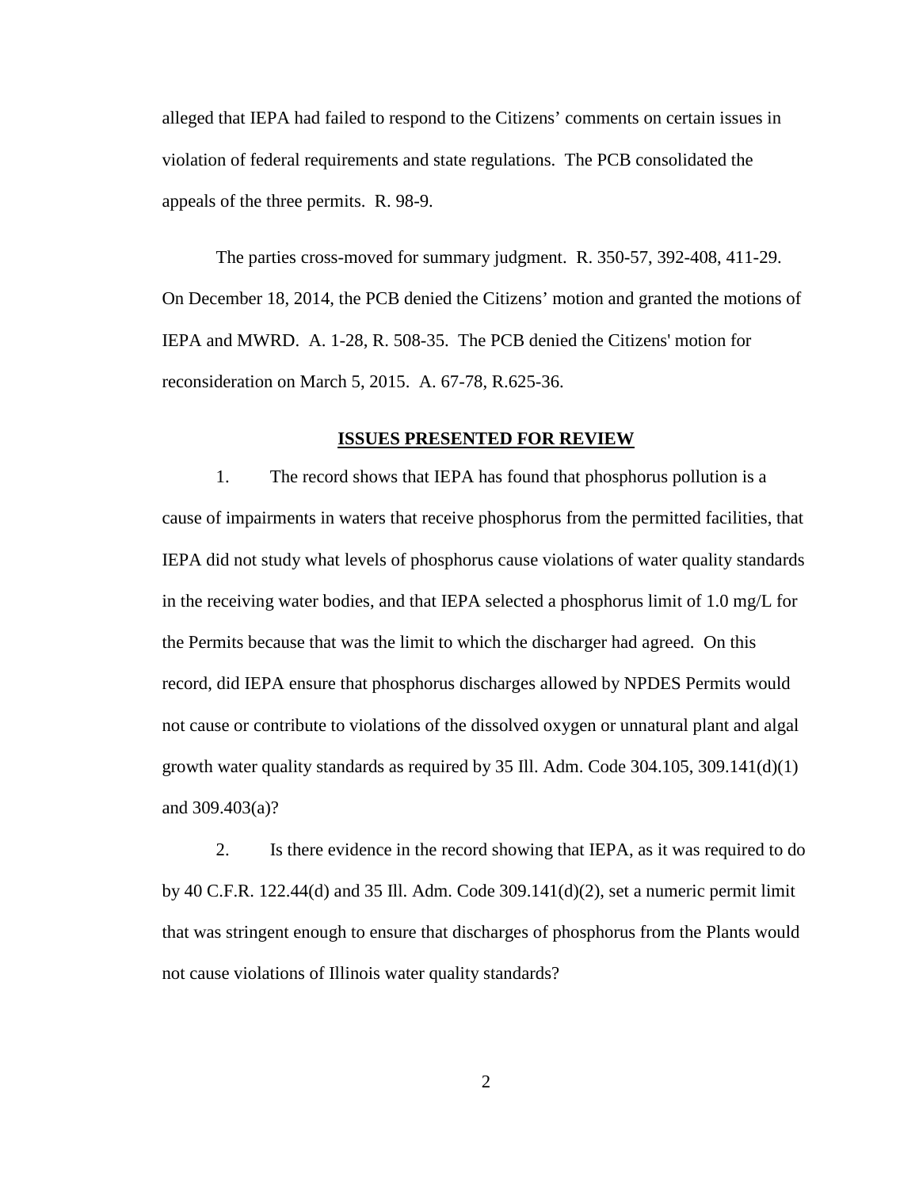alleged that IEPA had failed to respond to the Citizens' comments on certain issues in violation of federal requirements and state regulations. The PCB consolidated the appeals of the three permits. R. 98-9.

The parties cross-moved for summary judgment. R. 350-57, 392-408, 411-29. On December 18, 2014, the PCB denied the Citizens' motion and granted the motions of IEPA and MWRD. A. 1-28, R. 508-35. The PCB denied the Citizens' motion for reconsideration on March 5, 2015. A. 67-78, R.625-36.

## ISSUES PRESENTED FOR REVIEW

1. The record shows that IEPA has found that phosphorus pollution is a cause of impairments in waters that receive phosphorus from the permitted facilities, that IEPA did not study what levels of phosphorus cause violations of water quality standards in the receiving water bodies, and that IEPA selected a phosphorus limit of 1.0 mg/L for the Permits because that was the limit to which the discharger had agreed. On this record, did IEPA ensure that phosphorus discharges allowed by NPDES Permits would not cause or contribute to violations of the dissolved oxygen or unnatural plant and algal growth water quality standards as required by 35 Ill. Adm. Code 304.105, 309.141(d)(1) and 309.403(a)?

2. Is there evidence in the record showing that IEPA, as it was required to do by 40 C.F.R. 122.44(d) and 35 Ill. Adm. Code 309.141(d)(2), set a numeric permit limit that was stringent enough to ensure that discharges of phosphorus from the Plants would not cause violations of Illinois water quality standards?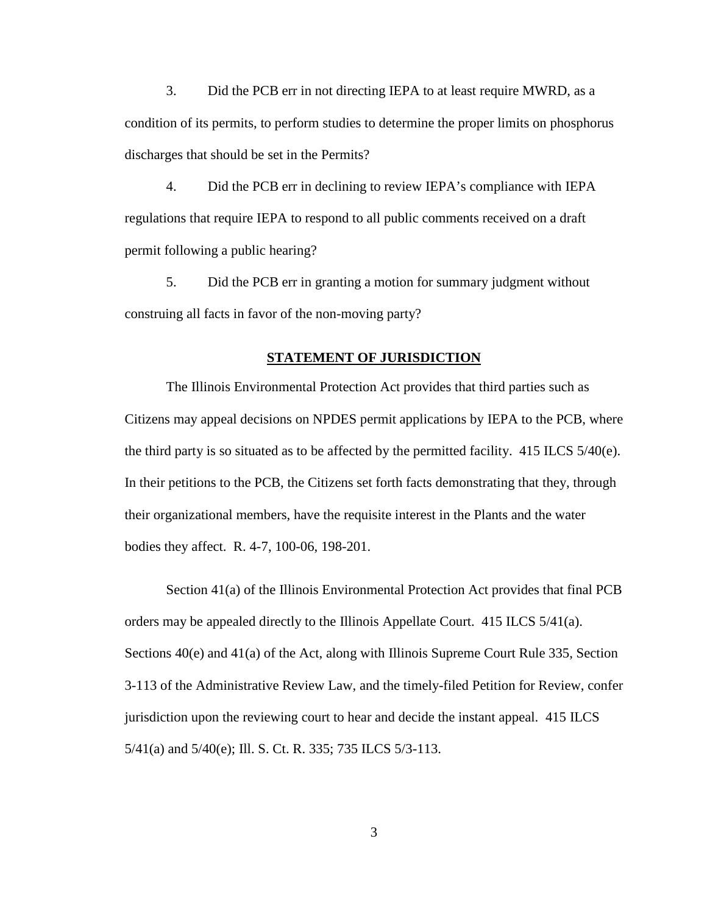3. Did the PCB err in not directing IEPA to at least require MWRD, as a condition of its permits, to perform studies to determine the proper limits on phosphorus discharges that should be set in the Permits?

4. Did the PCB err in declining to review IEPA's compliance with IEPA regulations that require IEPA to respond to all public comments received on a draft permit following a public hearing?

5. Did the PCB err in granting a motion for summary judgment without construing all facts in favor of the non-moving party?

## STATEMENT OF JURISDICTION

The Illinois Environmental Protection Act provides that third parties such as Citizens may appeal decisions on NPDES permit applications by IEPA to the PCB, where the third party is so situated as to be affected by the permitted facility. 415 ILCS 5/40(e). In their petitions to the PCB, the Citizens set forth facts demonstrating that they, through their organizational members, have the requisite interest in the Plants and the water bodies they affect. R. 4-7, 100-06, 198-201.

Section 41(a) of the Illinois Environmental Protection Act provides that final PCB orders may be appealed directly to the Illinois Appellate Court. 415 ILCS 5/41(a). Sections 40(e) and 41(a) of the Act, along with Illinois Supreme Court Rule 335, Section 3-113 of the Administrative Review Law, and the timely-filed Petition for Review, confer jurisdiction upon the reviewing court to hear and decide the instant appeal. 415 ILCS 5/41(a) and 5/40(e); Ill. S. Ct. R. 335; 735 ILCS 5/3-113.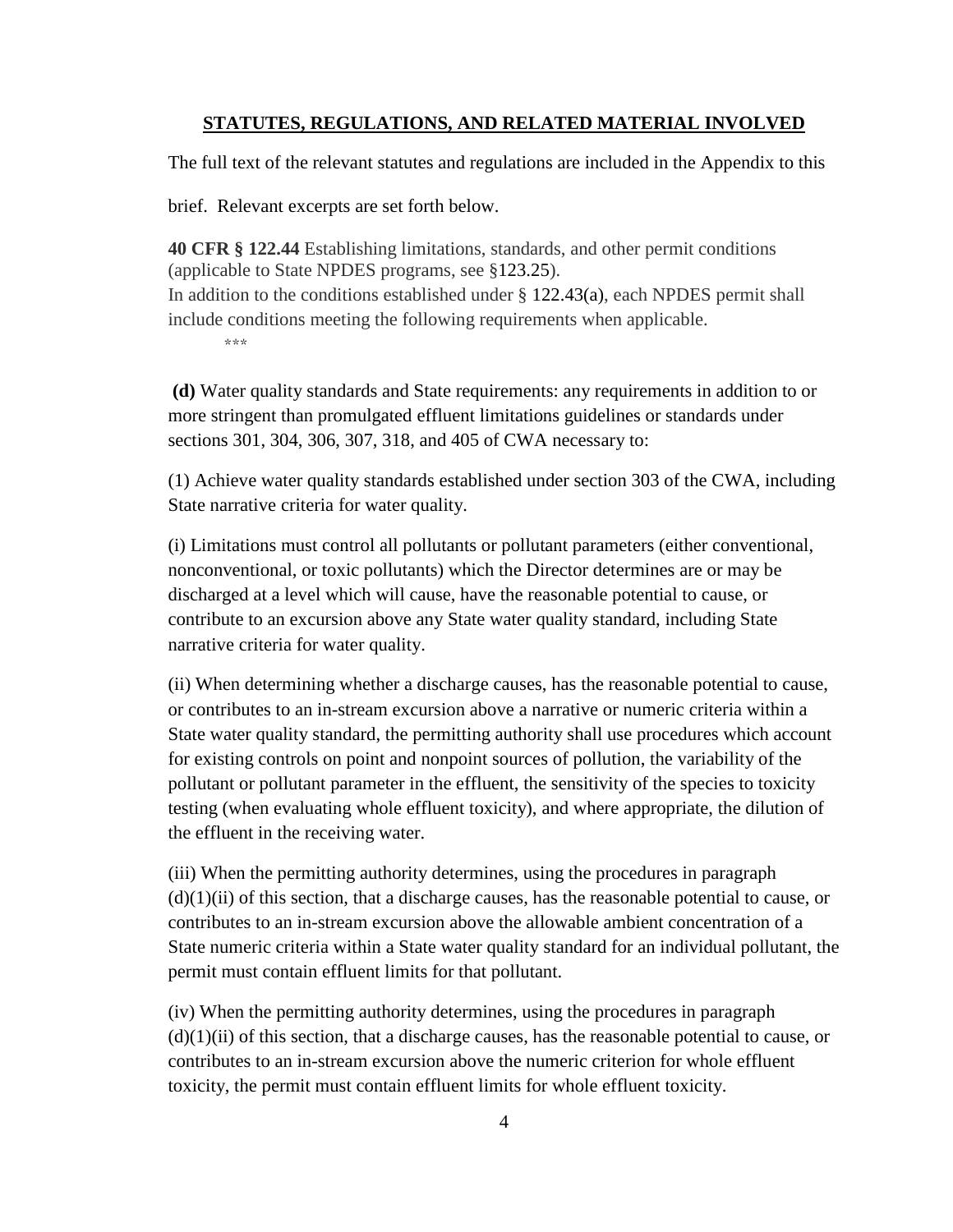## STATUTES, REGULATIONS, AND RELATED MATERIAL INVOLVED

The full text of the relevant statutes and regulations are included in the Appendix to this brief. Relevant excerpts are set forth below.

**40 CFR § 122.44** Establishing limitations, standards, and other permit conditions (applicable to State NPDES programs, see §123.25).
In addition to the conditions established under § 122.43(a), each NPDES permit shall include conditions meeting the following requirements when applicable.

\*\*\*

**(d)** Water quality standards and State requirements: any requirements in addition to or more stringent than promulgated effluent limitations guidelines or standards under sections 301, 304, 306, 307, 318, and 405 of CWA necessary to:

(1) Achieve water quality standards established under section 303 of the CWA, including State narrative criteria for water quality.

(i) Limitations must control all pollutants or pollutant parameters (either conventional, nonconventional, or toxic pollutants) which the Director determines are or may be discharged at a level which will cause, have the reasonable potential to cause, or contribute to an excursion above any State water quality standard, including State narrative criteria for water quality.

(ii) When determining whether a discharge causes, has the reasonable potential to cause, or contributes to an in-stream excursion above a narrative or numeric criteria within a State water quality standard, the permitting authority shall use procedures which account for existing controls on point and nonpoint sources of pollution, the variability of the pollutant or pollutant parameter in the effluent, the sensitivity of the species to toxicity testing (when evaluating whole effluent toxicity), and where appropriate, the dilution of the effluent in the receiving water.

(iii) When the permitting authority determines, using the procedures in paragraph (d)(1)(ii) of this section, that a discharge causes, has the reasonable potential to cause, or contributes to an in-stream excursion above the allowable ambient concentration of a State numeric criteria within a State water quality standard for an individual pollutant, the permit must contain effluent limits for that pollutant.

(iv) When the permitting authority determines, using the procedures in paragraph (d)(1)(ii) of this section, that a discharge causes, has the reasonable potential to cause, or contributes to an in-stream excursion above the numeric criterion for whole effluent toxicity, the permit must contain effluent limits for whole effluent toxicity.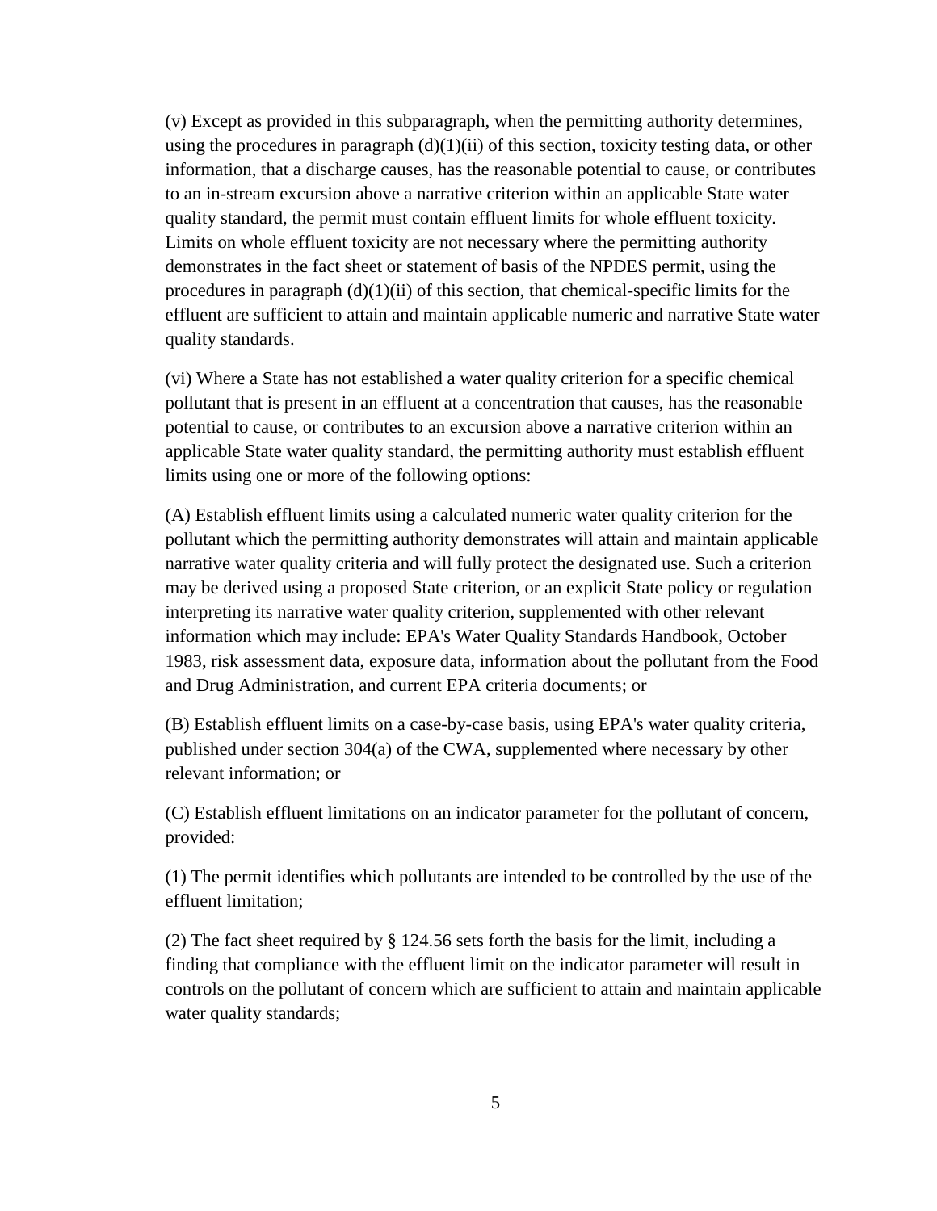(v) Except as provided in this subparagraph, when the permitting authority determines, using the procedures in paragraph (d)(1)(ii) of this section, toxicity testing data, or other information, that a discharge causes, has the reasonable potential to cause, or contributes to an in-stream excursion above a narrative criterion within an applicable State water quality standard, the permit must contain effluent limits for whole effluent toxicity. Limits on whole effluent toxicity are not necessary where the permitting authority demonstrates in the fact sheet or statement of basis of the NPDES permit, using the procedures in paragraph (d)(1)(ii) of this section, that chemical-specific limits for the effluent are sufficient to attain and maintain applicable numeric and narrative State water quality standards.

(vi) Where a State has not established a water quality criterion for a specific chemical pollutant that is present in an effluent at a concentration that causes, has the reasonable potential to cause, or contributes to an excursion above a narrative criterion within an applicable State water quality standard, the permitting authority must establish effluent limits using one or more of the following options:

(A) Establish effluent limits using a calculated numeric water quality criterion for the pollutant which the permitting authority demonstrates will attain and maintain applicable narrative water quality criteria and will fully protect the designated use. Such a criterion may be derived using a proposed State criterion, or an explicit State policy or regulation interpreting its narrative water quality criterion, supplemented with other relevant information which may include: EPA's Water Quality Standards Handbook, October 1983, risk assessment data, exposure data, information about the pollutant from the Food and Drug Administration, and current EPA criteria documents; or

(B) Establish effluent limits on a case-by-case basis, using EPA's water quality criteria, published under section 304(a) of the CWA, supplemented where necessary by other relevant information; or

(C) Establish effluent limitations on an indicator parameter for the pollutant of concern, provided:

(1) The permit identifies which pollutants are intended to be controlled by the use of the effluent limitation;

(2) The fact sheet required by § 124.56 sets forth the basis for the limit, including a finding that compliance with the effluent limit on the indicator parameter will result in controls on the pollutant of concern which are sufficient to attain and maintain applicable water quality standards;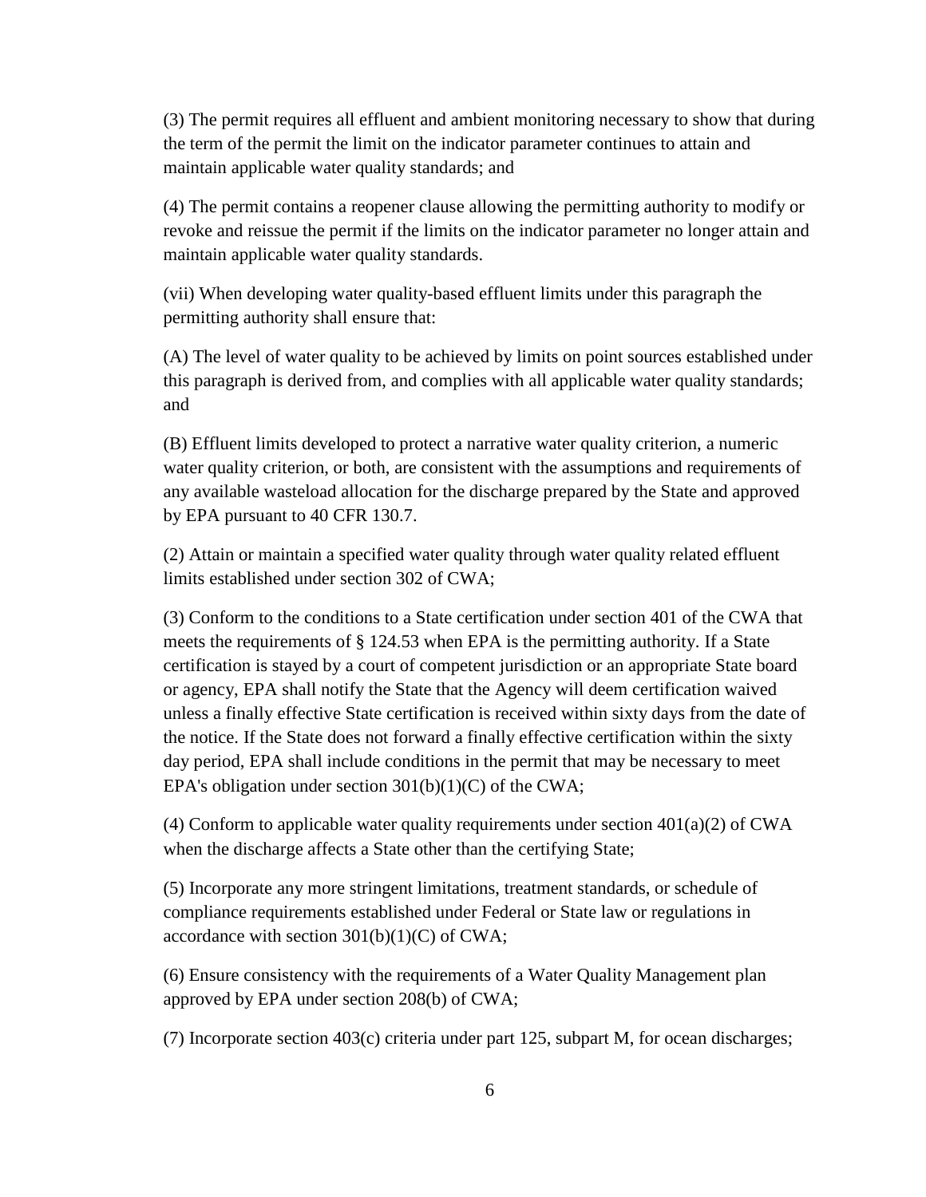(3) The permit requires all effluent and ambient monitoring necessary to show that during the term of the permit the limit on the indicator parameter continues to attain and maintain applicable water quality standards; and

(4) The permit contains a reopener clause allowing the permitting authority to modify or revoke and reissue the permit if the limits on the indicator parameter no longer attain and maintain applicable water quality standards.

(vii) When developing water quality-based effluent limits under this paragraph the permitting authority shall ensure that:

(A) The level of water quality to be achieved by limits on point sources established under this paragraph is derived from, and complies with all applicable water quality standards; and

(B) Effluent limits developed to protect a narrative water quality criterion, a numeric water quality criterion, or both, are consistent with the assumptions and requirements of any available wasteload allocation for the discharge prepared by the State and approved by EPA pursuant to 40 CFR 130.7.

(2) Attain or maintain a specified water quality through water quality related effluent limits established under section 302 of CWA;

(3) Conform to the conditions to a State certification under section 401 of the CWA that meets the requirements of § 124.53 when EPA is the permitting authority. If a State certification is stayed by a court of competent jurisdiction or an appropriate State board or agency, EPA shall notify the State that the Agency will deem certification waived unless a finally effective State certification is received within sixty days from the date of the notice. If the State does not forward a finally effective certification within the sixty day period, EPA shall include conditions in the permit that may be necessary to meet EPA's obligation under section 301(b)(1)(C) of the CWA;

(4) Conform to applicable water quality requirements under section 401(a)(2) of CWA when the discharge affects a State other than the certifying State;

(5) Incorporate any more stringent limitations, treatment standards, or schedule of compliance requirements established under Federal or State law or regulations in accordance with section 301(b)(1)(C) of CWA;

(6) Ensure consistency with the requirements of a Water Quality Management plan approved by EPA under section 208(b) of CWA;

(7) Incorporate section 403(c) criteria under part 125, subpart M, for ocean discharges;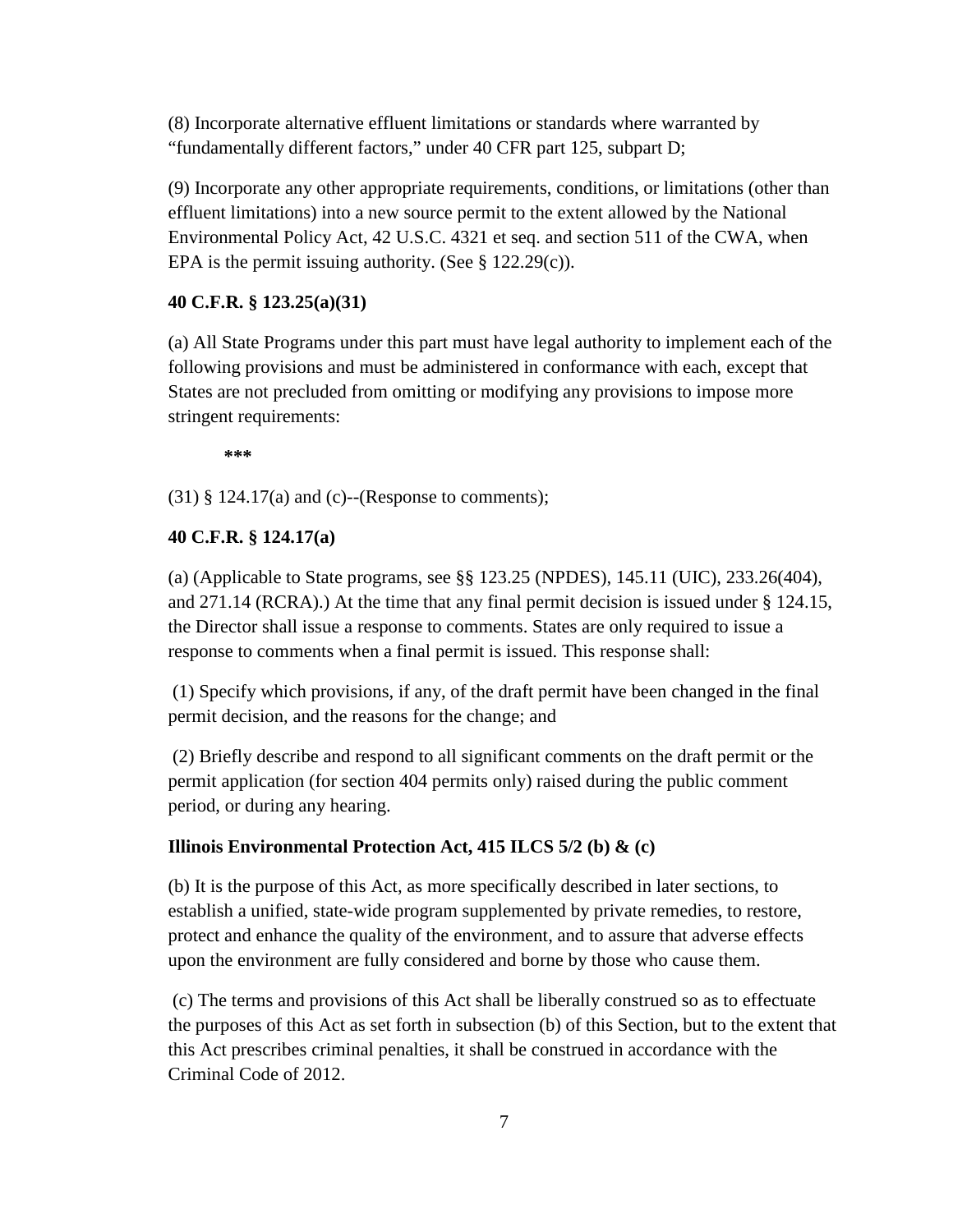(8) Incorporate alternative effluent limitations or standards where warranted by "fundamentally different factors," under 40 CFR part 125, subpart D;

(9) Incorporate any other appropriate requirements, conditions, or limitations (other than effluent limitations) into a new source permit to the extent allowed by the National Environmental Policy Act, 42 U.S.C. 4321 et seq. and section 511 of the CWA, when EPA is the permit issuing authority. (See § 122.29(c)).

**40 C.F.R. § 123.25(a)(31)**

(a) All State Programs under this part must have legal authority to implement each of the following provisions and must be administered in conformance with each, except that States are not precluded from omitting or modifying any provisions to impose more stringent requirements:

**\*\*\***

(31) § 124.17(a) and (c)--(Response to comments);

**40 C.F.R. § 124.17(a)**

(a) (Applicable to State programs, see §§ 123.25 (NPDES), 145.11 (UIC), 233.26(404), and 271.14 (RCRA).) At the time that any final permit decision is issued under § 124.15, the Director shall issue a response to comments. States are only required to issue a response to comments when a final permit is issued. This response shall:

(1) Specify which provisions, if any, of the draft permit have been changed in the final permit decision, and the reasons for the change; and

(2) Briefly describe and respond to all significant comments on the draft permit or the permit application (for section 404 permits only) raised during the public comment period, or during any hearing.

**Illinois Environmental Protection Act, 415 ILCS 5/2 (b) & (c)**

(b) It is the purpose of this Act, as more specifically described in later sections, to establish a unified, state-wide program supplemented by private remedies, to restore, protect and enhance the quality of the environment, and to assure that adverse effects upon the environment are fully considered and borne by those who cause them.

(c) The terms and provisions of this Act shall be liberally construed so as to effectuate the purposes of this Act as set forth in subsection (b) of this Section, but to the extent that this Act prescribes criminal penalties, it shall be construed in accordance with the Criminal Code of 2012.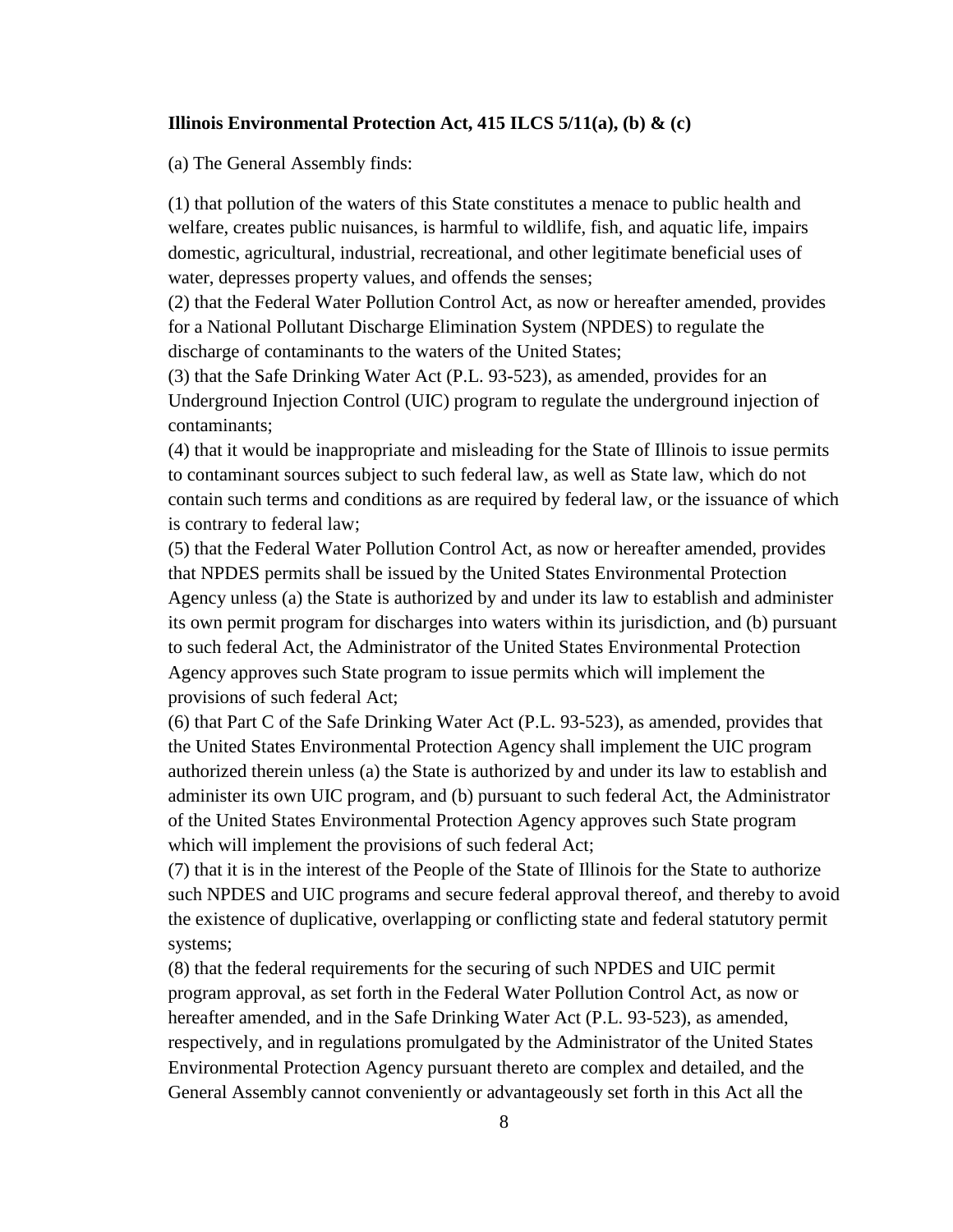**Illinois Environmental Protection Act, 415 ILCS 5/11(a), (b) & (c)**

(a) The General Assembly finds:

(1) that pollution of the waters of this State constitutes a menace to public health and welfare, creates public nuisances, is harmful to wildlife, fish, and aquatic life, impairs domestic, agricultural, industrial, recreational, and other legitimate beneficial uses of water, depresses property values, and offends the senses;
(2) that the Federal Water Pollution Control Act, as now or hereafter amended, provides for a National Pollutant Discharge Elimination System (NPDES) to regulate the discharge of contaminants to the waters of the United States;
(3) that the Safe Drinking Water Act (P.L. 93-523), as amended, provides for an Underground Injection Control (UIC) program to regulate the underground injection of contaminants;
(4) that it would be inappropriate and misleading for the State of Illinois to issue permits to contaminant sources subject to such federal law, as well as State law, which do not contain such terms and conditions as are required by federal law, or the issuance of which is contrary to federal law;
(5) that the Federal Water Pollution Control Act, as now or hereafter amended, provides that NPDES permits shall be issued by the United States Environmental Protection Agency unless (a) the State is authorized by and under its law to establish and administer its own permit program for discharges into waters within its jurisdiction, and (b) pursuant to such federal Act, the Administrator of the United States Environmental Protection Agency approves such State program to issue permits which will implement the provisions of such federal Act;
(6) that Part C of the Safe Drinking Water Act (P.L. 93-523), as amended, provides that the United States Environmental Protection Agency shall implement the UIC program authorized therein unless (a) the State is authorized by and under its law to establish and administer its own UIC program, and (b) pursuant to such federal Act, the Administrator of the United States Environmental Protection Agency approves such State program which will implement the provisions of such federal Act;
(7) that it is in the interest of the People of the State of Illinois for the State to authorize such NPDES and UIC programs and secure federal approval thereof, and thereby to avoid the existence of duplicative, overlapping or conflicting state and federal statutory permit systems;
(8) that the federal requirements for the securing of such NPDES and UIC permit program approval, as set forth in the Federal Water Pollution Control Act, as now or hereafter amended, and in the Safe Drinking Water Act (P.L. 93-523), as amended, respectively, and in regulations promulgated by the Administrator of the United States Environmental Protection Agency pursuant thereto are complex and detailed, and the General Assembly cannot conveniently or advantageously set forth in this Act all the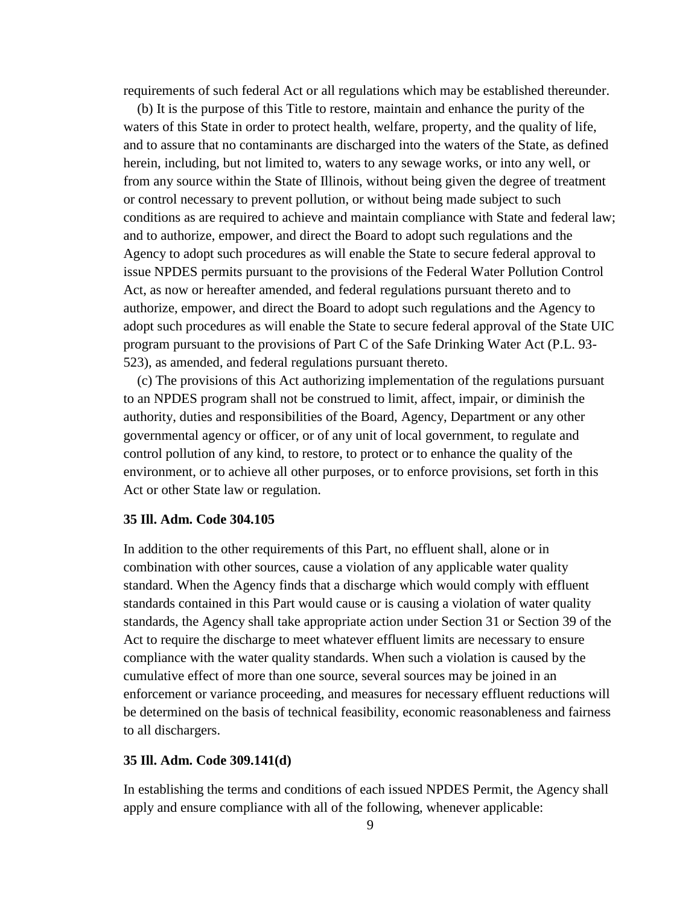requirements of such federal Act or all regulations which may be established thereunder.

(b) It is the purpose of this Title to restore, maintain and enhance the purity of the waters of this State in order to protect health, welfare, property, and the quality of life, and to assure that no contaminants are discharged into the waters of the State, as defined herein, including, but not limited to, waters to any sewage works, or into any well, or from any source within the State of Illinois, without being given the degree of treatment or control necessary to prevent pollution, or without being made subject to such conditions as are required to achieve and maintain compliance with State and federal law; and to authorize, empower, and direct the Board to adopt such regulations and the Agency to adopt such procedures as will enable the State to secure federal approval to issue NPDES permits pursuant to the provisions of the Federal Water Pollution Control Act, as now or hereafter amended, and federal regulations pursuant thereto and to authorize, empower, and direct the Board to adopt such regulations and the Agency to adopt such procedures as will enable the State to secure federal approval of the State UIC program pursuant to the provisions of Part C of the Safe Drinking Water Act (P.L. 93-523), as amended, and federal regulations pursuant thereto.

(c) The provisions of this Act authorizing implementation of the regulations pursuant to an NPDES program shall not be construed to limit, affect, impair, or diminish the authority, duties and responsibilities of the Board, Agency, Department or any other governmental agency or officer, or of any unit of local government, to regulate and control pollution of any kind, to restore, to protect or to enhance the quality of the environment, or to achieve all other purposes, or to enforce provisions, set forth in this Act or other State law or regulation.

**35 Ill. Adm. Code 304.105**

In addition to the other requirements of this Part, no effluent shall, alone or in combination with other sources, cause a violation of any applicable water quality standard. When the Agency finds that a discharge which would comply with effluent standards contained in this Part would cause or is causing a violation of water quality standards, the Agency shall take appropriate action under Section 31 or Section 39 of the Act to require the discharge to meet whatever effluent limits are necessary to ensure compliance with the water quality standards. When such a violation is caused by the cumulative effect of more than one source, several sources may be joined in an enforcement or variance proceeding, and measures for necessary effluent reductions will be determined on the basis of technical feasibility, economic reasonableness and fairness to all dischargers.

**35 Ill. Adm. Code 309.141(d)**

In establishing the terms and conditions of each issued NPDES Permit, the Agency shall apply and ensure compliance with all of the following, whenever applicable: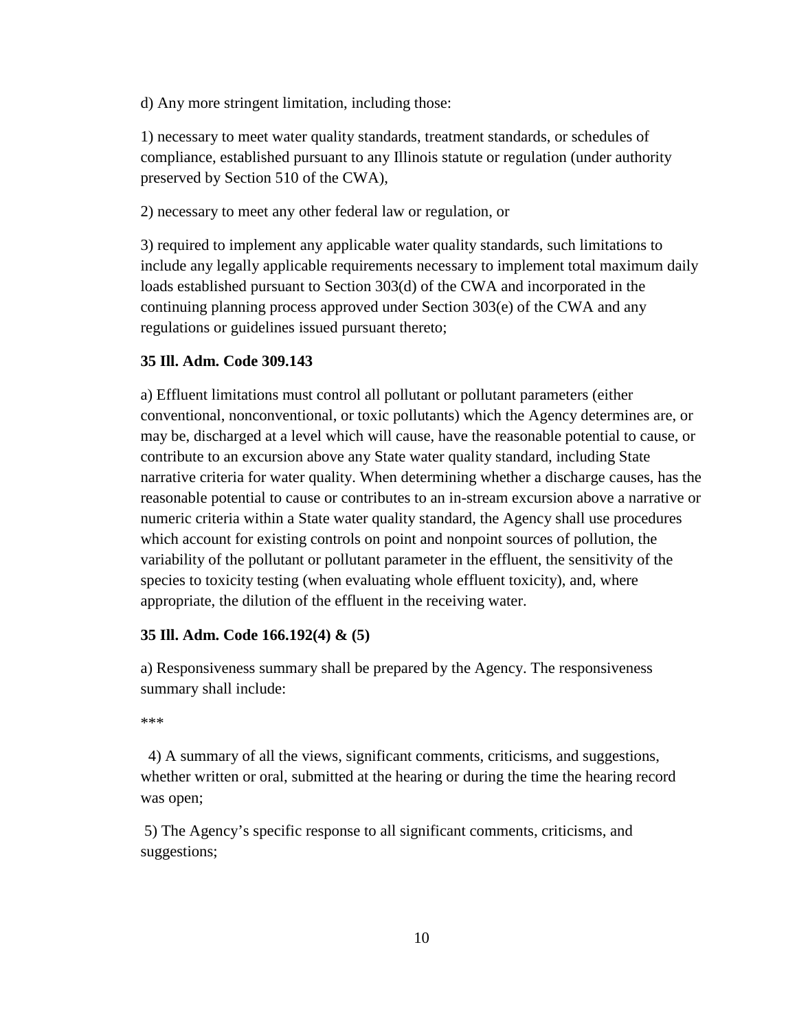d) Any more stringent limitation, including those:

1) necessary to meet water quality standards, treatment standards, or schedules of compliance, established pursuant to any Illinois statute or regulation (under authority preserved by Section 510 of the CWA),

2) necessary to meet any other federal law or regulation, or

3) required to implement any applicable water quality standards, such limitations to include any legally applicable requirements necessary to implement total maximum daily loads established pursuant to Section 303(d) of the CWA and incorporated in the continuing planning process approved under Section 303(e) of the CWA and any regulations or guidelines issued pursuant thereto;

**35 Ill. Adm. Code 309.143**

a) Effluent limitations must control all pollutant or pollutant parameters (either conventional, nonconventional, or toxic pollutants) which the Agency determines are, or may be, discharged at a level which will cause, have the reasonable potential to cause, or contribute to an excursion above any State water quality standard, including State narrative criteria for water quality. When determining whether a discharge causes, has the reasonable potential to cause or contributes to an in-stream excursion above a narrative or numeric criteria within a State water quality standard, the Agency shall use procedures which account for existing controls on point and nonpoint sources of pollution, the variability of the pollutant or pollutant parameter in the effluent, the sensitivity of the species to toxicity testing (when evaluating whole effluent toxicity), and, where appropriate, the dilution of the effluent in the receiving water.

**35 Ill. Adm. Code 166.192(4) & (5)**

a) Responsiveness summary shall be prepared by the Agency. The responsiveness summary shall include:

***

4) A summary of all the views, significant comments, criticisms, and suggestions, whether written or oral, submitted at the hearing or during the time the hearing record was open;

5) The Agency's specific response to all significant comments, criticisms, and suggestions;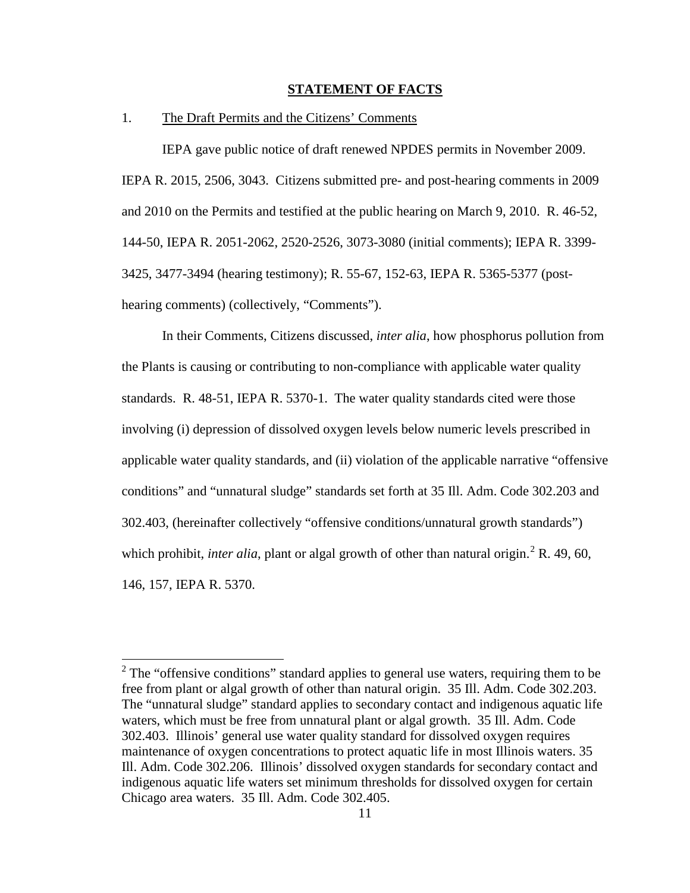## STATEMENT OF FACTS

1. The Draft Permits and the Citizens' Comments

IEPA gave public notice of draft renewed NPDES permits in November 2009. IEPA R. 2015, 2506, 3043. Citizens submitted pre- and post-hearing comments in 2009 and 2010 on the Permits and testified at the public hearing on March 9, 2010. R. 46-52, 144-50, IEPA R. 2051-2062, 2520-2526, 3073-3080 (initial comments); IEPA R. 3399-3425, 3477-3494 (hearing testimony); R. 55-67, 152-63, IEPA R. 5365-5377 (post-hearing comments) (collectively, "Comments").

In their Comments, Citizens discussed, *inter alia*, how phosphorus pollution from the Plants is causing or contributing to non-compliance with applicable water quality standards. R. 48-51, IEPA R. 5370-1. The water quality standards cited were those involving (i) depression of dissolved oxygen levels below numeric levels prescribed in applicable water quality standards, and (ii) violation of the applicable narrative "offensive conditions" and "unnatural sludge" standards set forth at 35 Ill. Adm. Code 302.203 and 302.403, (hereinafter collectively "offensive conditions/unnatural growth standards") which prohibit, *inter alia*, plant or algal growth of other than natural origin.[2] R. 49, 60, 146, 157, IEPA R. 5370.

[2] The "offensive conditions" standard applies to general use waters, requiring them to be free from plant or algal growth of other than natural origin. 35 Ill. Adm. Code 302.203. The "unnatural sludge" standard applies to secondary contact and indigenous aquatic life waters, which must be free from unnatural plant or algal growth. 35 Ill. Adm. Code 302.403. Illinois' general use water quality standard for dissolved oxygen requires maintenance of oxygen concentrations to protect aquatic life in most Illinois waters. 35 Ill. Adm. Code 302.206. Illinois' dissolved oxygen standards for secondary contact and indigenous aquatic life waters set minimum thresholds for dissolved oxygen for certain Chicago area waters. 35 Ill. Adm. Code 302.405.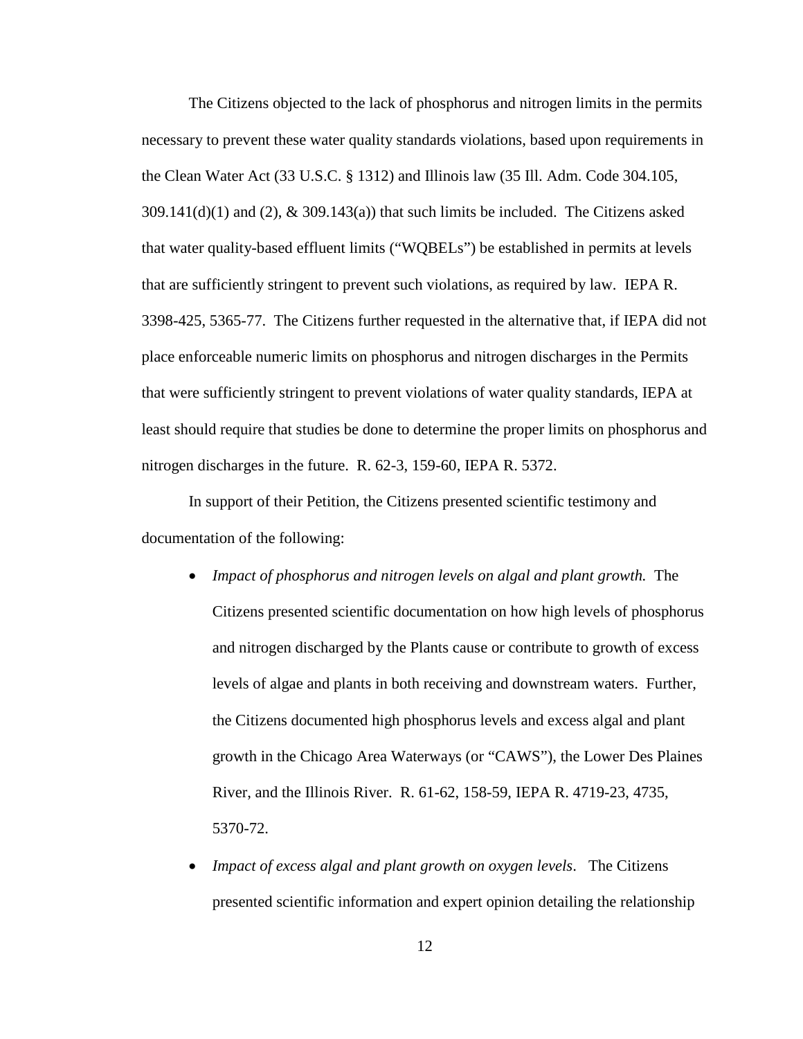The Citizens objected to the lack of phosphorus and nitrogen limits in the permits necessary to prevent these water quality standards violations, based upon requirements in the Clean Water Act (33 U.S.C. § 1312) and Illinois law (35 Ill. Adm. Code 304.105, 309.141(d)(1) and (2), & 309.143(a)) that such limits be included. The Citizens asked that water quality-based effluent limits ("WQBELs") be established in permits at levels that are sufficiently stringent to prevent such violations, as required by law. IEPA R. 3398-425, 5365-77. The Citizens further requested in the alternative that, if IEPA did not place enforceable numeric limits on phosphorus and nitrogen discharges in the Permits that were sufficiently stringent to prevent violations of water quality standards, IEPA at least should require that studies be done to determine the proper limits on phosphorus and nitrogen discharges in the future. R. 62-3, 159-60, IEPA R. 5372.

In support of their Petition, the Citizens presented scientific testimony and documentation of the following:

- *Impact of phosphorus and nitrogen levels on algal and plant growth.* The Citizens presented scientific documentation on how high levels of phosphorus and nitrogen discharged by the Plants cause or contribute to growth of excess levels of algae and plants in both receiving and downstream waters. Further, the Citizens documented high phosphorus levels and excess algal and plant growth in the Chicago Area Waterways (or "CAWS"), the Lower Des Plaines River, and the Illinois River. R. 61-62, 158-59, IEPA R. 4719-23, 4735, 5370-72.
- *Impact of excess algal and plant growth on oxygen levels*. The Citizens presented scientific information and expert opinion detailing the relationship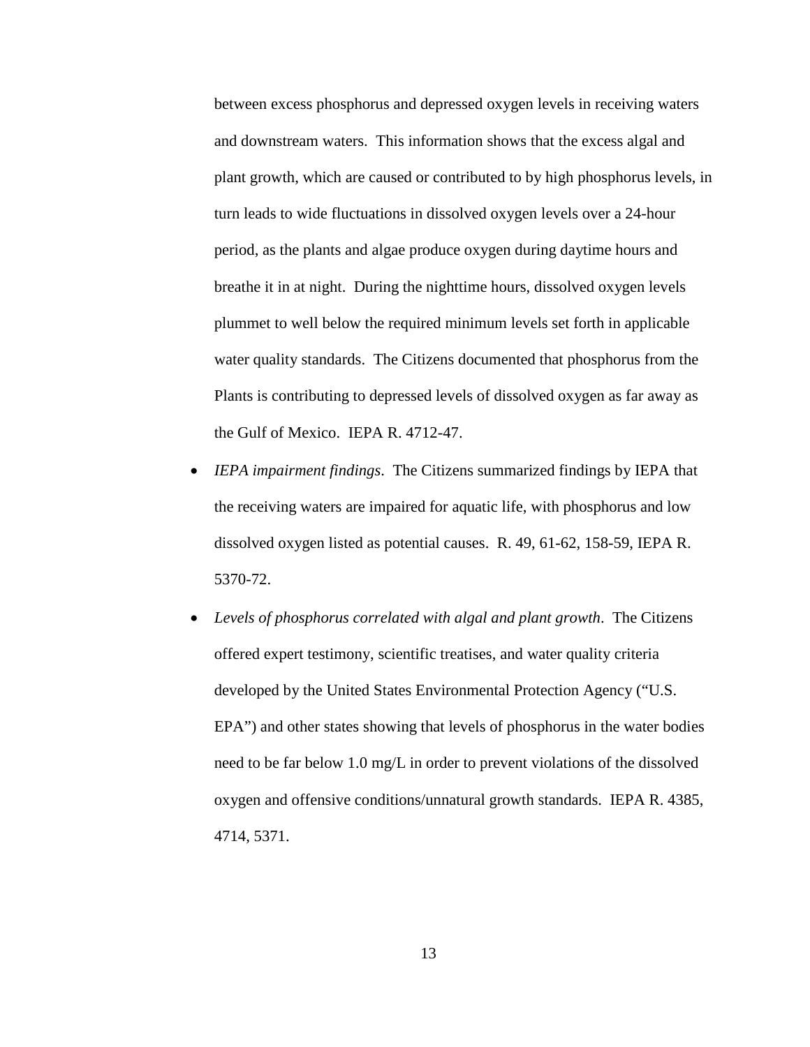between excess phosphorus and depressed oxygen levels in receiving waters and downstream waters. This information shows that the excess algal and plant growth, which are caused or contributed to by high phosphorus levels, in turn leads to wide fluctuations in dissolved oxygen levels over a 24-hour period, as the plants and algae produce oxygen during daytime hours and breathe it in at night. During the nighttime hours, dissolved oxygen levels plummet to well below the required minimum levels set forth in applicable water quality standards. The Citizens documented that phosphorus from the Plants is contributing to depressed levels of dissolved oxygen as far away as the Gulf of Mexico. IEPA R. 4712-47.

- *IEPA impairment findings*. The Citizens summarized findings by IEPA that the receiving waters are impaired for aquatic life, with phosphorus and low dissolved oxygen listed as potential causes. R. 49, 61-62, 158-59, IEPA R. 5370-72.
- *Levels of phosphorus correlated with algal and plant growth*. The Citizens offered expert testimony, scientific treatises, and water quality criteria developed by the United States Environmental Protection Agency ("U.S. EPA") and other states showing that levels of phosphorus in the water bodies need to be far below 1.0 mg/L in order to prevent violations of the dissolved oxygen and offensive conditions/unnatural growth standards. IEPA R. 4385, 4714, 5371.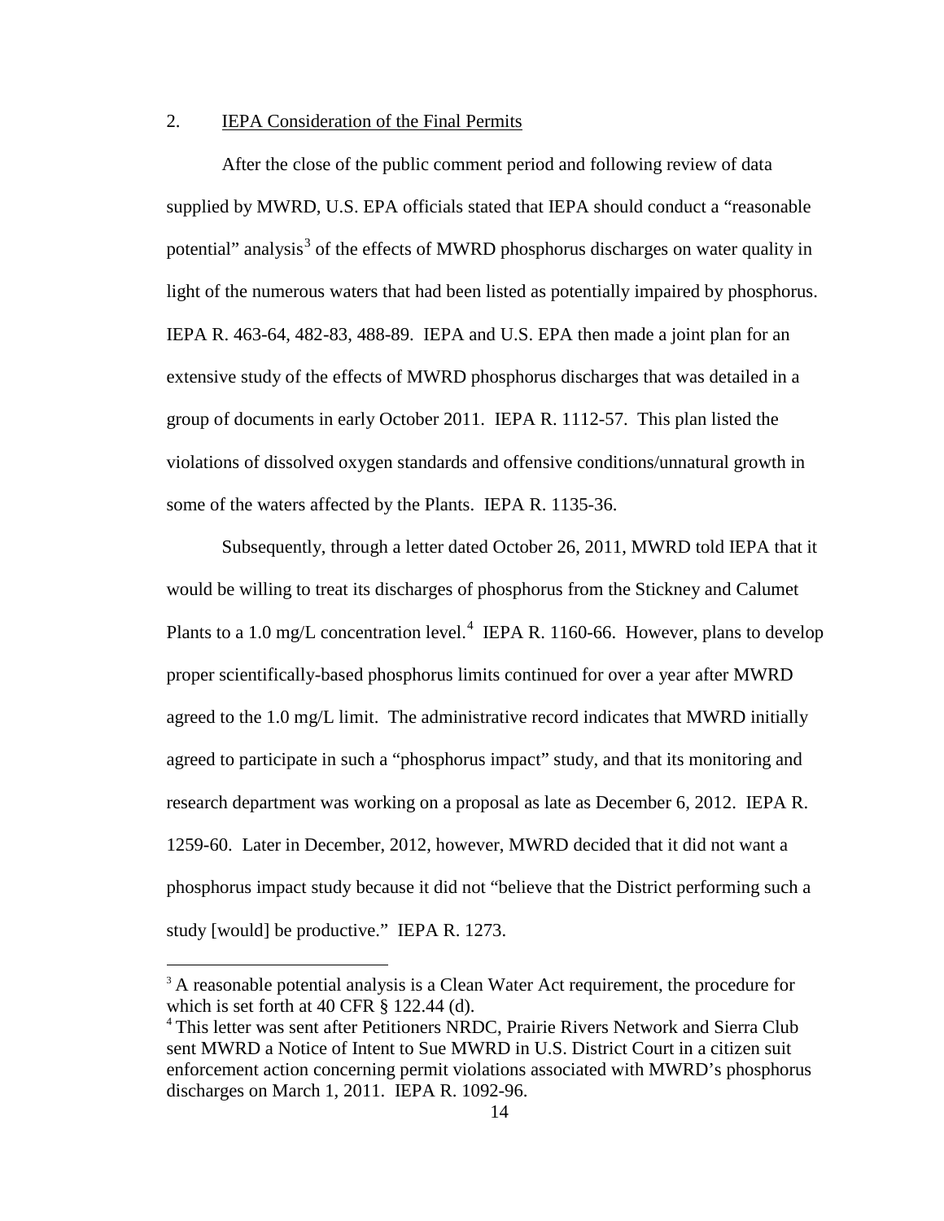## 2. IEPA Consideration of the Final Permits

After the close of the public comment period and following review of data supplied by MWRD, U.S. EPA officials stated that IEPA should conduct a "reasonable potential" analysis[3] of the effects of MWRD phosphorus discharges on water quality in light of the numerous waters that had been listed as potentially impaired by phosphorus. IEPA R. 463-64, 482-83, 488-89. IEPA and U.S. EPA then made a joint plan for an extensive study of the effects of MWRD phosphorus discharges that was detailed in a group of documents in early October 2011. IEPA R. 1112-57. This plan listed the violations of dissolved oxygen standards and offensive conditions/unnatural growth in some of the waters affected by the Plants. IEPA R. 1135-36.

Subsequently, through a letter dated October 26, 2011, MWRD told IEPA that it would be willing to treat its discharges of phosphorus from the Stickney and Calumet Plants to a 1.0 mg/L concentration level.[4] IEPA R. 1160-66. However, plans to develop proper scientifically-based phosphorus limits continued for over a year after MWRD agreed to the 1.0 mg/L limit. The administrative record indicates that MWRD initially agreed to participate in such a "phosphorus impact" study, and that its monitoring and research department was working on a proposal as late as December 6, 2012. IEPA R. 1259-60. Later in December, 2012, however, MWRD decided that it did not want a phosphorus impact study because it did not "believe that the District performing such a study [would] be productive." IEPA R. 1273.

---

[3] A reasonable potential analysis is a Clean Water Act requirement, the procedure for which is set forth at 40 CFR § 122.44 (d).

[4] This letter was sent after Petitioners NRDC, Prairie Rivers Network and Sierra Club sent MWRD a Notice of Intent to Sue MWRD in U.S. District Court in a citizen suit enforcement action concerning permit violations associated with MWRD's phosphorus discharges on March 1, 2011. IEPA R. 1092-96.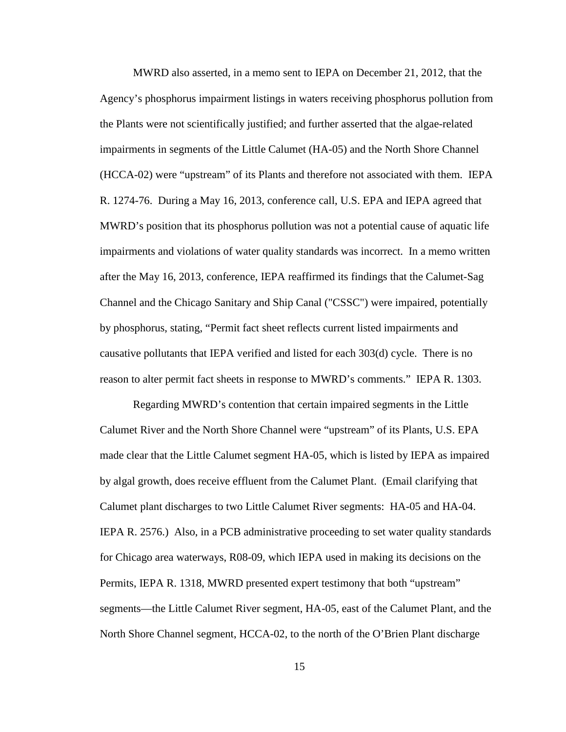MWRD also asserted, in a memo sent to IEPA on December 21, 2012, that the Agency's phosphorus impairment listings in waters receiving phosphorus pollution from the Plants were not scientifically justified; and further asserted that the algae-related impairments in segments of the Little Calumet (HA-05) and the North Shore Channel (HCCA-02) were "upstream" of its Plants and therefore not associated with them. IEPA R. 1274-76. During a May 16, 2013, conference call, U.S. EPA and IEPA agreed that MWRD's position that its phosphorus pollution was not a potential cause of aquatic life impairments and violations of water quality standards was incorrect. In a memo written after the May 16, 2013, conference, IEPA reaffirmed its findings that the Calumet-Sag Channel and the Chicago Sanitary and Ship Canal ("CSSC") were impaired, potentially by phosphorus, stating, "Permit fact sheet reflects current listed impairments and causative pollutants that IEPA verified and listed for each 303(d) cycle. There is no reason to alter permit fact sheets in response to MWRD's comments." IEPA R. 1303.

Regarding MWRD's contention that certain impaired segments in the Little Calumet River and the North Shore Channel were "upstream" of its Plants, U.S. EPA made clear that the Little Calumet segment HA-05, which is listed by IEPA as impaired by algal growth, does receive effluent from the Calumet Plant. (Email clarifying that Calumet plant discharges to two Little Calumet River segments: HA-05 and HA-04. IEPA R. 2576.) Also, in a PCB administrative proceeding to set water quality standards for Chicago area waterways, R08-09, which IEPA used in making its decisions on the Permits, IEPA R. 1318, MWRD presented expert testimony that both "upstream" segments—the Little Calumet River segment, HA-05, east of the Calumet Plant, and the North Shore Channel segment, HCCA-02, to the north of the O'Brien Plant discharge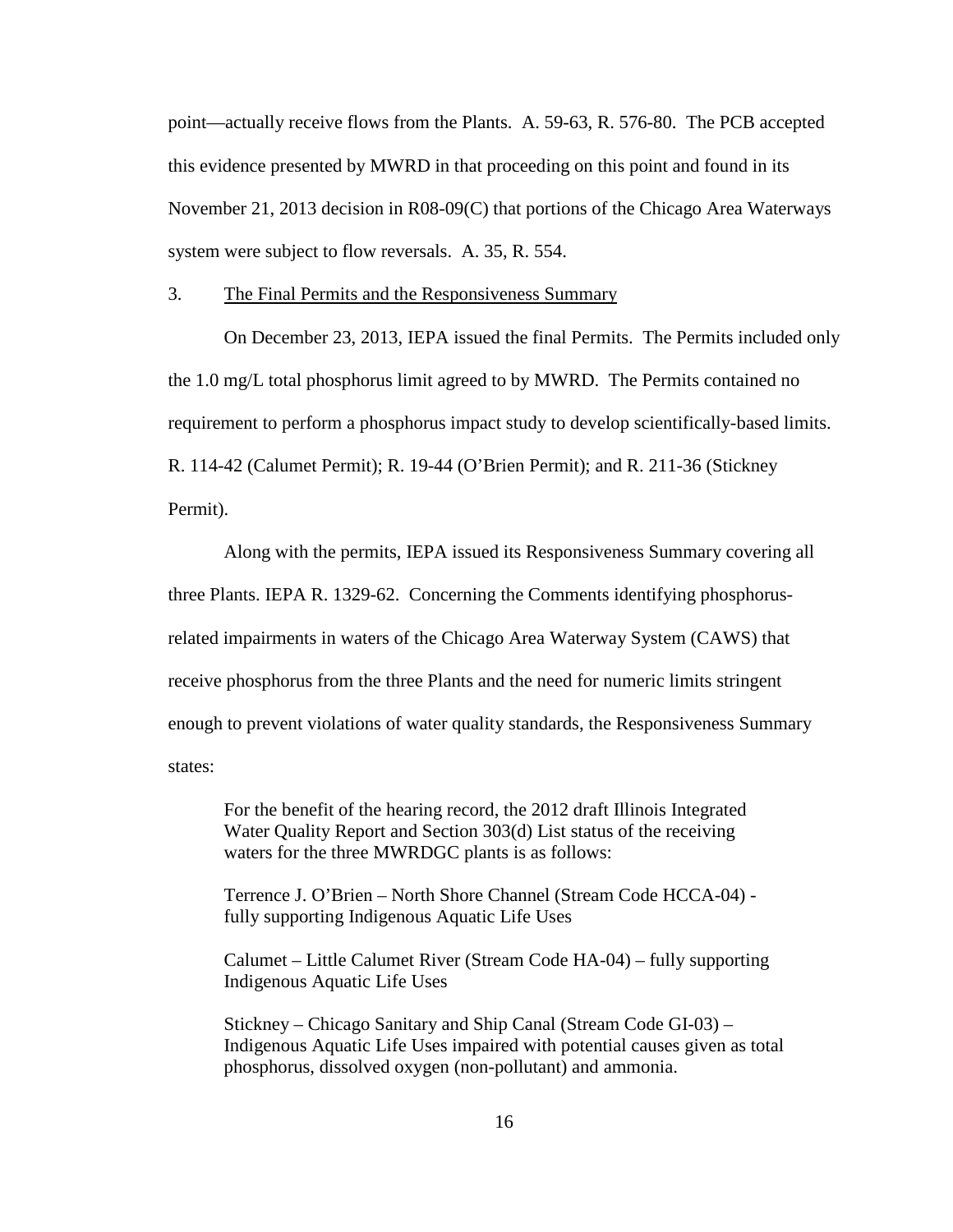point—actually receive flows from the Plants. A. 59-63, R. 576-80. The PCB accepted this evidence presented by MWRD in that proceeding on this point and found in its November 21, 2013 decision in R08-09(C) that portions of the Chicago Area Waterways system were subject to flow reversals. A. 35, R. 554.

3. The Final Permits and the Responsiveness Summary

On December 23, 2013, IEPA issued the final Permits. The Permits included only the 1.0 mg/L total phosphorus limit agreed to by MWRD. The Permits contained no requirement to perform a phosphorus impact study to develop scientifically-based limits. R. 114-42 (Calumet Permit); R. 19-44 (O'Brien Permit); and R. 211-36 (Stickney Permit).

Along with the permits, IEPA issued its Responsiveness Summary covering all three Plants. IEPA R. 1329-62. Concerning the Comments identifying phosphorus-related impairments in waters of the Chicago Area Waterway System (CAWS) that receive phosphorus from the three Plants and the need for numeric limits stringent enough to prevent violations of water quality standards, the Responsiveness Summary states:

> For the benefit of the hearing record, the 2012 draft Illinois Integrated Water Quality Report and Section 303(d) List status of the receiving waters for the three MWRDGC plants is as follows:
>
> Terrence J. O'Brien – North Shore Channel (Stream Code HCCA-04) - fully supporting Indigenous Aquatic Life Uses
>
> Calumet – Little Calumet River (Stream Code HA-04) – fully supporting Indigenous Aquatic Life Uses
>
> Stickney – Chicago Sanitary and Ship Canal (Stream Code GI-03) – Indigenous Aquatic Life Uses impaired with potential causes given as total phosphorus, dissolved oxygen (non-pollutant) and ammonia.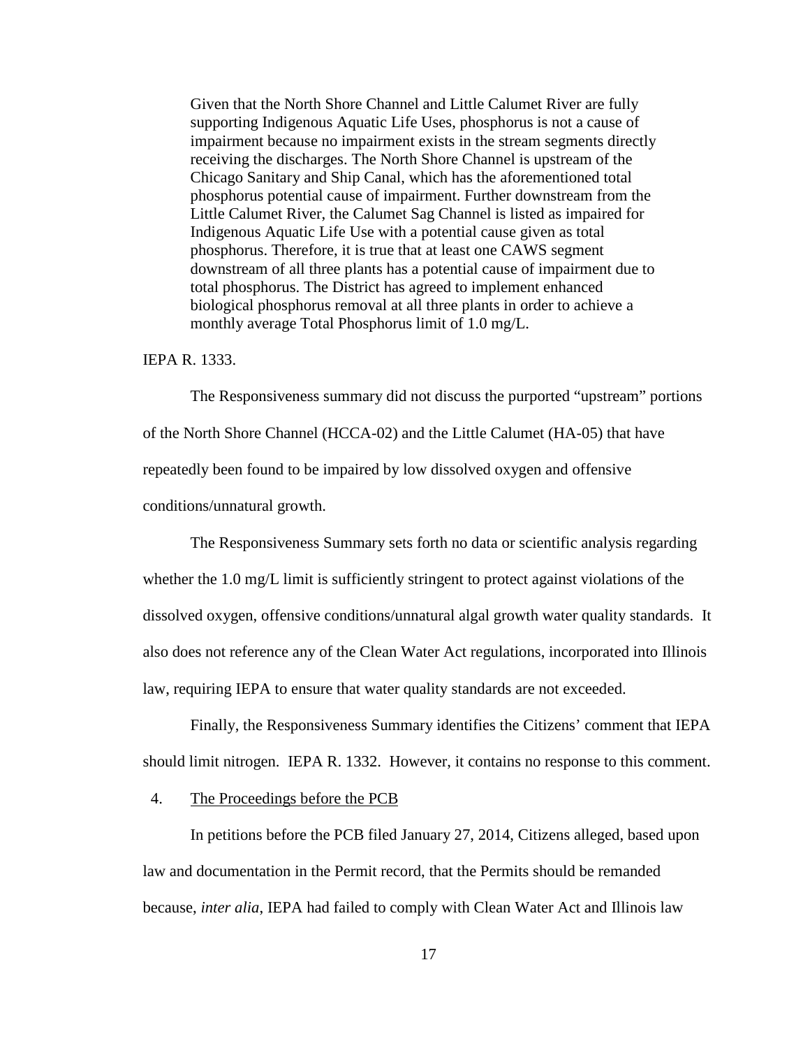> Given that the North Shore Channel and Little Calumet River are fully supporting Indigenous Aquatic Life Uses, phosphorus is not a cause of impairment because no impairment exists in the stream segments directly receiving the discharges. The North Shore Channel is upstream of the Chicago Sanitary and Ship Canal, which has the aforementioned total phosphorus potential cause of impairment. Further downstream from the Little Calumet River, the Calumet Sag Channel is listed as impaired for Indigenous Aquatic Life Use with a potential cause given as total phosphorus. Therefore, it is true that at least one CAWS segment downstream of all three plants has a potential cause of impairment due to total phosphorus. The District has agreed to implement enhanced biological phosphorus removal at all three plants in order to achieve a monthly average Total Phosphorus limit of 1.0 mg/L.

IEPA R. 1333.

The Responsiveness summary did not discuss the purported "upstream" portions of the North Shore Channel (HCCA-02) and the Little Calumet (HA-05) that have repeatedly been found to be impaired by low dissolved oxygen and offensive conditions/unnatural growth.

The Responsiveness Summary sets forth no data or scientific analysis regarding whether the 1.0 mg/L limit is sufficiently stringent to protect against violations of the dissolved oxygen, offensive conditions/unnatural algal growth water quality standards. It also does not reference any of the Clean Water Act regulations, incorporated into Illinois law, requiring IEPA to ensure that water quality standards are not exceeded.

Finally, the Responsiveness Summary identifies the Citizens' comment that IEPA should limit nitrogen. IEPA R. 1332. However, it contains no response to this comment.

4. <u>The Proceedings before the PCB</u>

In petitions before the PCB filed January 27, 2014, Citizens alleged, based upon law and documentation in the Permit record, that the Permits should be remanded because, *inter alia*, IEPA had failed to comply with Clean Water Act and Illinois law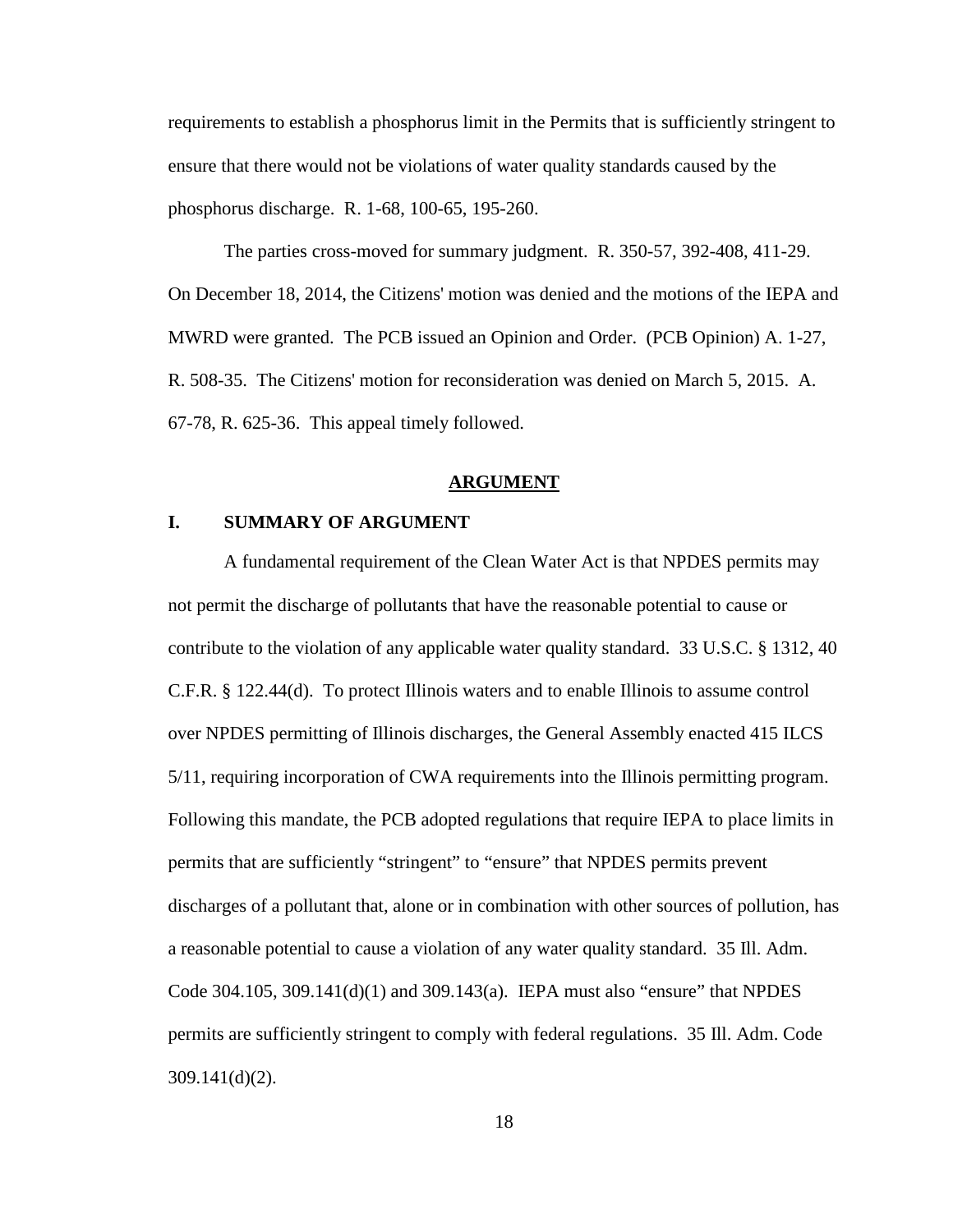requirements to establish a phosphorus limit in the Permits that is sufficiently stringent to ensure that there would not be violations of water quality standards caused by the phosphorus discharge. R. 1-68, 100-65, 195-260.

The parties cross-moved for summary judgment. R. 350-57, 392-408, 411-29. On December 18, 2014, the Citizens' motion was denied and the motions of the IEPA and MWRD were granted. The PCB issued an Opinion and Order. (PCB Opinion) A. 1-27, R. 508-35. The Citizens' motion for reconsideration was denied on March 5, 2015. A. 67-78, R. 625-36. This appeal timely followed.

## ARGUMENT

### I. SUMMARY OF ARGUMENT

A fundamental requirement of the Clean Water Act is that NPDES permits may not permit the discharge of pollutants that have the reasonable potential to cause or contribute to the violation of any applicable water quality standard. 33 U.S.C. § 1312, 40 C.F.R. § 122.44(d). To protect Illinois waters and to enable Illinois to assume control over NPDES permitting of Illinois discharges, the General Assembly enacted 415 ILCS 5/11, requiring incorporation of CWA requirements into the Illinois permitting program. Following this mandate, the PCB adopted regulations that require IEPA to place limits in permits that are sufficiently "stringent" to "ensure" that NPDES permits prevent discharges of a pollutant that, alone or in combination with other sources of pollution, has a reasonable potential to cause a violation of any water quality standard. 35 Ill. Adm. Code 304.105, 309.141(d)(1) and 309.143(a). IEPA must also "ensure" that NPDES permits are sufficiently stringent to comply with federal regulations. 35 Ill. Adm. Code 309.141(d)(2).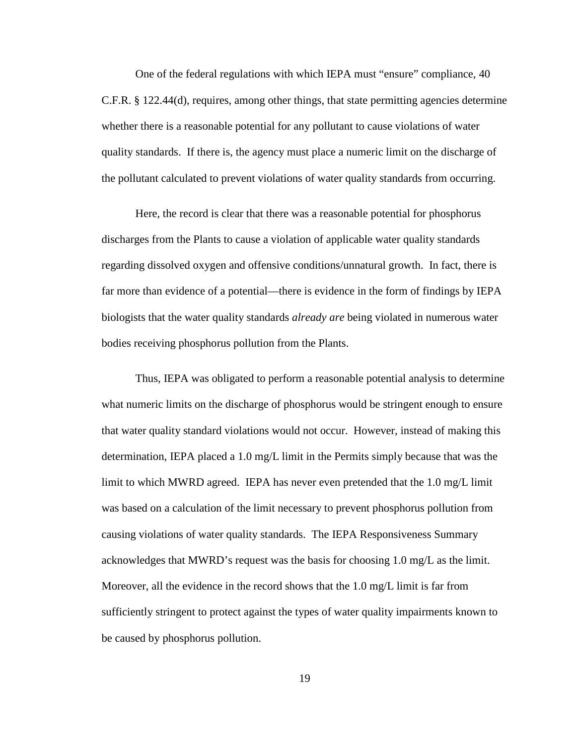One of the federal regulations with which IEPA must "ensure" compliance, 40 C.F.R. § 122.44(d), requires, among other things, that state permitting agencies determine whether there is a reasonable potential for any pollutant to cause violations of water quality standards. If there is, the agency must place a numeric limit on the discharge of the pollutant calculated to prevent violations of water quality standards from occurring.

Here, the record is clear that there was a reasonable potential for phosphorus discharges from the Plants to cause a violation of applicable water quality standards regarding dissolved oxygen and offensive conditions/unnatural growth. In fact, there is far more than evidence of a potential—there is evidence in the form of findings by IEPA biologists that the water quality standards *already are* being violated in numerous water bodies receiving phosphorus pollution from the Plants.

Thus, IEPA was obligated to perform a reasonable potential analysis to determine what numeric limits on the discharge of phosphorus would be stringent enough to ensure that water quality standard violations would not occur. However, instead of making this determination, IEPA placed a 1.0 mg/L limit in the Permits simply because that was the limit to which MWRD agreed. IEPA has never even pretended that the 1.0 mg/L limit was based on a calculation of the limit necessary to prevent phosphorus pollution from causing violations of water quality standards. The IEPA Responsiveness Summary acknowledges that MWRD's request was the basis for choosing 1.0 mg/L as the limit. Moreover, all the evidence in the record shows that the 1.0 mg/L limit is far from sufficiently stringent to protect against the types of water quality impairments known to be caused by phosphorus pollution.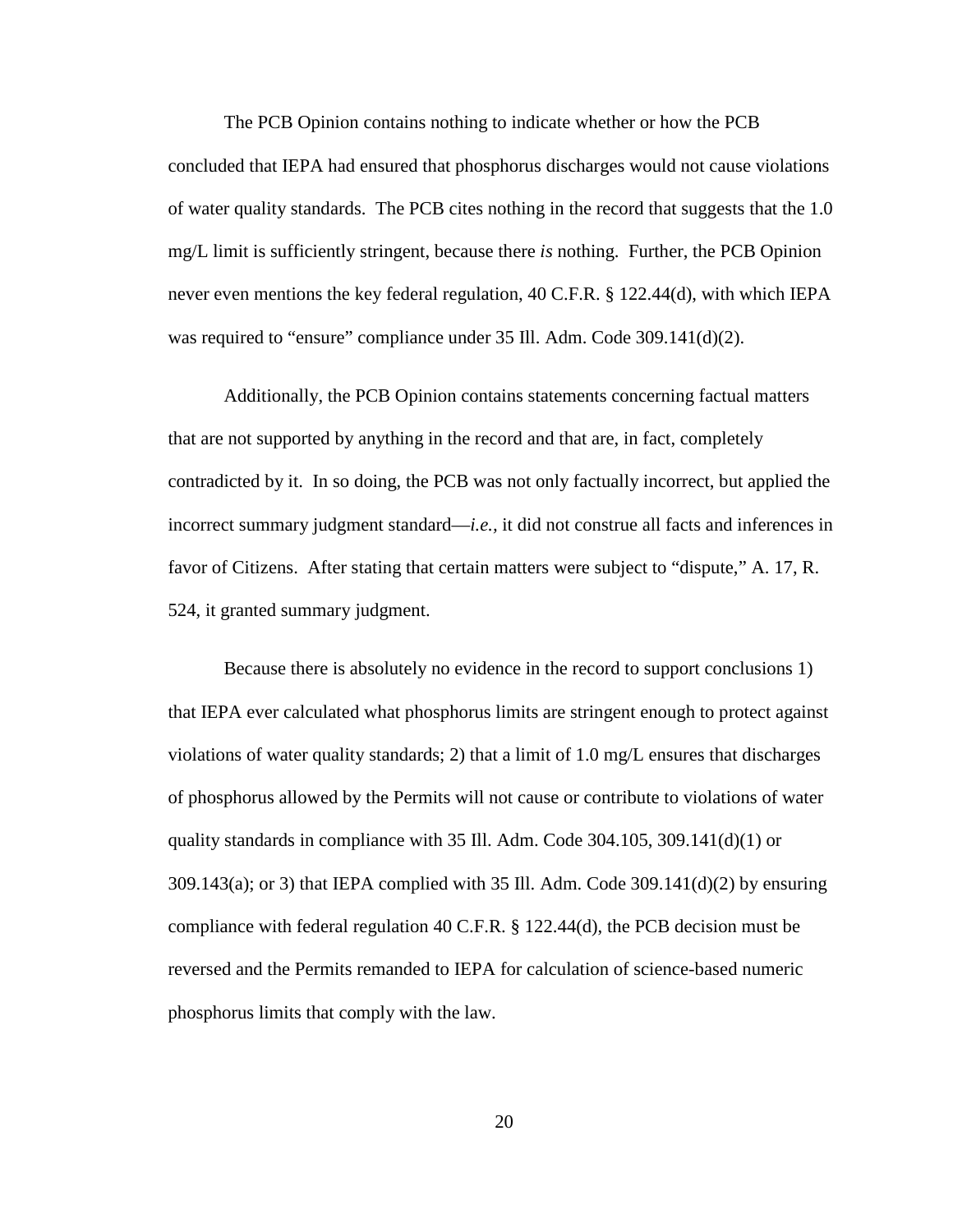The PCB Opinion contains nothing to indicate whether or how the PCB concluded that IEPA had ensured that phosphorus discharges would not cause violations of water quality standards. The PCB cites nothing in the record that suggests that the 1.0 mg/L limit is sufficiently stringent, because there *is* nothing. Further, the PCB Opinion never even mentions the key federal regulation, 40 C.F.R. § 122.44(d), with which IEPA was required to "ensure" compliance under 35 Ill. Adm. Code 309.141(d)(2).

Additionally, the PCB Opinion contains statements concerning factual matters that are not supported by anything in the record and that are, in fact, completely contradicted by it. In so doing, the PCB was not only factually incorrect, but applied the incorrect summary judgment standard—*i.e.*, it did not construe all facts and inferences in favor of Citizens. After stating that certain matters were subject to "dispute," A. 17, R. 524, it granted summary judgment.

Because there is absolutely no evidence in the record to support conclusions 1) that IEPA ever calculated what phosphorus limits are stringent enough to protect against violations of water quality standards; 2) that a limit of 1.0 mg/L ensures that discharges of phosphorus allowed by the Permits will not cause or contribute to violations of water quality standards in compliance with 35 Ill. Adm. Code 304.105, 309.141(d)(1) or 309.143(a); or 3) that IEPA complied with 35 Ill. Adm. Code 309.141(d)(2) by ensuring compliance with federal regulation 40 C.F.R. § 122.44(d), the PCB decision must be reversed and the Permits remanded to IEPA for calculation of science-based numeric phosphorus limits that comply with the law.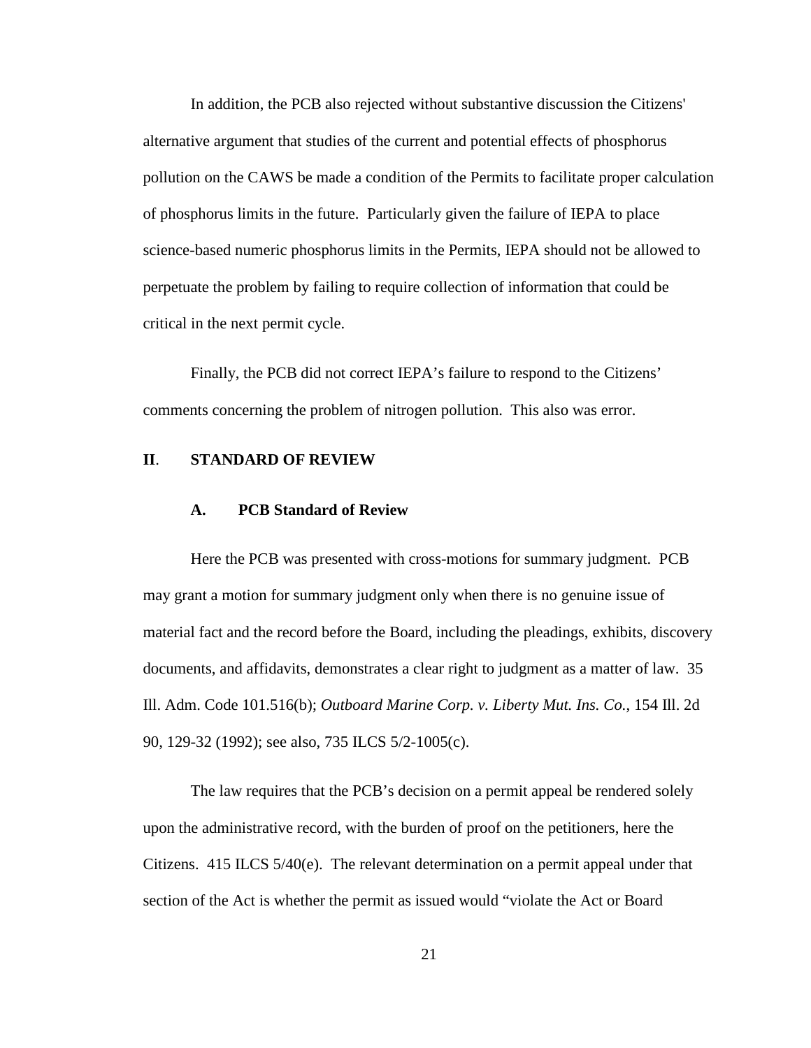In addition, the PCB also rejected without substantive discussion the Citizens' alternative argument that studies of the current and potential effects of phosphorus pollution on the CAWS be made a condition of the Permits to facilitate proper calculation of phosphorus limits in the future. Particularly given the failure of IEPA to place science-based numeric phosphorus limits in the Permits, IEPA should not be allowed to perpetuate the problem by failing to require collection of information that could be critical in the next permit cycle.

Finally, the PCB did not correct IEPA's failure to respond to the Citizens' comments concerning the problem of nitrogen pollution. This also was error.

## II. STANDARD OF REVIEW

### A. PCB Standard of Review

Here the PCB was presented with cross-motions for summary judgment. PCB may grant a motion for summary judgment only when there is no genuine issue of material fact and the record before the Board, including the pleadings, exhibits, discovery documents, and affidavits, demonstrates a clear right to judgment as a matter of law. 35 Ill. Adm. Code 101.516(b); *Outboard Marine Corp. v. Liberty Mut. Ins. Co.*, 154 Ill. 2d 90, 129-32 (1992); see also, 735 ILCS 5/2-1005(c).

The law requires that the PCB's decision on a permit appeal be rendered solely upon the administrative record, with the burden of proof on the petitioners, here the Citizens. 415 ILCS 5/40(e). The relevant determination on a permit appeal under that section of the Act is whether the permit as issued would "violate the Act or Board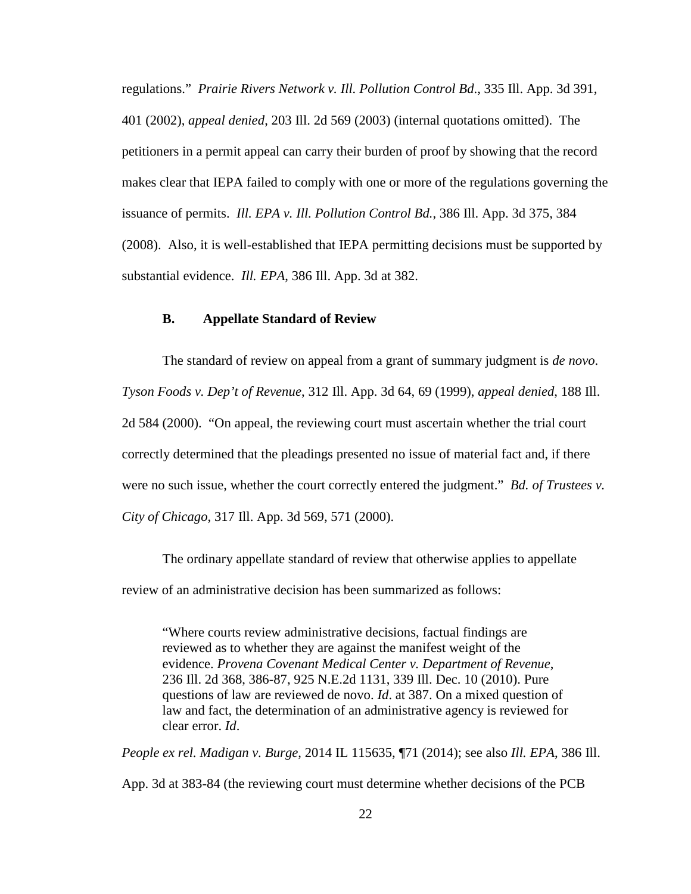regulations." *Prairie Rivers Network v. Ill. Pollution Control Bd.*, 335 Ill. App. 3d 391, 401 (2002), *appeal denied*, 203 Ill. 2d 569 (2003) (internal quotations omitted). The petitioners in a permit appeal can carry their burden of proof by showing that the record makes clear that IEPA failed to comply with one or more of the regulations governing the issuance of permits. *Ill. EPA v. Ill. Pollution Control Bd.*, 386 Ill. App. 3d 375, 384 (2008). Also, it is well-established that IEPA permitting decisions must be supported by substantial evidence. *Ill. EPA*, 386 Ill. App. 3d at 382.

### B. Appellate Standard of Review

The standard of review on appeal from a grant of summary judgment is *de novo*. *Tyson Foods v. Dep't of Revenue*, 312 Ill. App. 3d 64, 69 (1999), *appeal denied*, 188 Ill. 2d 584 (2000). "On appeal, the reviewing court must ascertain whether the trial court correctly determined that the pleadings presented no issue of material fact and, if there were no such issue, whether the court correctly entered the judgment." *Bd. of Trustees v. City of Chicago*, 317 Ill. App. 3d 569, 571 (2000).

The ordinary appellate standard of review that otherwise applies to appellate review of an administrative decision has been summarized as follows:

> "Where courts review administrative decisions, factual findings are reviewed as to whether they are against the manifest weight of the evidence. *Provena Covenant Medical Center v. Department of Revenue*, 236 Ill. 2d 368, 386-87, 925 N.E.2d 1131, 339 Ill. Dec. 10 (2010). Pure questions of law are reviewed de novo. *Id*. at 387. On a mixed question of law and fact, the determination of an administrative agency is reviewed for clear error. *Id*.

*People ex rel. Madigan v. Burge*, 2014 IL 115635, ¶71 (2014); see also *Ill. EPA*, 386 Ill. App. 3d at 383-84 (the reviewing court must determine whether decisions of the PCB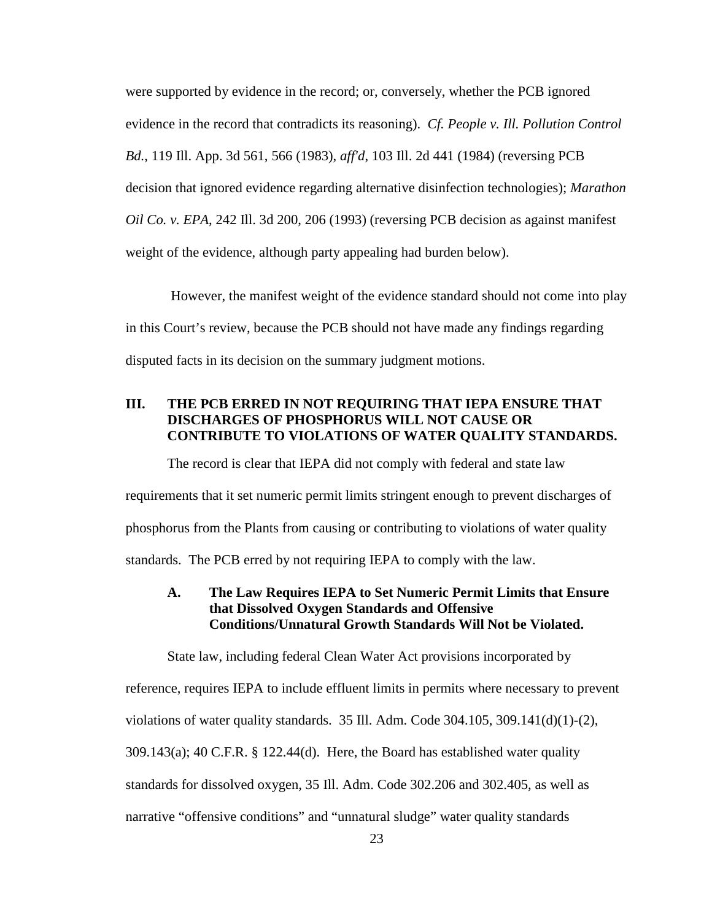were supported by evidence in the record; or, conversely, whether the PCB ignored evidence in the record that contradicts its reasoning). *Cf. People v. Ill. Pollution Control Bd.*, 119 Ill. App. 3d 561, 566 (1983), *aff'd*, 103 Ill. 2d 441 (1984) (reversing PCB decision that ignored evidence regarding alternative disinfection technologies); *Marathon Oil Co. v. EPA*, 242 Ill. 3d 200, 206 (1993) (reversing PCB decision as against manifest weight of the evidence, although party appealing had burden below).

However, the manifest weight of the evidence standard should not come into play in this Court's review, because the PCB should not have made any findings regarding disputed facts in its decision on the summary judgment motions.

## III. THE PCB ERRED IN NOT REQUIRING THAT IEPA ENSURE THAT DISCHARGES OF PHOSPHORUS WILL NOT CAUSE OR CONTRIBUTE TO VIOLATIONS OF WATER QUALITY STANDARDS.

The record is clear that IEPA did not comply with federal and state law requirements that it set numeric permit limits stringent enough to prevent discharges of phosphorus from the Plants from causing or contributing to violations of water quality standards. The PCB erred by not requiring IEPA to comply with the law.

### A. The Law Requires IEPA to Set Numeric Permit Limits that Ensure that Dissolved Oxygen Standards and Offensive Conditions/Unnatural Growth Standards Will Not be Violated.

State law, including federal Clean Water Act provisions incorporated by reference, requires IEPA to include effluent limits in permits where necessary to prevent violations of water quality standards. 35 Ill. Adm. Code 304.105, 309.141(d)(1)-(2), 309.143(a); 40 C.F.R. § 122.44(d). Here, the Board has established water quality standards for dissolved oxygen, 35 Ill. Adm. Code 302.206 and 302.405, as well as narrative "offensive conditions" and "unnatural sludge" water quality standards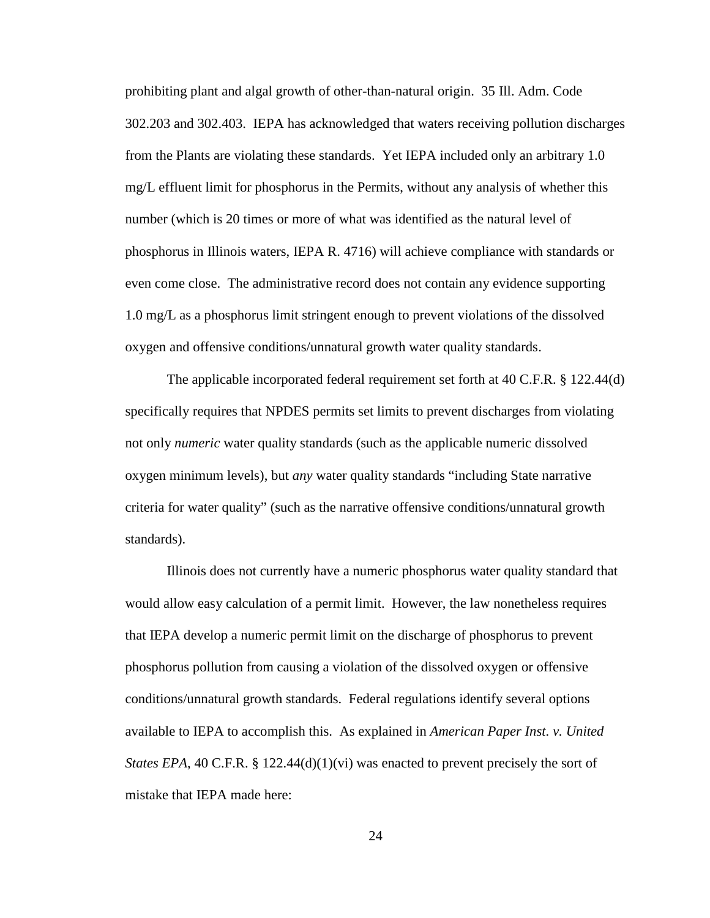prohibiting plant and algal growth of other-than-natural origin. 35 Ill. Adm. Code 302.203 and 302.403. IEPA has acknowledged that waters receiving pollution discharges from the Plants are violating these standards. Yet IEPA included only an arbitrary 1.0 mg/L effluent limit for phosphorus in the Permits, without any analysis of whether this number (which is 20 times or more of what was identified as the natural level of phosphorus in Illinois waters, IEPA R. 4716) will achieve compliance with standards or even come close. The administrative record does not contain any evidence supporting 1.0 mg/L as a phosphorus limit stringent enough to prevent violations of the dissolved oxygen and offensive conditions/unnatural growth water quality standards.

The applicable incorporated federal requirement set forth at 40 C.F.R. § 122.44(d) specifically requires that NPDES permits set limits to prevent discharges from violating not only *numeric* water quality standards (such as the applicable numeric dissolved oxygen minimum levels), but *any* water quality standards "including State narrative criteria for water quality" (such as the narrative offensive conditions/unnatural growth standards).

Illinois does not currently have a numeric phosphorus water quality standard that would allow easy calculation of a permit limit. However, the law nonetheless requires that IEPA develop a numeric permit limit on the discharge of phosphorus to prevent phosphorus pollution from causing a violation of the dissolved oxygen or offensive conditions/unnatural growth standards. Federal regulations identify several options available to IEPA to accomplish this. As explained in *American Paper Inst. v. United States EPA*, 40 C.F.R. § 122.44(d)(1)(vi) was enacted to prevent precisely the sort of mistake that IEPA made here: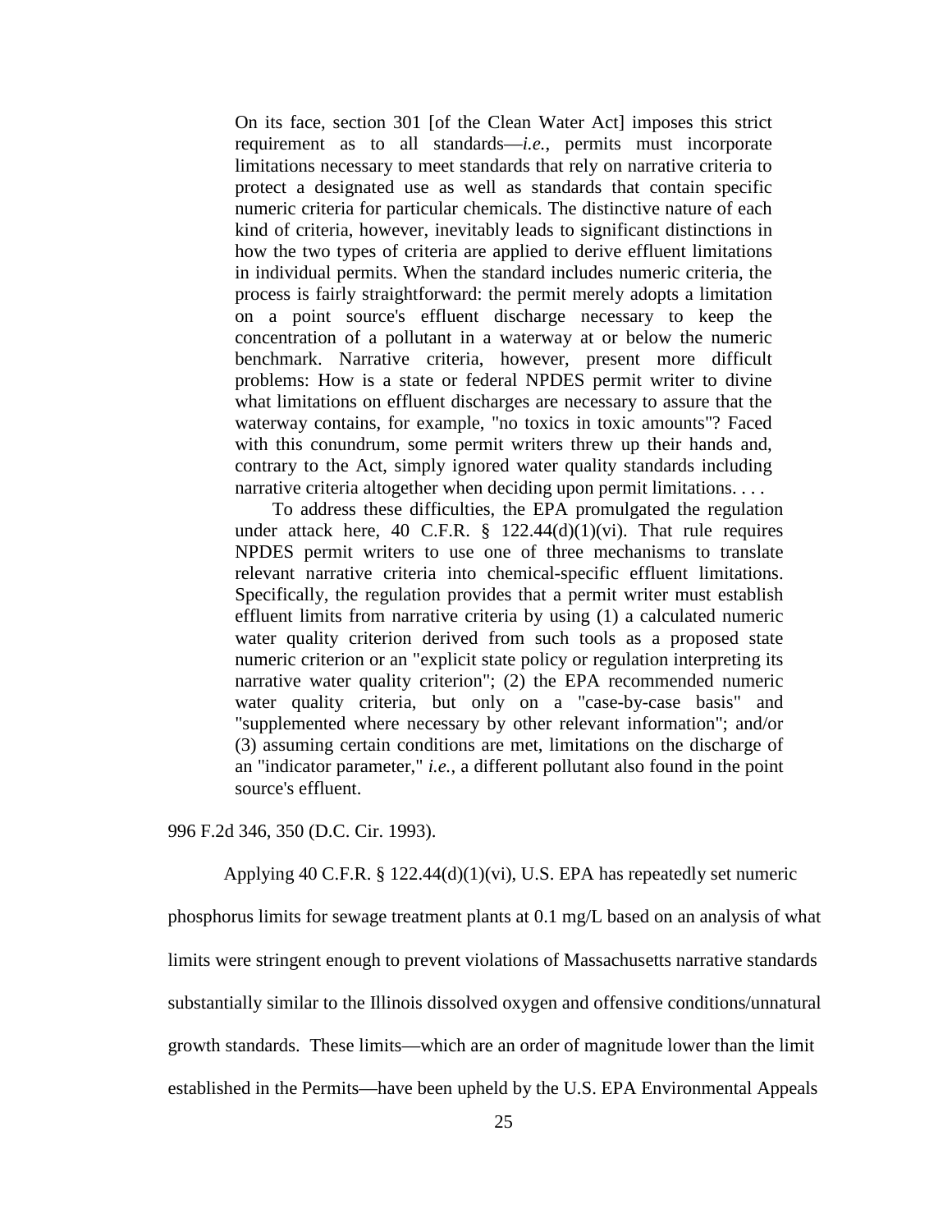> On its face, section 301 [of the Clean Water Act] imposes this strict requirement as to all standards—*i.e.*, permits must incorporate limitations necessary to meet standards that rely on narrative criteria to protect a designated use as well as standards that contain specific numeric criteria for particular chemicals. The distinctive nature of each kind of criteria, however, inevitably leads to significant distinctions in how the two types of criteria are applied to derive effluent limitations in individual permits. When the standard includes numeric criteria, the process is fairly straightforward: the permit merely adopts a limitation on a point source's effluent discharge necessary to keep the concentration of a pollutant in a waterway at or below the numeric benchmark. Narrative criteria, however, present more difficult problems: How is a state or federal NPDES permit writer to divine what limitations on effluent discharges are necessary to assure that the waterway contains, for example, "no toxics in toxic amounts"? Faced with this conundrum, some permit writers threw up their hands and, contrary to the Act, simply ignored water quality standards including narrative criteria altogether when deciding upon permit limitations. . . .
>
> To address these difficulties, the EPA promulgated the regulation under attack here, 40 C.F.R. § 122.44(d)(1)(vi). That rule requires NPDES permit writers to use one of three mechanisms to translate relevant narrative criteria into chemical-specific effluent limitations. Specifically, the regulation provides that a permit writer must establish effluent limits from narrative criteria by using (1) a calculated numeric water quality criterion derived from such tools as a proposed state numeric criterion or an "explicit state policy or regulation interpreting its narrative water quality criterion"; (2) the EPA recommended numeric water quality criteria, but only on a "case-by-case basis" and "supplemented where necessary by other relevant information"; and/or (3) assuming certain conditions are met, limitations on the discharge of an "indicator parameter," *i.e.*, a different pollutant also found in the point source's effluent.

996 F.2d 346, 350 (D.C. Cir. 1993).

Applying 40 C.F.R. § 122.44(d)(1)(vi), U.S. EPA has repeatedly set numeric phosphorus limits for sewage treatment plants at 0.1 mg/L based on an analysis of what limits were stringent enough to prevent violations of Massachusetts narrative standards substantially similar to the Illinois dissolved oxygen and offensive conditions/unnatural growth standards. These limits—which are an order of magnitude lower than the limit established in the Permits—have been upheld by the U.S. EPA Environmental Appeals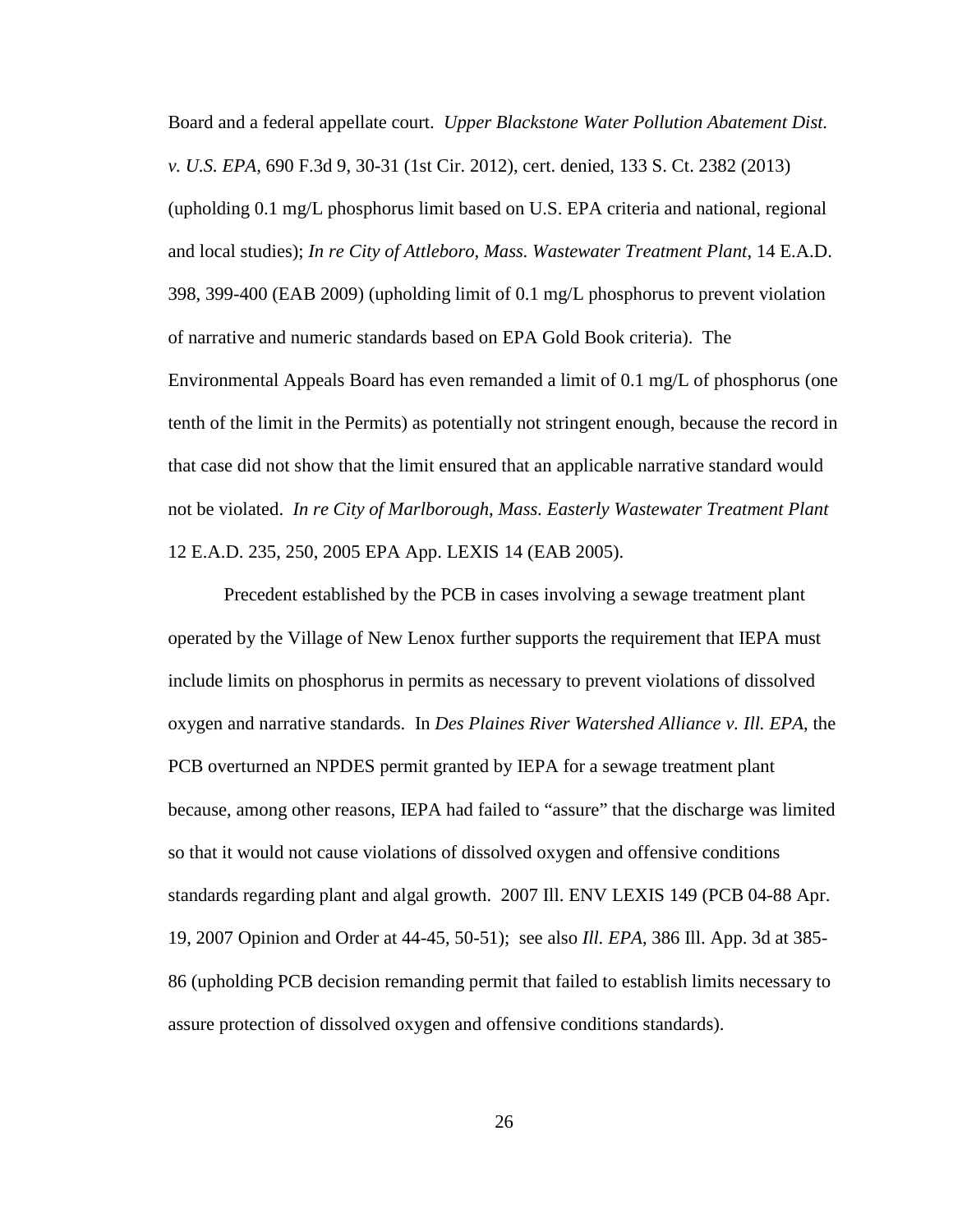Board and a federal appellate court. *Upper Blackstone Water Pollution Abatement Dist. v. U.S. EPA*, 690 F.3d 9, 30-31 (1st Cir. 2012), cert. denied, 133 S. Ct. 2382 (2013) (upholding 0.1 mg/L phosphorus limit based on U.S. EPA criteria and national, regional and local studies); *In re City of Attleboro, Mass. Wastewater Treatment Plant*, 14 E.A.D. 398, 399-400 (EAB 2009) (upholding limit of 0.1 mg/L phosphorus to prevent violation of narrative and numeric standards based on EPA Gold Book criteria). The Environmental Appeals Board has even remanded a limit of 0.1 mg/L of phosphorus (one tenth of the limit in the Permits) as potentially not stringent enough, because the record in that case did not show that the limit ensured that an applicable narrative standard would not be violated. *In re City of Marlborough, Mass. Easterly Wastewater Treatment Plant* 12 E.A.D. 235, 250, 2005 EPA App. LEXIS 14 (EAB 2005).

Precedent established by the PCB in cases involving a sewage treatment plant operated by the Village of New Lenox further supports the requirement that IEPA must include limits on phosphorus in permits as necessary to prevent violations of dissolved oxygen and narrative standards. In *Des Plaines River Watershed Alliance v. Ill. EPA*, the PCB overturned an NPDES permit granted by IEPA for a sewage treatment plant because, among other reasons, IEPA had failed to "assure" that the discharge was limited so that it would not cause violations of dissolved oxygen and offensive conditions standards regarding plant and algal growth. 2007 Ill. ENV LEXIS 149 (PCB 04-88 Apr. 19, 2007 Opinion and Order at 44-45, 50-51); see also *Ill. EPA*, 386 Ill. App. 3d at 385-86 (upholding PCB decision remanding permit that failed to establish limits necessary to assure protection of dissolved oxygen and offensive conditions standards).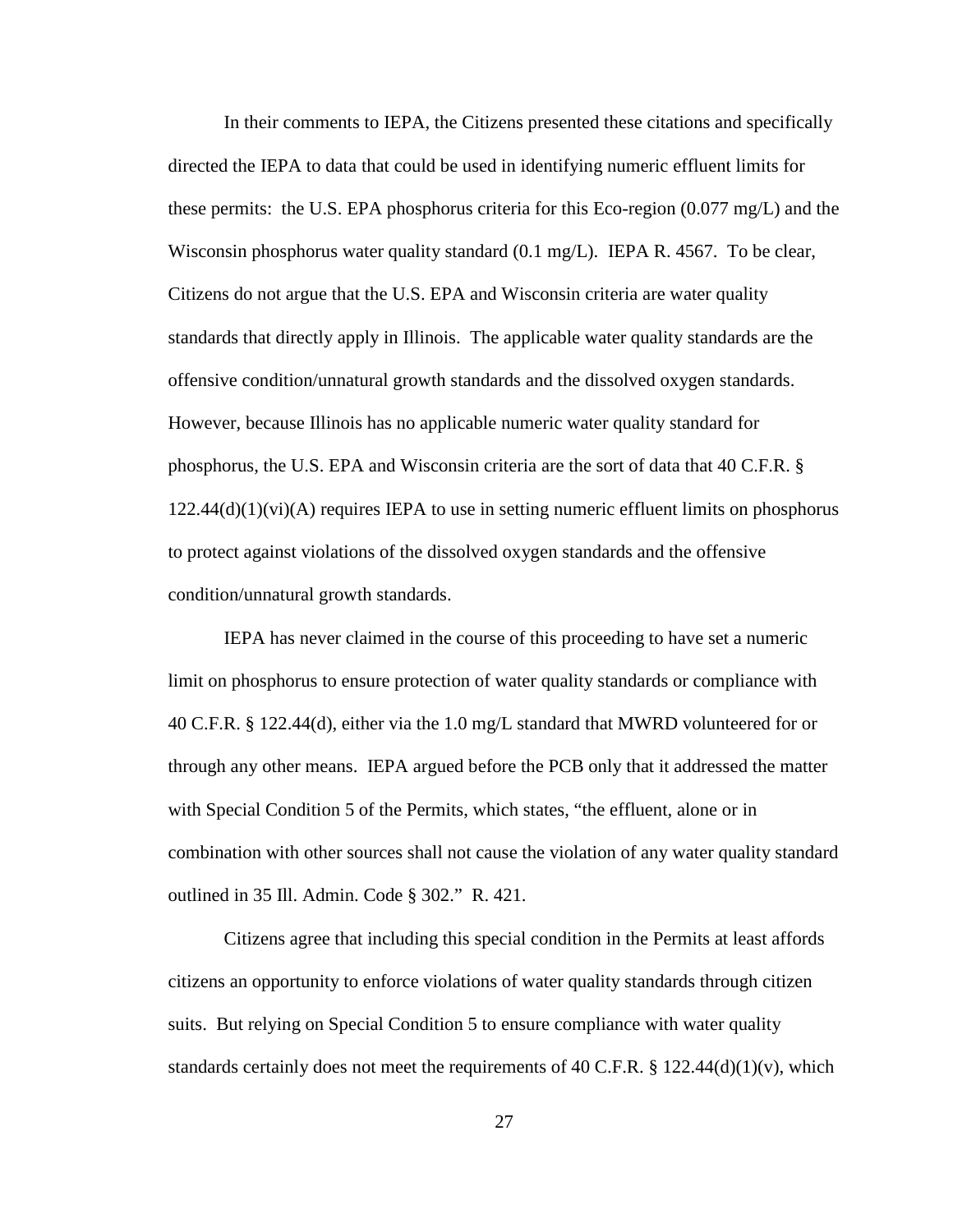In their comments to IEPA, the Citizens presented these citations and specifically directed the IEPA to data that could be used in identifying numeric effluent limits for these permits: the U.S. EPA phosphorus criteria for this Eco-region (0.077 mg/L) and the Wisconsin phosphorus water quality standard (0.1 mg/L). IEPA R. 4567. To be clear, Citizens do not argue that the U.S. EPA and Wisconsin criteria are water quality standards that directly apply in Illinois. The applicable water quality standards are the offensive condition/unnatural growth standards and the dissolved oxygen standards. However, because Illinois has no applicable numeric water quality standard for phosphorus, the U.S. EPA and Wisconsin criteria are the sort of data that 40 C.F.R. § 122.44(d)(1)(vi)(A) requires IEPA to use in setting numeric effluent limits on phosphorus to protect against violations of the dissolved oxygen standards and the offensive condition/unnatural growth standards.

IEPA has never claimed in the course of this proceeding to have set a numeric limit on phosphorus to ensure protection of water quality standards or compliance with 40 C.F.R. § 122.44(d), either via the 1.0 mg/L standard that MWRD volunteered for or through any other means. IEPA argued before the PCB only that it addressed the matter with Special Condition 5 of the Permits, which states, "the effluent, alone or in combination with other sources shall not cause the violation of any water quality standard outlined in 35 Ill. Admin. Code § 302." R. 421.

Citizens agree that including this special condition in the Permits at least affords citizens an opportunity to enforce violations of water quality standards through citizen suits. But relying on Special Condition 5 to ensure compliance with water quality standards certainly does not meet the requirements of 40 C.F.R. § 122.44(d)(1)(v), which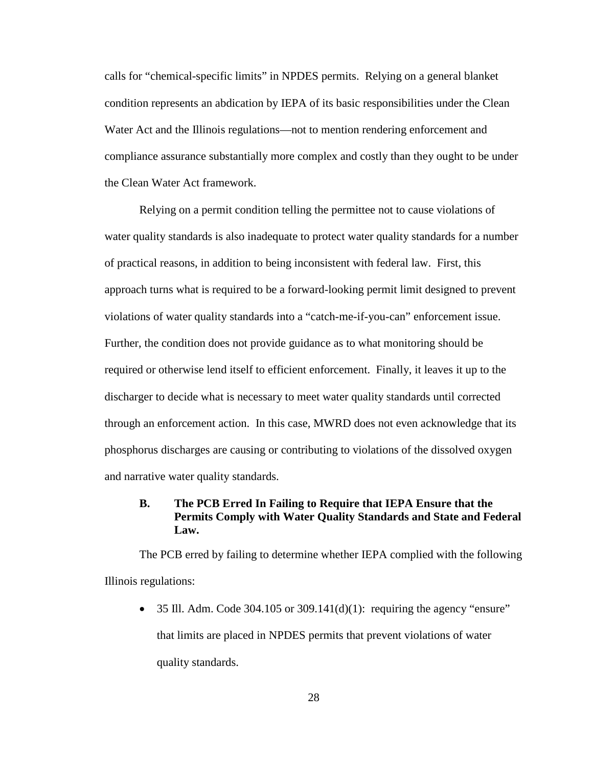calls for "chemical-specific limits" in NPDES permits. Relying on a general blanket condition represents an abdication by IEPA of its basic responsibilities under the Clean Water Act and the Illinois regulations—not to mention rendering enforcement and compliance assurance substantially more complex and costly than they ought to be under the Clean Water Act framework.

Relying on a permit condition telling the permittee not to cause violations of water quality standards is also inadequate to protect water quality standards for a number of practical reasons, in addition to being inconsistent with federal law. First, this approach turns what is required to be a forward-looking permit limit designed to prevent violations of water quality standards into a "catch-me-if-you-can" enforcement issue. Further, the condition does not provide guidance as to what monitoring should be required or otherwise lend itself to efficient enforcement. Finally, it leaves it up to the discharger to decide what is necessary to meet water quality standards until corrected through an enforcement action. In this case, MWRD does not even acknowledge that its phosphorus discharges are causing or contributing to violations of the dissolved oxygen and narrative water quality standards.

### B. The PCB Erred In Failing to Require that IEPA Ensure that the Permits Comply with Water Quality Standards and State and Federal Law.

The PCB erred by failing to determine whether IEPA complied with the following Illinois regulations:

- 35 Ill. Adm. Code 304.105 or 309.141(d)(1): requiring the agency "ensure" that limits are placed in NPDES permits that prevent violations of water quality standards.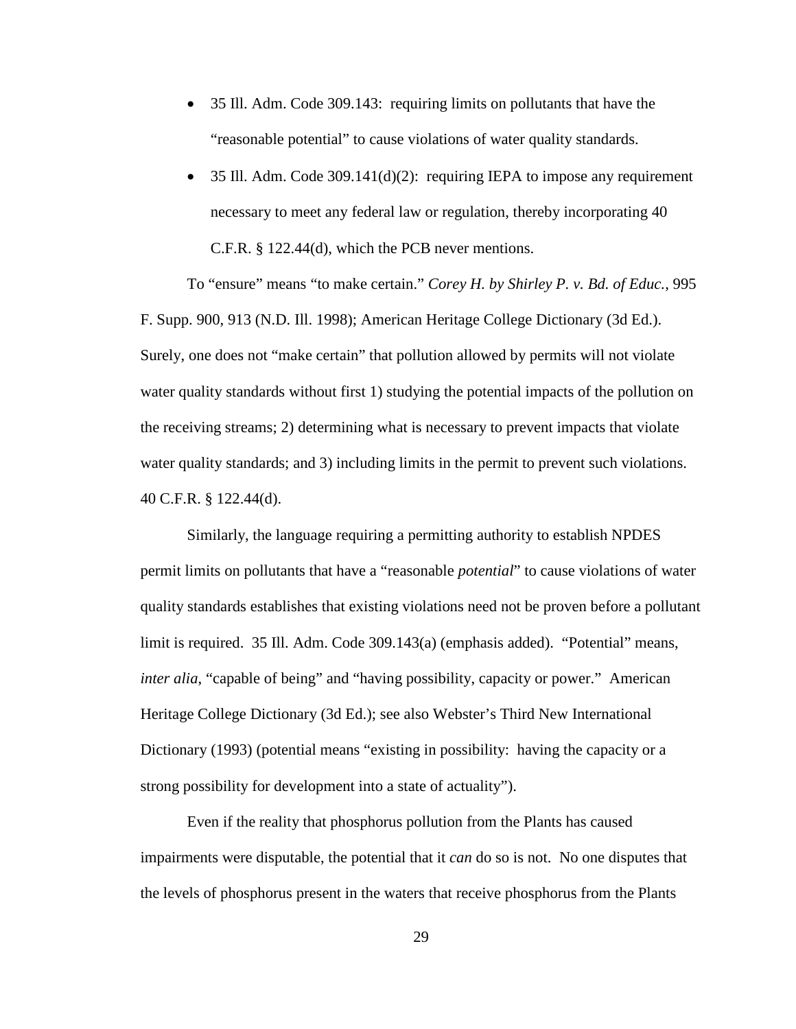- 35 Ill. Adm. Code 309.143: requiring limits on pollutants that have the "reasonable potential" to cause violations of water quality standards.
- 35 Ill. Adm. Code 309.141(d)(2): requiring IEPA to impose any requirement necessary to meet any federal law or regulation, thereby incorporating 40 C.F.R. § 122.44(d), which the PCB never mentions.

To "ensure" means "to make certain." *Corey H. by Shirley P. v. Bd. of Educ.*, 995 F. Supp. 900, 913 (N.D. Ill. 1998); American Heritage College Dictionary (3d Ed.). Surely, one does not "make certain" that pollution allowed by permits will not violate water quality standards without first 1) studying the potential impacts of the pollution on the receiving streams; 2) determining what is necessary to prevent impacts that violate water quality standards; and 3) including limits in the permit to prevent such violations. 40 C.F.R. § 122.44(d).

Similarly, the language requiring a permitting authority to establish NPDES permit limits on pollutants that have a "reasonable *potential*" to cause violations of water quality standards establishes that existing violations need not be proven before a pollutant limit is required. 35 Ill. Adm. Code 309.143(a) (emphasis added). "Potential" means, *inter alia*, "capable of being" and "having possibility, capacity or power." American Heritage College Dictionary (3d Ed.); see also Webster's Third New International Dictionary (1993) (potential means "existing in possibility: having the capacity or a strong possibility for development into a state of actuality").

Even if the reality that phosphorus pollution from the Plants has caused impairments were disputable, the potential that it *can* do so is not. No one disputes that the levels of phosphorus present in the waters that receive phosphorus from the Plants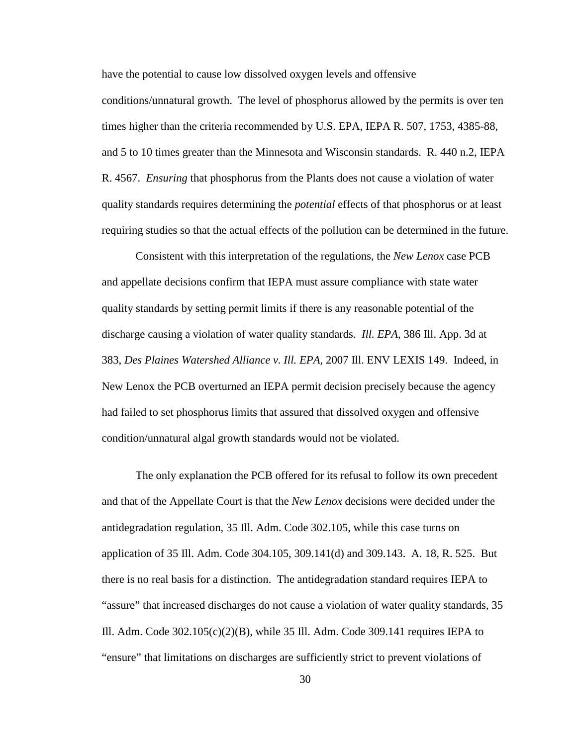have the potential to cause low dissolved oxygen levels and offensive conditions/unnatural growth. The level of phosphorus allowed by the permits is over ten times higher than the criteria recommended by U.S. EPA, IEPA R. 507, 1753, 4385-88, and 5 to 10 times greater than the Minnesota and Wisconsin standards. R. 440 n.2, IEPA R. 4567. *Ensuring* that phosphorus from the Plants does not cause a violation of water quality standards requires determining the *potential* effects of that phosphorus or at least requiring studies so that the actual effects of the pollution can be determined in the future.

Consistent with this interpretation of the regulations, the *New Lenox* case PCB and appellate decisions confirm that IEPA must assure compliance with state water quality standards by setting permit limits if there is any reasonable potential of the discharge causing a violation of water quality standards. *Ill. EPA*, 386 Ill. App. 3d at 383, *Des Plaines Watershed Alliance v. Ill. EPA*, 2007 Ill. ENV LEXIS 149. Indeed, in New Lenox the PCB overturned an IEPA permit decision precisely because the agency had failed to set phosphorus limits that assured that dissolved oxygen and offensive condition/unnatural algal growth standards would not be violated.

The only explanation the PCB offered for its refusal to follow its own precedent and that of the Appellate Court is that the *New Lenox* decisions were decided under the antidegradation regulation, 35 Ill. Adm. Code 302.105, while this case turns on application of 35 Ill. Adm. Code 304.105, 309.141(d) and 309.143. A. 18, R. 525. But there is no real basis for a distinction. The antidegradation standard requires IEPA to "assure" that increased discharges do not cause a violation of water quality standards, 35 Ill. Adm. Code 302.105(c)(2)(B), while 35 Ill. Adm. Code 309.141 requires IEPA to "ensure" that limitations on discharges are sufficiently strict to prevent violations of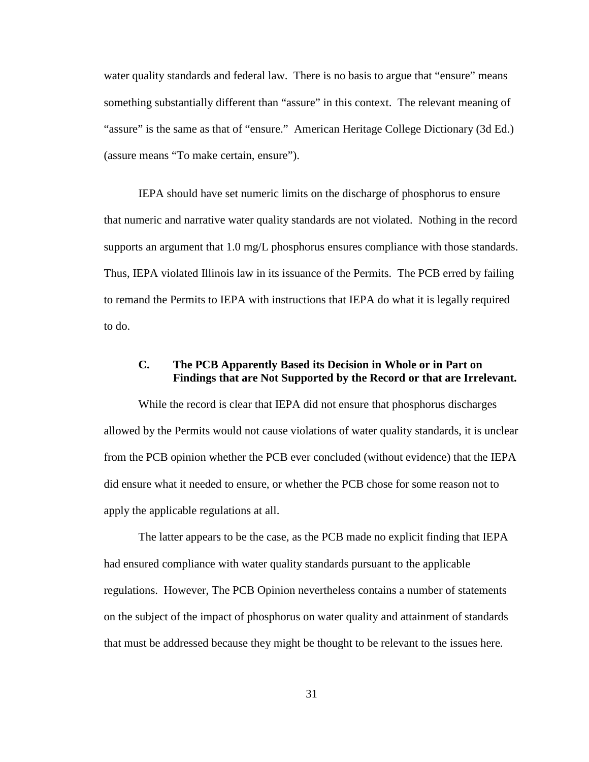water quality standards and federal law. There is no basis to argue that "ensure" means something substantially different than "assure" in this context. The relevant meaning of "assure" is the same as that of "ensure." American Heritage College Dictionary (3d Ed.) (assure means "To make certain, ensure").

IEPA should have set numeric limits on the discharge of phosphorus to ensure that numeric and narrative water quality standards are not violated. Nothing in the record supports an argument that 1.0 mg/L phosphorus ensures compliance with those standards. Thus, IEPA violated Illinois law in its issuance of the Permits. The PCB erred by failing to remand the Permits to IEPA with instructions that IEPA do what it is legally required to do.

### C. The PCB Apparently Based its Decision in Whole or in Part on Findings that are Not Supported by the Record or that are Irrelevant.

While the record is clear that IEPA did not ensure that phosphorus discharges allowed by the Permits would not cause violations of water quality standards, it is unclear from the PCB opinion whether the PCB ever concluded (without evidence) that the IEPA did ensure what it needed to ensure, or whether the PCB chose for some reason not to apply the applicable regulations at all.

The latter appears to be the case, as the PCB made no explicit finding that IEPA had ensured compliance with water quality standards pursuant to the applicable regulations. However, The PCB Opinion nevertheless contains a number of statements on the subject of the impact of phosphorus on water quality and attainment of standards that must be addressed because they might be thought to be relevant to the issues here.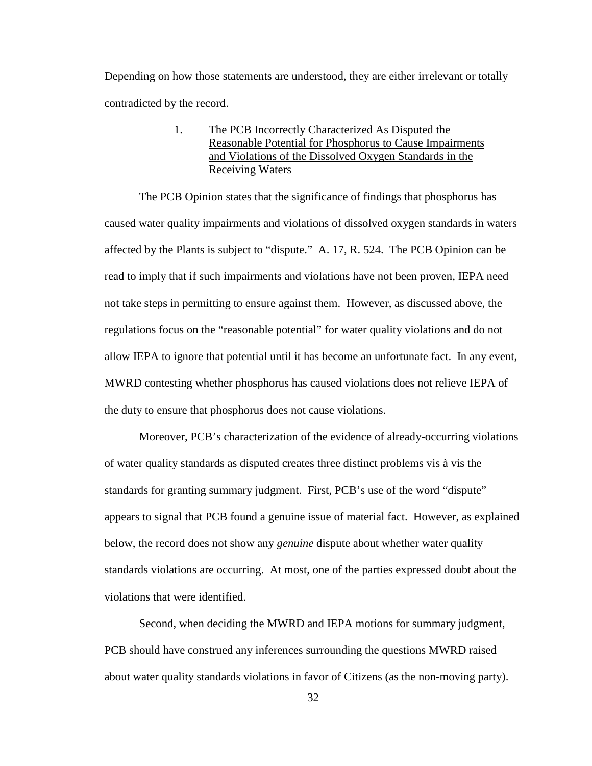Depending on how those statements are understood, they are either irrelevant or totally contradicted by the record.

### 1. The PCB Incorrectly Characterized As Disputed the Reasonable Potential for Phosphorus to Cause Impairments and Violations of the Dissolved Oxygen Standards in the Receiving Waters

The PCB Opinion states that the significance of findings that phosphorus has caused water quality impairments and violations of dissolved oxygen standards in waters affected by the Plants is subject to "dispute." A. 17, R. 524. The PCB Opinion can be read to imply that if such impairments and violations have not been proven, IEPA need not take steps in permitting to ensure against them. However, as discussed above, the regulations focus on the "reasonable potential" for water quality violations and do not allow IEPA to ignore that potential until it has become an unfortunate fact. In any event, MWRD contesting whether phosphorus has caused violations does not relieve IEPA of the duty to ensure that phosphorus does not cause violations.

Moreover, PCB's characterization of the evidence of already-occurring violations of water quality standards as disputed creates three distinct problems vis à vis the standards for granting summary judgment. First, PCB's use of the word "dispute" appears to signal that PCB found a genuine issue of material fact. However, as explained below, the record does not show any *genuine* dispute about whether water quality standards violations are occurring. At most, one of the parties expressed doubt about the violations that were identified.

Second, when deciding the MWRD and IEPA motions for summary judgment, PCB should have construed any inferences surrounding the questions MWRD raised about water quality standards violations in favor of Citizens (as the non-moving party).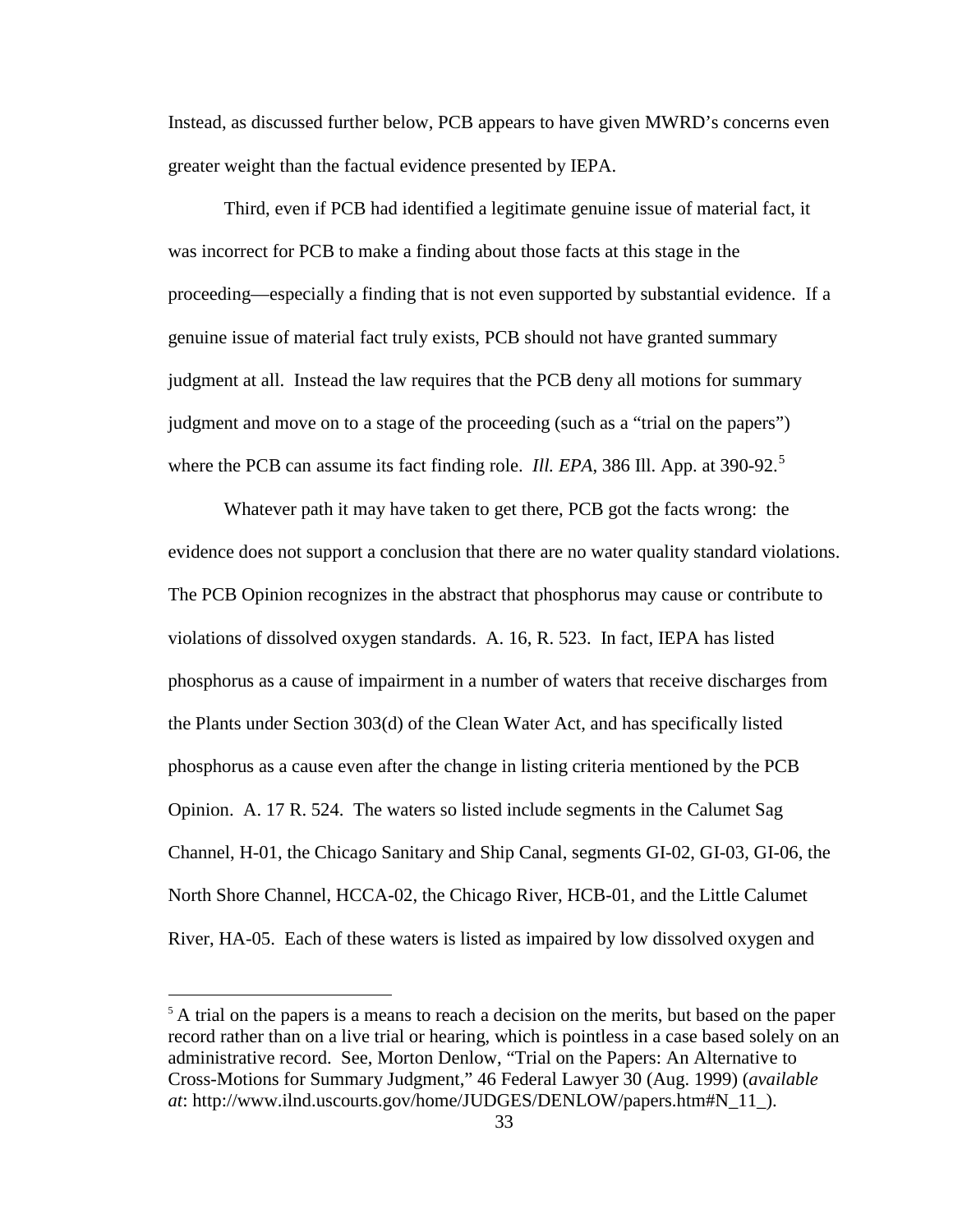Instead, as discussed further below, PCB appears to have given MWRD's concerns even greater weight than the factual evidence presented by IEPA.

Third, even if PCB had identified a legitimate genuine issue of material fact, it was incorrect for PCB to make a finding about those facts at this stage in the proceeding—especially a finding that is not even supported by substantial evidence. If a genuine issue of material fact truly exists, PCB should not have granted summary judgment at all. Instead the law requires that the PCB deny all motions for summary judgment and move on to a stage of the proceeding (such as a "trial on the papers") where the PCB can assume its fact finding role. *Ill. EPA*, 386 Ill. App. at 390-92.[5]

Whatever path it may have taken to get there, PCB got the facts wrong: the evidence does not support a conclusion that there are no water quality standard violations. The PCB Opinion recognizes in the abstract that phosphorus may cause or contribute to violations of dissolved oxygen standards. A. 16, R. 523. In fact, IEPA has listed phosphorus as a cause of impairment in a number of waters that receive discharges from the Plants under Section 303(d) of the Clean Water Act, and has specifically listed phosphorus as a cause even after the change in listing criteria mentioned by the PCB Opinion. A. 17 R. 524. The waters so listed include segments in the Calumet Sag Channel, H-01, the Chicago Sanitary and Ship Canal, segments GI-02, GI-03, GI-06, the North Shore Channel, HCCA-02, the Chicago River, HCB-01, and the Little Calumet River, HA-05. Each of these waters is listed as impaired by low dissolved oxygen and

[5] A trial on the papers is a means to reach a decision on the merits, but based on the paper record rather than on a live trial or hearing, which is pointless in a case based solely on an administrative record. See, Morton Denlow, "Trial on the Papers: An Alternative to Cross-Motions for Summary Judgment," 46 Federal Lawyer 30 (Aug. 1999) (*available at*: http://www.ilnd.uscourts.gov/home/JUDGES/DENLOW/papers.htm#N_11_).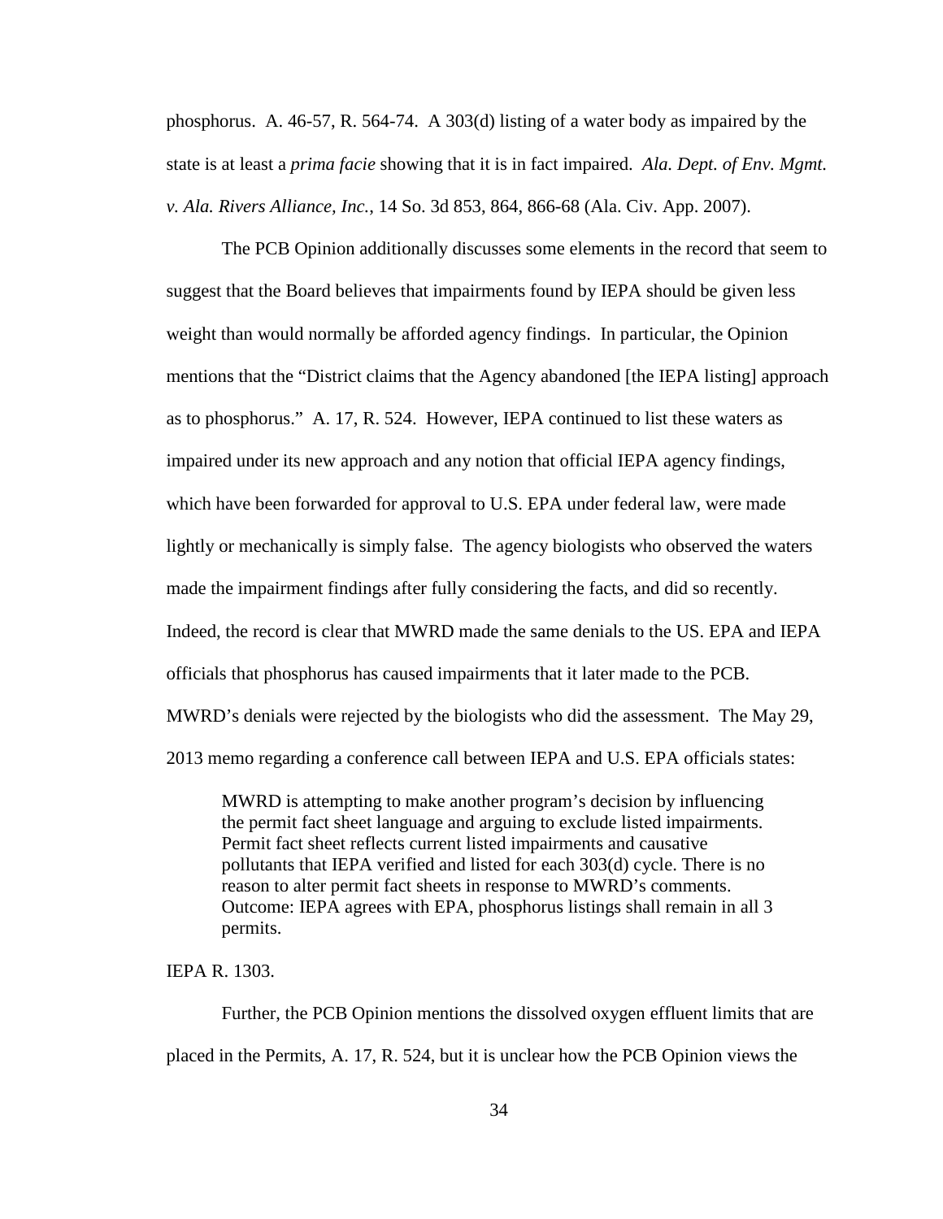phosphorus. A. 46-57, R. 564-74. A 303(d) listing of a water body as impaired by the state is at least a *prima facie* showing that it is in fact impaired. *Ala. Dept. of Env. Mgmt. v. Ala. Rivers Alliance, Inc.*, 14 So. 3d 853, 864, 866-68 (Ala. Civ. App. 2007).

The PCB Opinion additionally discusses some elements in the record that seem to suggest that the Board believes that impairments found by IEPA should be given less weight than would normally be afforded agency findings. In particular, the Opinion mentions that the "District claims that the Agency abandoned [the IEPA listing] approach as to phosphorus." A. 17, R. 524. However, IEPA continued to list these waters as impaired under its new approach and any notion that official IEPA agency findings, which have been forwarded for approval to U.S. EPA under federal law, were made lightly or mechanically is simply false. The agency biologists who observed the waters made the impairment findings after fully considering the facts, and did so recently. Indeed, the record is clear that MWRD made the same denials to the US. EPA and IEPA officials that phosphorus has caused impairments that it later made to the PCB. MWRD's denials were rejected by the biologists who did the assessment. The May 29, 2013 memo regarding a conference call between IEPA and U.S. EPA officials states:

> MWRD is attempting to make another program's decision by influencing the permit fact sheet language and arguing to exclude listed impairments. Permit fact sheet reflects current listed impairments and causative pollutants that IEPA verified and listed for each 303(d) cycle. There is no reason to alter permit fact sheets in response to MWRD's comments. Outcome: IEPA agrees with EPA, phosphorus listings shall remain in all 3 permits.

IEPA R. 1303.

Further, the PCB Opinion mentions the dissolved oxygen effluent limits that are placed in the Permits, A. 17, R. 524, but it is unclear how the PCB Opinion views the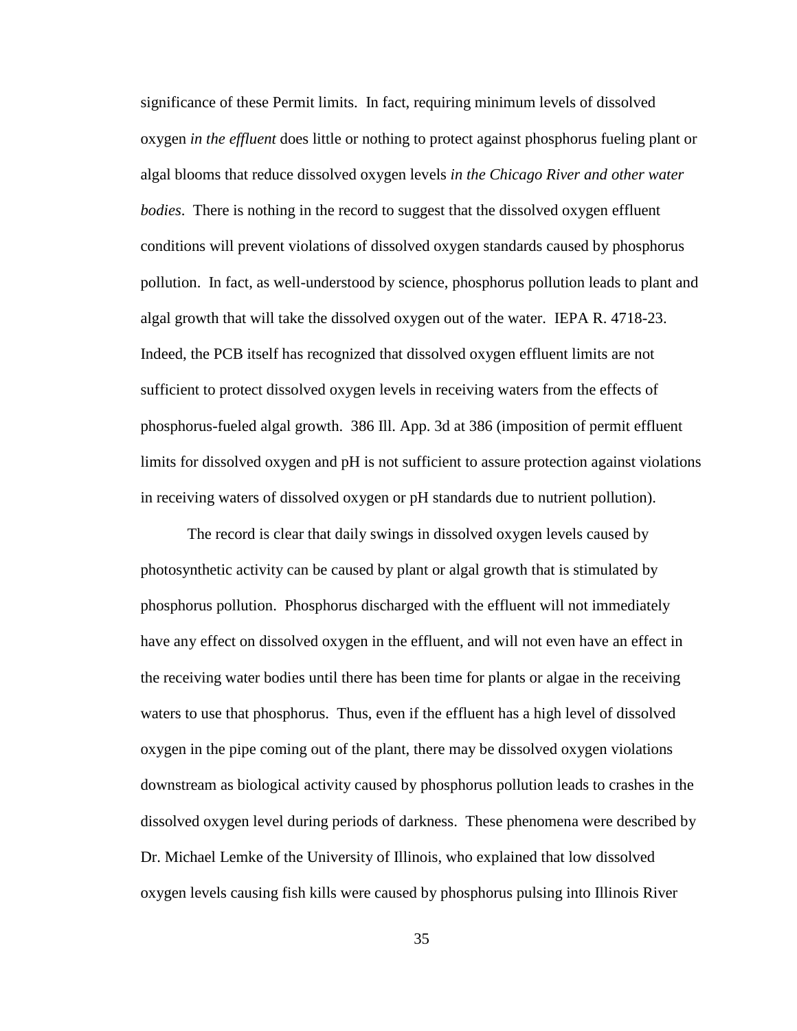significance of these Permit limits. In fact, requiring minimum levels of dissolved oxygen *in the effluent* does little or nothing to protect against phosphorus fueling plant or algal blooms that reduce dissolved oxygen levels *in the Chicago River and other water bodies*. There is nothing in the record to suggest that the dissolved oxygen effluent conditions will prevent violations of dissolved oxygen standards caused by phosphorus pollution. In fact, as well-understood by science, phosphorus pollution leads to plant and algal growth that will take the dissolved oxygen out of the water. IEPA R. 4718-23. Indeed, the PCB itself has recognized that dissolved oxygen effluent limits are not sufficient to protect dissolved oxygen levels in receiving waters from the effects of phosphorus-fueled algal growth. 386 Ill. App. 3d at 386 (imposition of permit effluent limits for dissolved oxygen and pH is not sufficient to assure protection against violations in receiving waters of dissolved oxygen or pH standards due to nutrient pollution).

The record is clear that daily swings in dissolved oxygen levels caused by photosynthetic activity can be caused by plant or algal growth that is stimulated by phosphorus pollution. Phosphorus discharged with the effluent will not immediately have any effect on dissolved oxygen in the effluent, and will not even have an effect in the receiving water bodies until there has been time for plants or algae in the receiving waters to use that phosphorus. Thus, even if the effluent has a high level of dissolved oxygen in the pipe coming out of the plant, there may be dissolved oxygen violations downstream as biological activity caused by phosphorus pollution leads to crashes in the dissolved oxygen level during periods of darkness. These phenomena were described by Dr. Michael Lemke of the University of Illinois, who explained that low dissolved oxygen levels causing fish kills were caused by phosphorus pulsing into Illinois River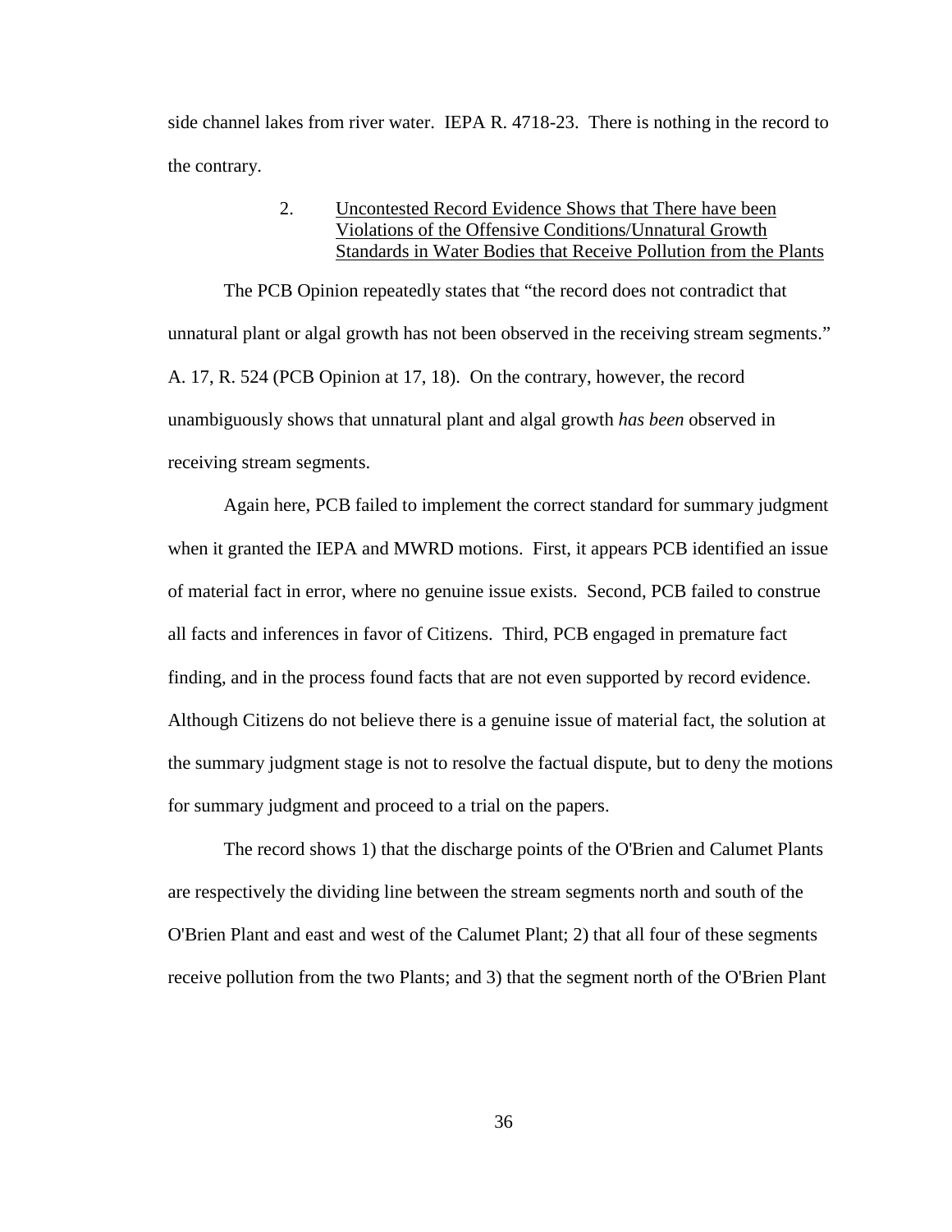side channel lakes from river water. IEPA R. 4718-23. There is nothing in the record to the contrary.

### 2. Uncontested Record Evidence Shows that There have been Violations of the Offensive Conditions/Unnatural Growth Standards in Water Bodies that Receive Pollution from the Plants

The PCB Opinion repeatedly states that "the record does not contradict that unnatural plant or algal growth has not been observed in the receiving stream segments." A. 17, R. 524 (PCB Opinion at 17, 18). On the contrary, however, the record unambiguously shows that unnatural plant and algal growth *has been* observed in receiving stream segments.

Again here, PCB failed to implement the correct standard for summary judgment when it granted the IEPA and MWRD motions. First, it appears PCB identified an issue of material fact in error, where no genuine issue exists. Second, PCB failed to construe all facts and inferences in favor of Citizens. Third, PCB engaged in premature fact finding, and in the process found facts that are not even supported by record evidence. Although Citizens do not believe there is a genuine issue of material fact, the solution at the summary judgment stage is not to resolve the factual dispute, but to deny the motions for summary judgment and proceed to a trial on the papers.

The record shows 1) that the discharge points of the O'Brien and Calumet Plants are respectively the dividing line between the stream segments north and south of the O'Brien Plant and east and west of the Calumet Plant; 2) that all four of these segments receive pollution from the two Plants; and 3) that the segment north of the O'Brien Plant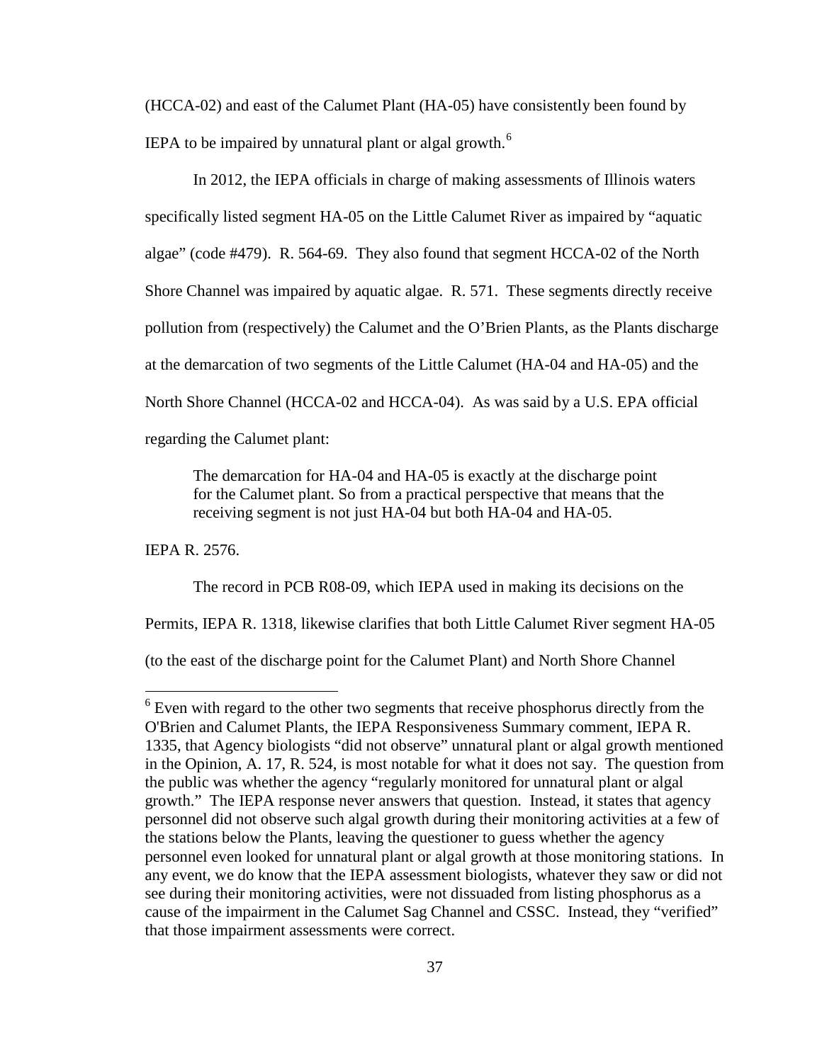(HCCA-02) and east of the Calumet Plant (HA-05) have consistently been found by IEPA to be impaired by unnatural plant or algal growth.[6]

In 2012, the IEPA officials in charge of making assessments of Illinois waters specifically listed segment HA-05 on the Little Calumet River as impaired by "aquatic algae" (code #479). R. 564-69. They also found that segment HCCA-02 of the North Shore Channel was impaired by aquatic algae. R. 571. These segments directly receive pollution from (respectively) the Calumet and the O'Brien Plants, as the Plants discharge at the demarcation of two segments of the Little Calumet (HA-04 and HA-05) and the North Shore Channel (HCCA-02 and HCCA-04). As was said by a U.S. EPA official regarding the Calumet plant:

> The demarcation for HA-04 and HA-05 is exactly at the discharge point for the Calumet plant. So from a practical perspective that means that the receiving segment is not just HA-04 but both HA-04 and HA-05.

IEPA R. 2576.

The record in PCB R08-09, which IEPA used in making its decisions on the Permits, IEPA R. 1318, likewise clarifies that both Little Calumet River segment HA-05 (to the east of the discharge point for the Calumet Plant) and North Shore Channel

---

[6] Even with regard to the other two segments that receive phosphorus directly from the O'Brien and Calumet Plants, the IEPA Responsiveness Summary comment, IEPA R. 1335, that Agency biologists "did not observe" unnatural plant or algal growth mentioned in the Opinion, A. 17, R. 524, is most notable for what it does not say. The question from the public was whether the agency "regularly monitored for unnatural plant or algal growth." The IEPA response never answers that question. Instead, it states that agency personnel did not observe such algal growth during their monitoring activities at a few of the stations below the Plants, leaving the questioner to guess whether the agency personnel even looked for unnatural plant or algal growth at those monitoring stations. In any event, we do know that the IEPA assessment biologists, whatever they saw or did not see during their monitoring activities, were not dissuaded from listing phosphorus as a cause of the impairment in the Calumet Sag Channel and CSSC. Instead, they "verified" that those impairment assessments were correct.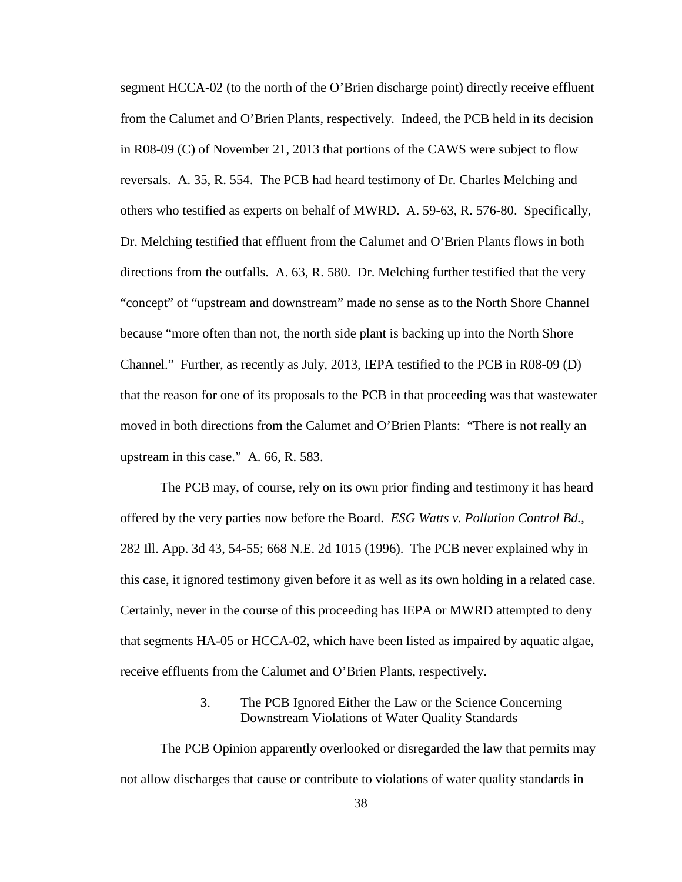segment HCCA-02 (to the north of the O'Brien discharge point) directly receive effluent from the Calumet and O'Brien Plants, respectively. Indeed, the PCB held in its decision in R08-09 (C) of November 21, 2013 that portions of the CAWS were subject to flow reversals. A. 35, R. 554. The PCB had heard testimony of Dr. Charles Melching and others who testified as experts on behalf of MWRD. A. 59-63, R. 576-80. Specifically, Dr. Melching testified that effluent from the Calumet and O'Brien Plants flows in both directions from the outfalls. A. 63, R. 580. Dr. Melching further testified that the very "concept" of "upstream and downstream" made no sense as to the North Shore Channel because "more often than not, the north side plant is backing up into the North Shore Channel." Further, as recently as July, 2013, IEPA testified to the PCB in R08-09 (D) that the reason for one of its proposals to the PCB in that proceeding was that wastewater moved in both directions from the Calumet and O'Brien Plants: "There is not really an upstream in this case." A. 66, R. 583.

The PCB may, of course, rely on its own prior finding and testimony it has heard offered by the very parties now before the Board. *ESG Watts v. Pollution Control Bd.*, 282 Ill. App. 3d 43, 54-55; 668 N.E. 2d 1015 (1996). The PCB never explained why in this case, it ignored testimony given before it as well as its own holding in a related case. Certainly, never in the course of this proceeding has IEPA or MWRD attempted to deny that segments HA-05 or HCCA-02, which have been listed as impaired by aquatic algae, receive effluents from the Calumet and O'Brien Plants, respectively.

### 3. <u>The PCB Ignored Either the Law or the Science Concerning Downstream Violations of Water Quality Standards</u>

The PCB Opinion apparently overlooked or disregarded the law that permits may not allow discharges that cause or contribute to violations of water quality standards in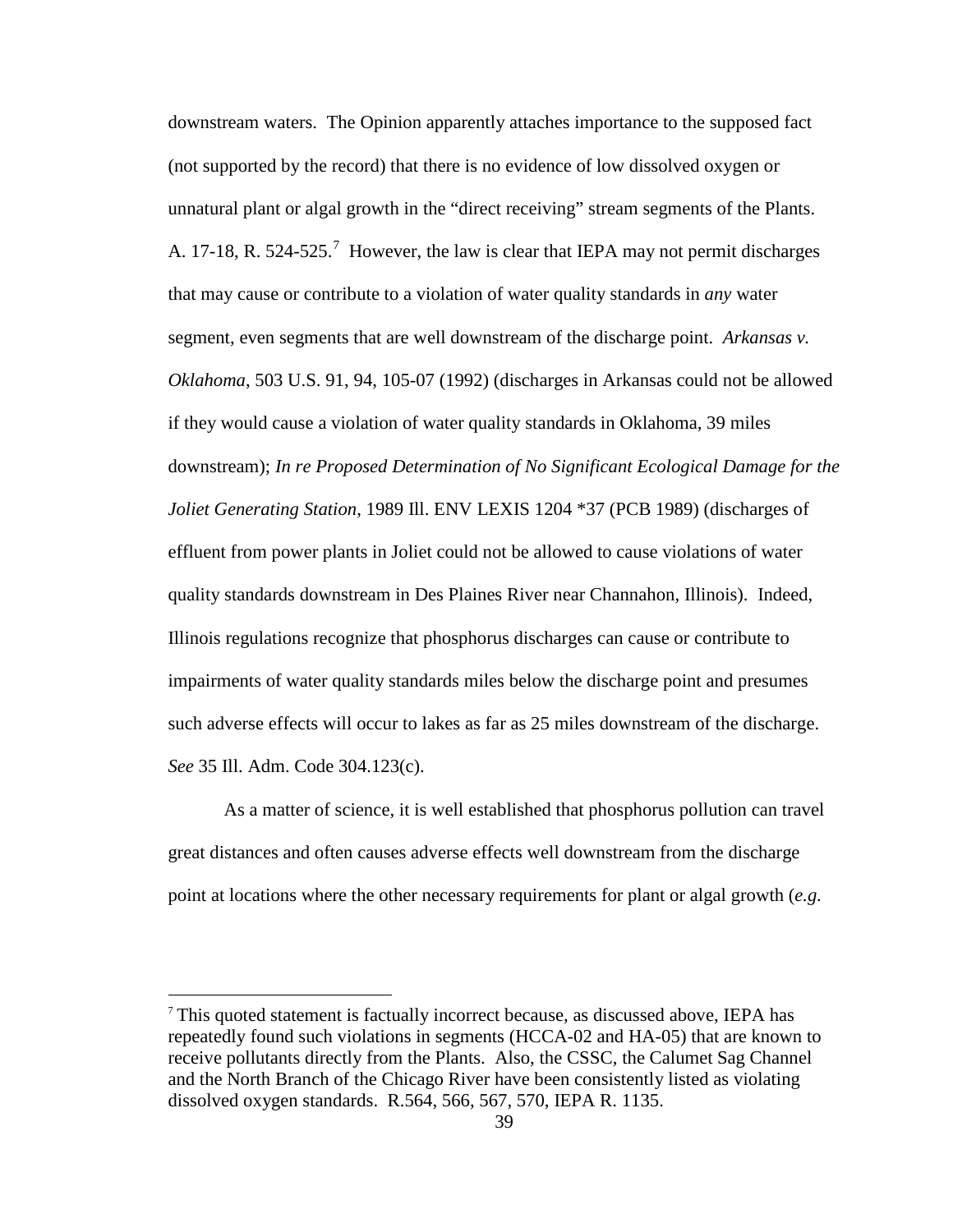downstream waters. The Opinion apparently attaches importance to the supposed fact (not supported by the record) that there is no evidence of low dissolved oxygen or unnatural plant or algal growth in the "direct receiving" stream segments of the Plants. A. 17-18, R. 524-525.[7] However, the law is clear that IEPA may not permit discharges that may cause or contribute to a violation of water quality standards in *any* water segment, even segments that are well downstream of the discharge point. *Arkansas v. Oklahoma*, 503 U.S. 91, 94, 105-07 (1992) (discharges in Arkansas could not be allowed if they would cause a violation of water quality standards in Oklahoma, 39 miles downstream); *In re Proposed Determination of No Significant Ecological Damage for the Joliet Generating Station*, 1989 Ill. ENV LEXIS 1204 *37 (PCB 1989) (discharges of effluent from power plants in Joliet could not be allowed to cause violations of water quality standards downstream in Des Plaines River near Channahon, Illinois). Indeed, Illinois regulations recognize that phosphorus discharges can cause or contribute to impairments of water quality standards miles below the discharge point and presumes such adverse effects will occur to lakes as far as 25 miles downstream of the discharge. *See* 35 Ill. Adm. Code 304.123(c).

As a matter of science, it is well established that phosphorus pollution can travel great distances and often causes adverse effects well downstream from the discharge point at locations where the other necessary requirements for plant or algal growth (*e.g.*

[7] This quoted statement is factually incorrect because, as discussed above, IEPA has repeatedly found such violations in segments (HCCA-02 and HA-05) that are known to receive pollutants directly from the Plants. Also, the CSSC, the Calumet Sag Channel and the North Branch of the Chicago River have been consistently listed as violating dissolved oxygen standards. R.564, 566, 567, 570, IEPA R. 1135.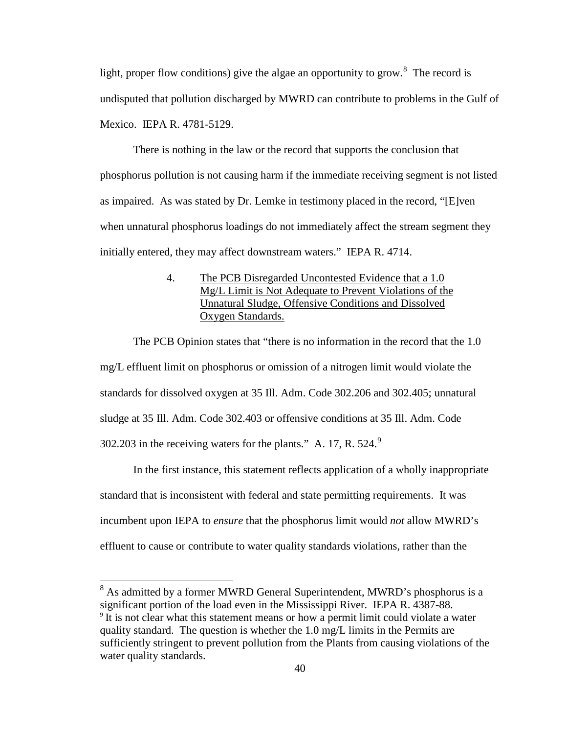light, proper flow conditions) give the algae an opportunity to grow.[8] The record is undisputed that pollution discharged by MWRD can contribute to problems in the Gulf of Mexico. IEPA R. 4781-5129.

There is nothing in the law or the record that supports the conclusion that phosphorus pollution is not causing harm if the immediate receiving segment is not listed as impaired. As was stated by Dr. Lemke in testimony placed in the record, "[E]ven when unnatural phosphorus loadings do not immediately affect the stream segment they initially entered, they may affect downstream waters." IEPA R. 4714.

4. The PCB Disregarded Uncontested Evidence that a 1.0 Mg/L Limit is Not Adequate to Prevent Violations of the Unnatural Sludge, Offensive Conditions and Dissolved Oxygen Standards.

The PCB Opinion states that "there is no information in the record that the 1.0 mg/L effluent limit on phosphorus or omission of a nitrogen limit would violate the standards for dissolved oxygen at 35 Ill. Adm. Code 302.206 and 302.405; unnatural sludge at 35 Ill. Adm. Code 302.403 or offensive conditions at 35 Ill. Adm. Code 302.203 in the receiving waters for the plants." A. 17, R. 524.[9]

In the first instance, this statement reflects application of a wholly inappropriate standard that is inconsistent with federal and state permitting requirements. It was incumbent upon IEPA to *ensure* that the phosphorus limit would *not* allow MWRD's effluent to cause or contribute to water quality standards violations, rather than the

---

[8] As admitted by a former MWRD General Superintendent, MWRD's phosphorus is a significant portion of the load even in the Mississippi River. IEPA R. 4387-88.

[9] It is not clear what this statement means or how a permit limit could violate a water quality standard. The question is whether the 1.0 mg/L limits in the Permits are sufficiently stringent to prevent pollution from the Plants from causing violations of the water quality standards.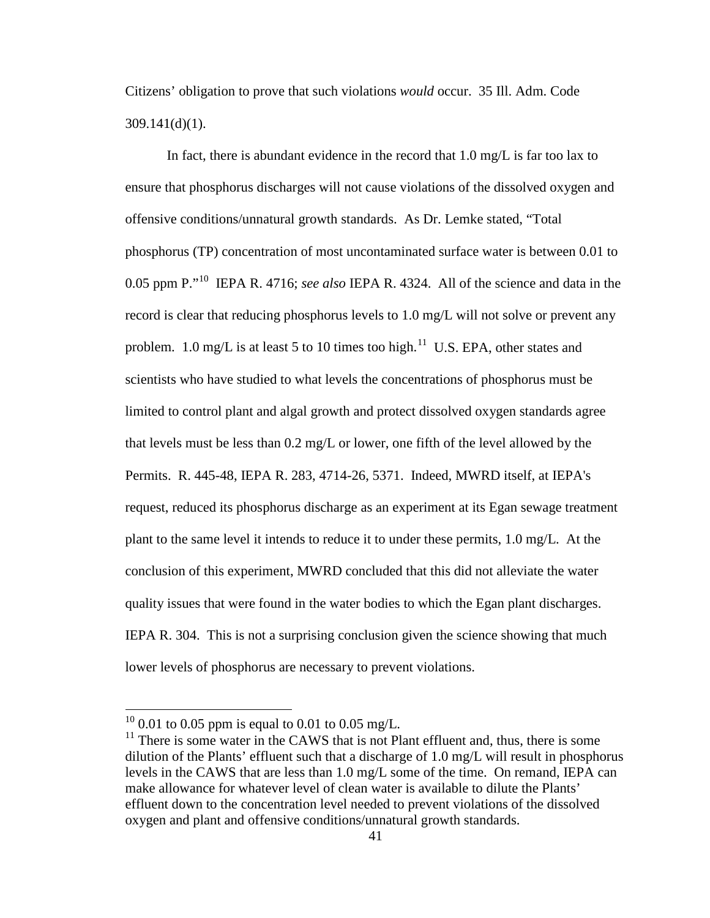Citizens' obligation to prove that such violations *would* occur. 35 Ill. Adm. Code 309.141(d)(1).

In fact, there is abundant evidence in the record that 1.0 mg/L is far too lax to ensure that phosphorus discharges will not cause violations of the dissolved oxygen and offensive conditions/unnatural growth standards. As Dr. Lemke stated, "Total phosphorus (TP) concentration of most uncontaminated surface water is between 0.01 to 0.05 ppm P."[10] IEPA R. 4716; *see also* IEPA R. 4324. All of the science and data in the record is clear that reducing phosphorus levels to 1.0 mg/L will not solve or prevent any problem. 1.0 mg/L is at least 5 to 10 times too high.[11] U.S. EPA, other states and scientists who have studied to what levels the concentrations of phosphorus must be limited to control plant and algal growth and protect dissolved oxygen standards agree that levels must be less than 0.2 mg/L or lower, one fifth of the level allowed by the Permits. R. 445-48, IEPA R. 283, 4714-26, 5371. Indeed, MWRD itself, at IEPA's request, reduced its phosphorus discharge as an experiment at its Egan sewage treatment plant to the same level it intends to reduce it to under these permits, 1.0 mg/L. At the conclusion of this experiment, MWRD concluded that this did not alleviate the water quality issues that were found in the water bodies to which the Egan plant discharges. IEPA R. 304. This is not a surprising conclusion given the science showing that much lower levels of phosphorus are necessary to prevent violations.

---

[10] 0.01 to 0.05 ppm is equal to 0.01 to 0.05 mg/L.

[11] There is some water in the CAWS that is not Plant effluent and, thus, there is some dilution of the Plants' effluent such that a discharge of 1.0 mg/L will result in phosphorus levels in the CAWS that are less than 1.0 mg/L some of the time. On remand, IEPA can make allowance for whatever level of clean water is available to dilute the Plants' effluent down to the concentration level needed to prevent violations of the dissolved oxygen and plant and offensive conditions/unnatural growth standards.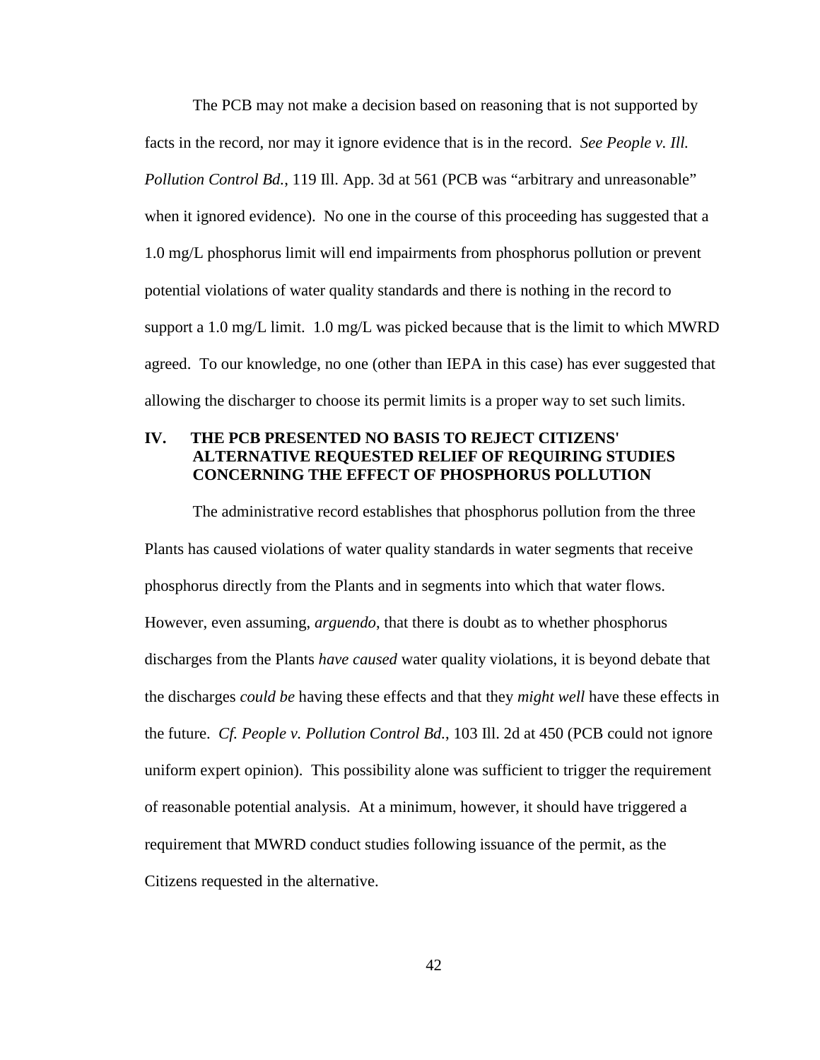The PCB may not make a decision based on reasoning that is not supported by facts in the record, nor may it ignore evidence that is in the record. *See People v. Ill. Pollution Control Bd.*, 119 Ill. App. 3d at 561 (PCB was "arbitrary and unreasonable" when it ignored evidence). No one in the course of this proceeding has suggested that a 1.0 mg/L phosphorus limit will end impairments from phosphorus pollution or prevent potential violations of water quality standards and there is nothing in the record to support a 1.0 mg/L limit. 1.0 mg/L was picked because that is the limit to which MWRD agreed. To our knowledge, no one (other than IEPA in this case) has ever suggested that allowing the discharger to choose its permit limits is a proper way to set such limits.

## IV. THE PCB PRESENTED NO BASIS TO REJECT CITIZENS' ALTERNATIVE REQUESTED RELIEF OF REQUIRING STUDIES CONCERNING THE EFFECT OF PHOSPHORUS POLLUTION

The administrative record establishes that phosphorus pollution from the three Plants has caused violations of water quality standards in water segments that receive phosphorus directly from the Plants and in segments into which that water flows. However, even assuming, *arguendo*, that there is doubt as to whether phosphorus discharges from the Plants *have caused* water quality violations, it is beyond debate that the discharges *could be* having these effects and that they *might well* have these effects in the future. *Cf. People v. Pollution Control Bd.*, 103 Ill. 2d at 450 (PCB could not ignore uniform expert opinion). This possibility alone was sufficient to trigger the requirement of reasonable potential analysis. At a minimum, however, it should have triggered a requirement that MWRD conduct studies following issuance of the permit, as the Citizens requested in the alternative.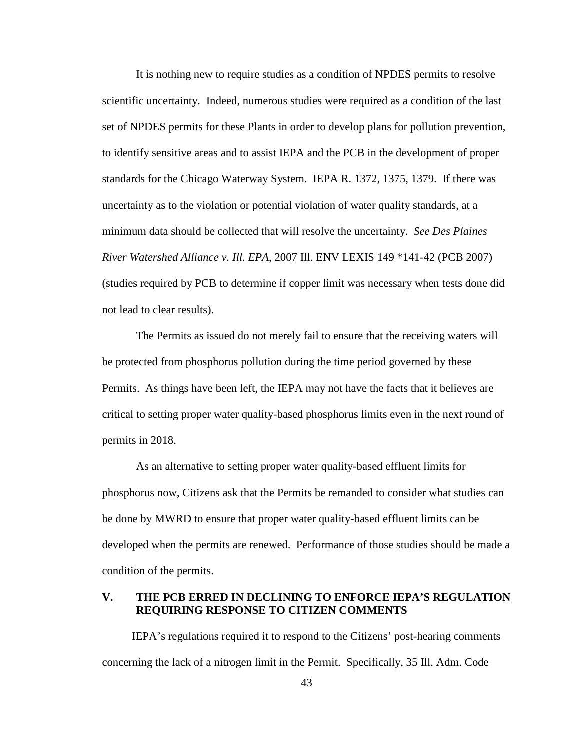It is nothing new to require studies as a condition of NPDES permits to resolve scientific uncertainty. Indeed, numerous studies were required as a condition of the last set of NPDES permits for these Plants in order to develop plans for pollution prevention, to identify sensitive areas and to assist IEPA and the PCB in the development of proper standards for the Chicago Waterway System. IEPA R. 1372, 1375, 1379. If there was uncertainty as to the violation or potential violation of water quality standards, at a minimum data should be collected that will resolve the uncertainty. *See Des Plaines River Watershed Alliance v. Ill. EPA*, 2007 Ill. ENV LEXIS 149 *141-42 (PCB 2007) (studies required by PCB to determine if copper limit was necessary when tests done did not lead to clear results).

The Permits as issued do not merely fail to ensure that the receiving waters will be protected from phosphorus pollution during the time period governed by these Permits. As things have been left, the IEPA may not have the facts that it believes are critical to setting proper water quality-based phosphorus limits even in the next round of permits in 2018.

As an alternative to setting proper water quality-based effluent limits for phosphorus now, Citizens ask that the Permits be remanded to consider what studies can be done by MWRD to ensure that proper water quality-based effluent limits can be developed when the permits are renewed. Performance of those studies should be made a condition of the permits.

## V. THE PCB ERRED IN DECLINING TO ENFORCE IEPA'S REGULATION REQUIRING RESPONSE TO CITIZEN COMMENTS

IEPA's regulations required it to respond to the Citizens' post-hearing comments concerning the lack of a nitrogen limit in the Permit. Specifically, 35 Ill. Adm. Code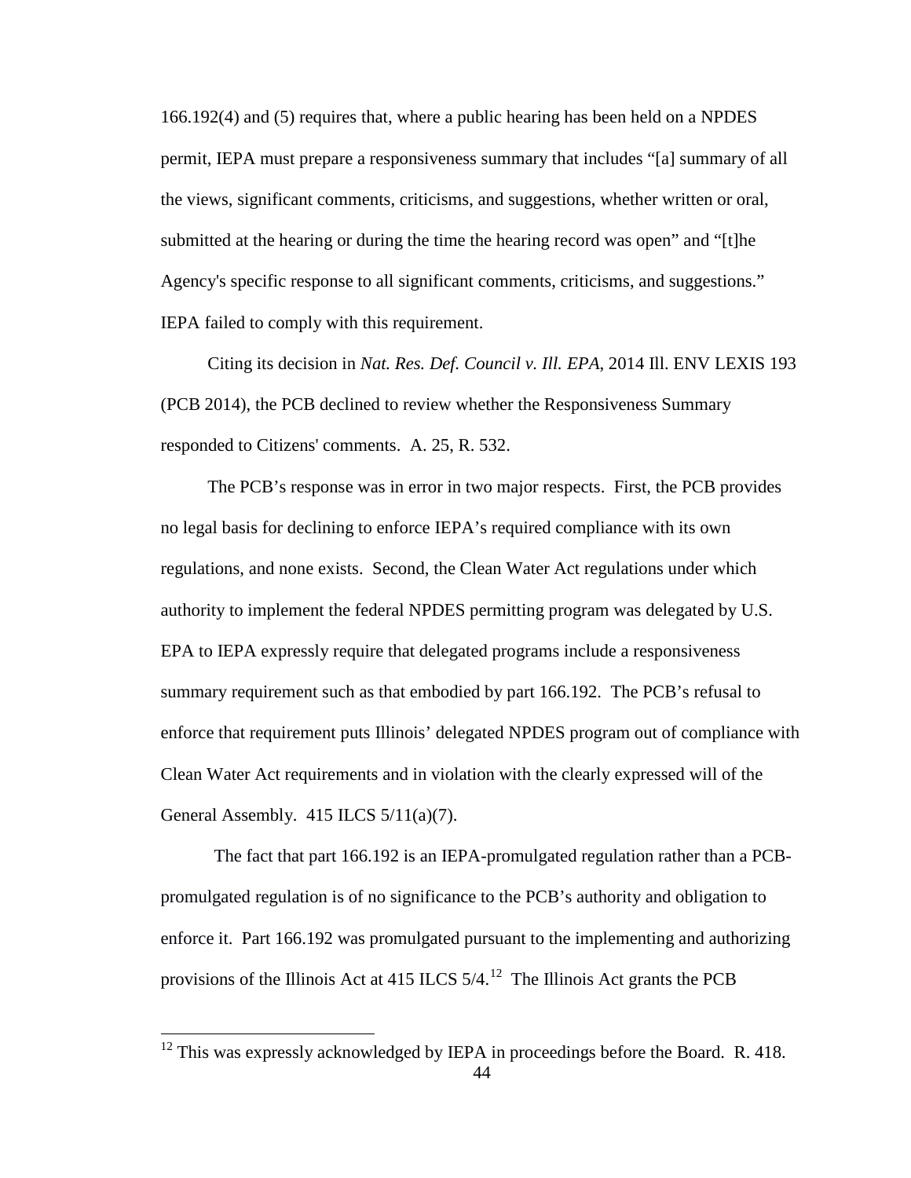166.192(4) and (5) requires that, where a public hearing has been held on a NPDES permit, IEPA must prepare a responsiveness summary that includes "[a] summary of all the views, significant comments, criticisms, and suggestions, whether written or oral, submitted at the hearing or during the time the hearing record was open" and "[t]he Agency's specific response to all significant comments, criticisms, and suggestions." IEPA failed to comply with this requirement.

Citing its decision in *Nat. Res. Def. Council v. Ill. EPA*, 2014 Ill. ENV LEXIS 193 (PCB 2014), the PCB declined to review whether the Responsiveness Summary responded to Citizens' comments. A. 25, R. 532.

The PCB's response was in error in two major respects. First, the PCB provides no legal basis for declining to enforce IEPA's required compliance with its own regulations, and none exists. Second, the Clean Water Act regulations under which authority to implement the federal NPDES permitting program was delegated by U.S. EPA to IEPA expressly require that delegated programs include a responsiveness summary requirement such as that embodied by part 166.192. The PCB's refusal to enforce that requirement puts Illinois' delegated NPDES program out of compliance with Clean Water Act requirements and in violation with the clearly expressed will of the General Assembly. 415 ILCS 5/11(a)(7).

The fact that part 166.192 is an IEPA-promulgated regulation rather than a PCB-promulgated regulation is of no significance to the PCB's authority and obligation to enforce it. Part 166.192 was promulgated pursuant to the implementing and authorizing provisions of the Illinois Act at 415 ILCS 5/4.[12] The Illinois Act grants the PCB

[12] This was expressly acknowledged by IEPA in proceedings before the Board. R. 418.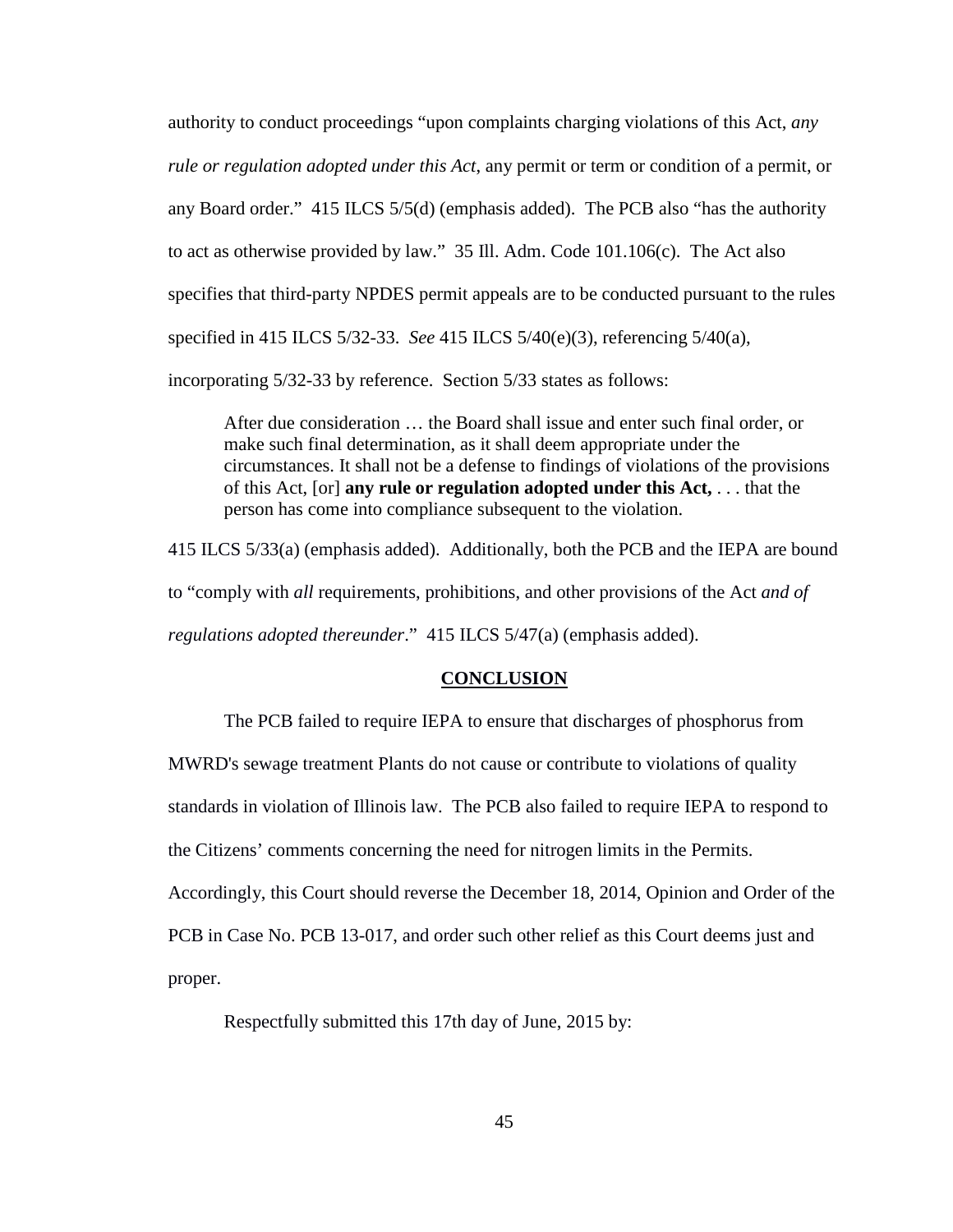authority to conduct proceedings "upon complaints charging violations of this Act, *any rule or regulation adopted under this Act*, any permit or term or condition of a permit, or any Board order." 415 ILCS 5/5(d) (emphasis added). The PCB also "has the authority to act as otherwise provided by law." 35 Ill. Adm. Code 101.106(c). The Act also specifies that third-party NPDES permit appeals are to be conducted pursuant to the rules specified in 415 ILCS 5/32-33. *See* 415 ILCS 5/40(e)(3), referencing 5/40(a), incorporating 5/32-33 by reference. Section 5/33 states as follows:

> After due consideration … the Board shall issue and enter such final order, or make such final determination, as it shall deem appropriate under the circumstances. It shall not be a defense to findings of violations of the provisions of this Act, [or] **any rule or regulation adopted under this Act,** . . . that the person has come into compliance subsequent to the violation.

415 ILCS 5/33(a) (emphasis added). Additionally, both the PCB and the IEPA are bound to "comply with *all* requirements, prohibitions, and other provisions of the Act *and of regulations adopted thereunder*." 415 ILCS 5/47(a) (emphasis added).

## CONCLUSION

The PCB failed to require IEPA to ensure that discharges of phosphorus from MWRD's sewage treatment Plants do not cause or contribute to violations of quality standards in violation of Illinois law. The PCB also failed to require IEPA to respond to the Citizens' comments concerning the need for nitrogen limits in the Permits. Accordingly, this Court should reverse the December 18, 2014, Opinion and Order of the PCB in Case No. PCB 13-017, and order such other relief as this Court deems just and proper.

Respectfully submitted this 17th day of June, 2015 by: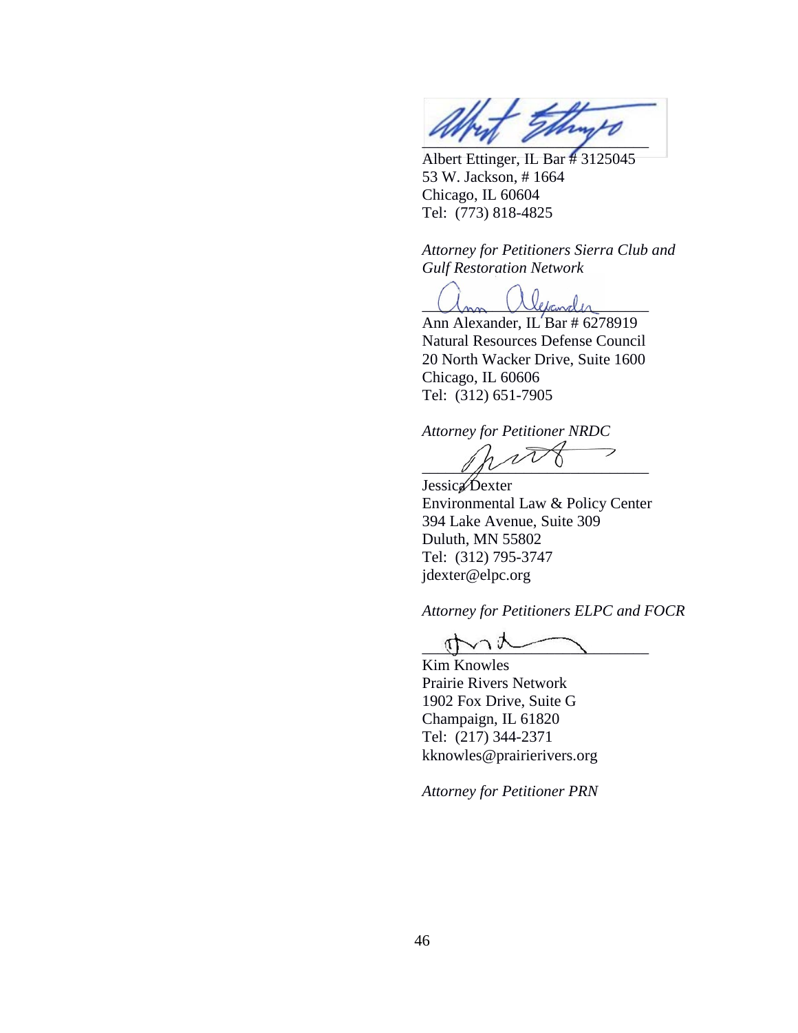Albert Ettinger, IL Bar # 3125045
53 W. Jackson, # 1664
Chicago, IL 60604
Tel: (773) 818-4825

*Attorney for Petitioners Sierra Club and Gulf Restoration Network*

Ann Alexander, IL Bar # 6278919
Natural Resources Defense Council
20 North Wacker Drive, Suite 1600
Chicago, IL 60606
Tel: (312) 651-7905

*Attorney for Petitioner NRDC*

Jessica Dexter
Environmental Law & Policy Center
394 Lake Avenue, Suite 309
Duluth, MN 55802
Tel: (312) 795-3747
jdexter@elpc.org

*Attorney for Petitioners ELPC and FOCR*

Kim Knowles
Prairie Rivers Network
1902 Fox Drive, Suite G
Champaign, IL 61820
Tel: (217) 344-2371
kknowles@prairierivers.org

*Attorney for Petitioner PRN*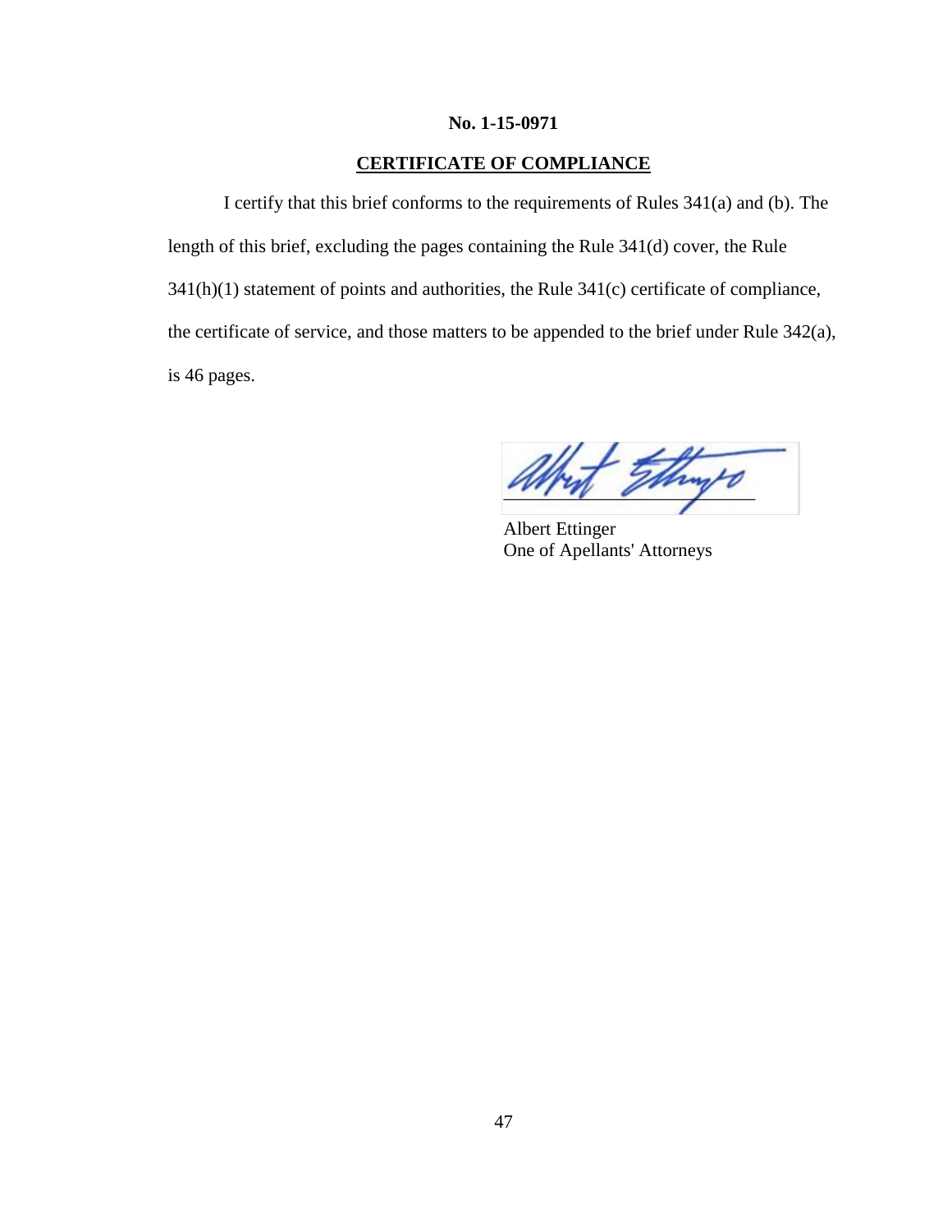**No. 1-15-0971**

## CERTIFICATE OF COMPLIANCE

I certify that this brief conforms to the requirements of Rules 341(a) and (b). The length of this brief, excluding the pages containing the Rule 341(d) cover, the Rule 341(h)(1) statement of points and authorities, the Rule 341(c) certificate of compliance, the certificate of service, and those matters to be appended to the brief under Rule 342(a), is 46 pages.

Albert Ettinger
One of Apellants' Attorneys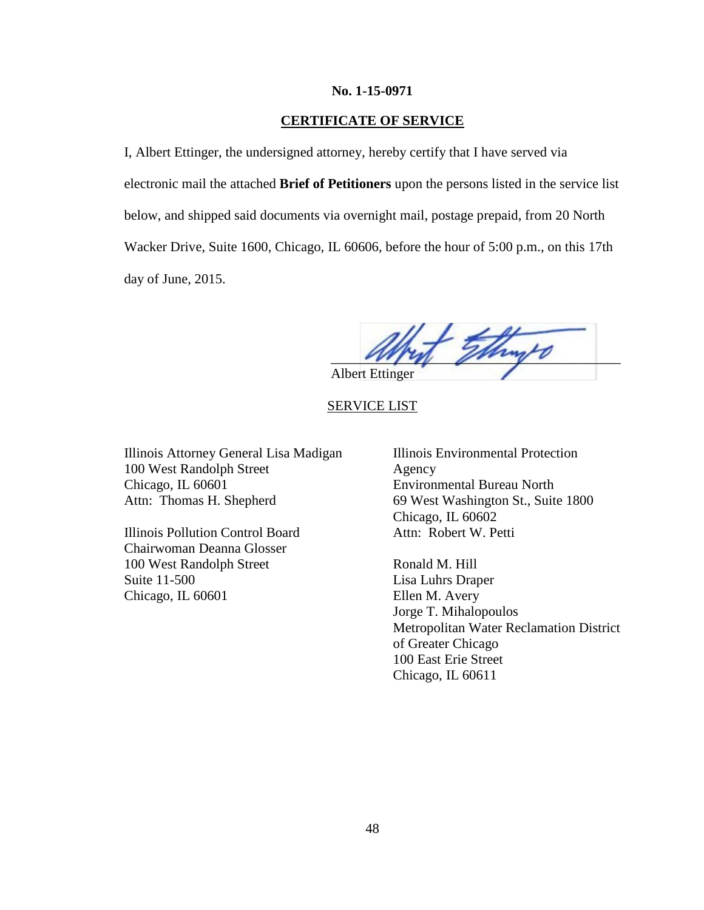**No. 1-15-0971**

**CERTIFICATE OF SERVICE**

I, Albert Ettinger, the undersigned attorney, hereby certify that I have served via electronic mail the attached **Brief of Petitioners** upon the persons listed in the service list below, and shipped said documents via overnight mail, postage prepaid, from 20 North Wacker Drive, Suite 1600, Chicago, IL 60606, before the hour of 5:00 p.m., on this 17th day of June, 2015.

Albert Ettinger

SERVICE LIST

Illinois Attorney General Lisa Madigan
100 West Randolph Street
Chicago, IL 60601
Attn: Thomas H. Shepherd

Illinois Pollution Control Board
Chairwoman Deanna Glosser
100 West Randolph Street
Suite 11-500
Chicago, IL 60601

Illinois Environmental Protection Agency
Environmental Bureau North
69 West Washington St., Suite 1800
Chicago, IL 60602
Attn: Robert W. Petti

Ronald M. Hill
Lisa Luhrs Draper
Ellen M. Avery
Jorge T. Mihalopoulos
Metropolitan Water Reclamation District of Greater Chicago
100 East Erie Street
Chicago, IL 60611